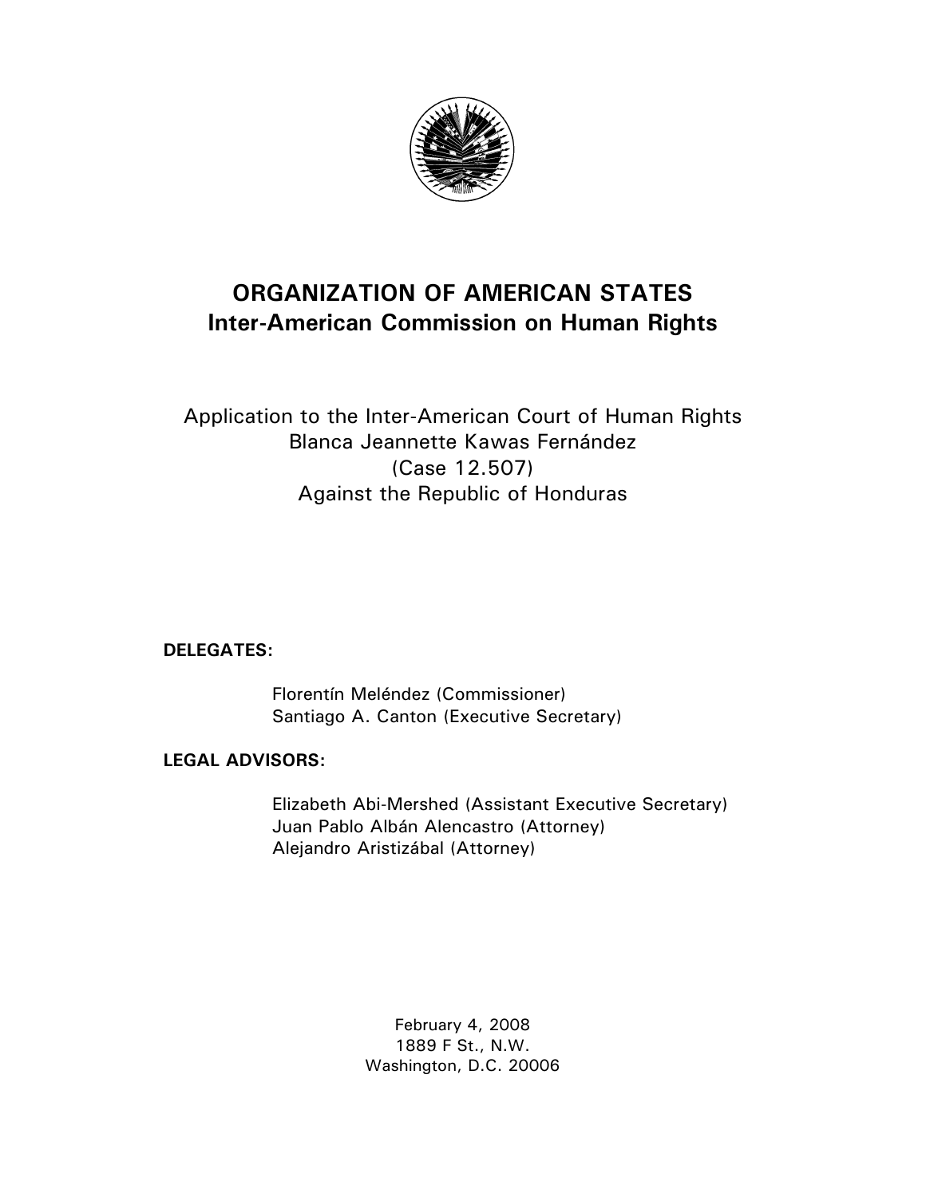# ORGANIZATION OF AMERICAN STATES
## Inter-American Commission on Human Rights

Application to the Inter-American Court of Human Rights
Blanca Jeannette Kawas Fernández
(Case 12.507)
Against the Republic of Honduras

**DELEGATES:**

Florentín Meléndez (Commissioner)
Santiago A. Canton (Executive Secretary)

**LEGAL ADVISORS:**

Elizabeth Abi-Mershed (Assistant Executive Secretary)
Juan Pablo Albán Alencastro (Attorney)
Alejandro Aristizábal (Attorney)

February 4, 2008
1889 F St., N.W.
Washington, D.C. 20006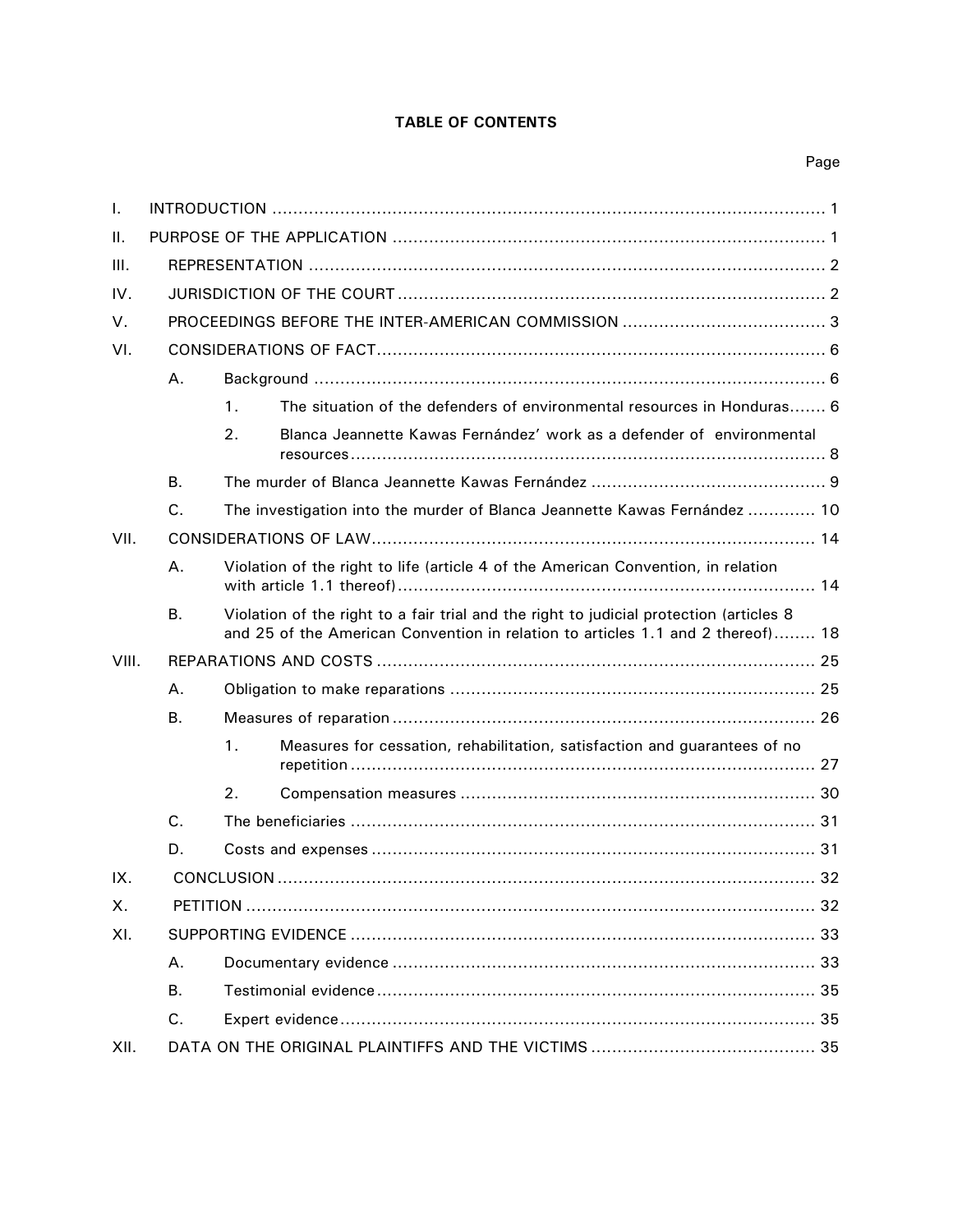**TABLE OF CONTENTS**

Page

I. INTRODUCTION ..... 1

II. PURPOSE OF THE APPLICATION ..... 1

III. REPRESENTATION ..... 2

IV. JURISDICTION OF THE COURT ..... 2

V. PROCEEDINGS BEFORE THE INTER-AMERICAN COMMISSION ..... 3

VI. CONSIDERATIONS OF FACT ..... 6

- A. Background ..... 6
  - 1. The situation of the defenders of environmental resources in Honduras ..... 6
  - 2. Blanca Jeannette Kawas Fernández' work as a defender of environmental resources ..... 8
- B. The murder of Blanca Jeannette Kawas Fernández ..... 9
- C. The investigation into the murder of Blanca Jeannette Kawas Fernández ..... 10

VII. CONSIDERATIONS OF LAW ..... 14

- A. Violation of the right to life (article 4 of the American Convention, in relation with article 1.1 thereof) ..... 14
- B. Violation of the right to a fair trial and the right to judicial protection (articles 8 and 25 of the American Convention in relation to articles 1.1 and 2 thereof) ..... 18

VIII. REPARATIONS AND COSTS ..... 25

- A. Obligation to make reparations ..... 25
- B. Measures of reparation ..... 26
  - 1. Measures for cessation, rehabilitation, satisfaction and guarantees of no repetition ..... 27
  - 2. Compensation measures ..... 30
- C. The beneficiaries ..... 31
- D. Costs and expenses ..... 31

IX. CONCLUSION ..... 32

X. PETITION ..... 32

XI. SUPPORTING EVIDENCE ..... 33

- A. Documentary evidence ..... 33
- B. Testimonial evidence ..... 35
- C. Expert evidence ..... 35

XII. DATA ON THE ORIGINAL PLAINTIFFS AND THE VICTIMS ..... 35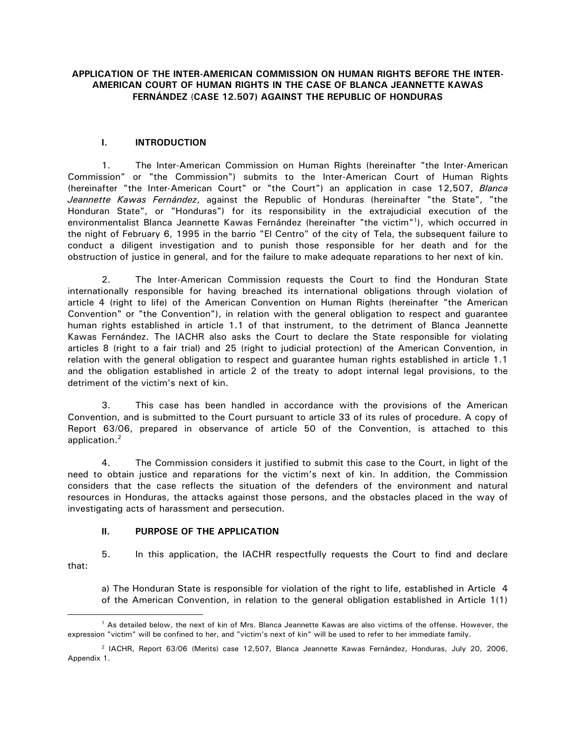**APPLICATION OF THE INTER-AMERICAN COMMISSION ON HUMAN RIGHTS BEFORE THE INTER-AMERICAN COURT OF HUMAN RIGHTS IN THE CASE OF BLANCA JEANNETTE KAWAS FERNÁNDEZ (CASE 12.507) AGAINST THE REPUBLIC OF HONDURAS**

## I. INTRODUCTION

1. The Inter-American Commission on Human Rights (hereinafter "the Inter-American Commission" or "the Commission") submits to the Inter-American Court of Human Rights (hereinafter "the Inter-American Court" or "the Court") an application in case 12,507, *Blanca Jeannette Kawas Fernández*, against the Republic of Honduras (hereinafter "the State", "the Honduran State", or "Honduras") for its responsibility in the extrajudicial execution of the environmentalist Blanca Jeannette Kawas Fernández (hereinafter "the victim"[1]), which occurred in the night of February 6, 1995 in the barrio "El Centro" of the city of Tela, the subsequent failure to conduct a diligent investigation and to punish those responsible for her death and for the obstruction of justice in general, and for the failure to make adequate reparations to her next of kin.

2. The Inter-American Commission requests the Court to find the Honduran State internationally responsible for having breached its international obligations through violation of article 4 (right to life) of the American Convention on Human Rights (hereinafter "the American Convention" or "the Convention"), in relation with the general obligation to respect and guarantee human rights established in article 1.1 of that instrument, to the detriment of Blanca Jeannette Kawas Fernández. The IACHR also asks the Court to declare the State responsible for violating articles 8 (right to a fair trial) and 25 (right to judicial protection) of the American Convention, in relation with the general obligation to respect and guarantee human rights established in article 1.1 and the obligation established in article 2 of the treaty to adopt internal legal provisions, to the detriment of the victim's next of kin.

3. This case has been handled in accordance with the provisions of the American Convention, and is submitted to the Court pursuant to article 33 of its rules of procedure. A copy of Report 63/06, prepared in observance of article 50 of the Convention, is attached to this application.[2]

4. The Commission considers it justified to submit this case to the Court, in light of the need to obtain justice and reparations for the victim's next of kin. In addition, the Commission considers that the case reflects the situation of the defenders of the environment and natural resources in Honduras, the attacks against those persons, and the obstacles placed in the way of investigating acts of harassment and persecution.

## II. PURPOSE OF THE APPLICATION

5. In this application, the IACHR respectfully requests the Court to find and declare that:

a) The Honduran State is responsible for violation of the right to life, established in Article 4 of the American Convention, in relation to the general obligation established in Article 1(1)

---

[1] As detailed below, the next of kin of Mrs. Blanca Jeannette Kawas are also victims of the offense. However, the expression "victim" will be confined to her, and "victim's next of kin" will be used to refer to her immediate family.

[2] IACHR, Report 63/06 (Merits) case 12,507, Blanca Jeannette Kawas Fernández, Honduras, July 20, 2006, Appendix 1.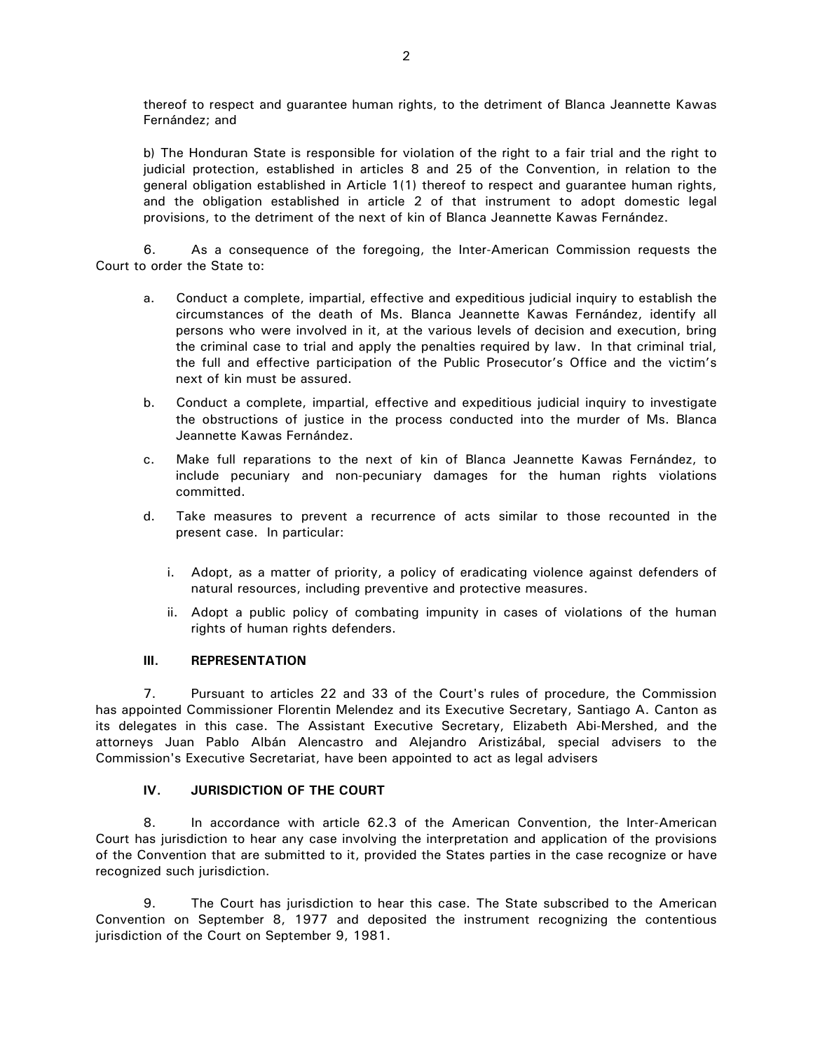thereof to respect and guarantee human rights, to the detriment of Blanca Jeannette Kawas Fernández; and

b) The Honduran State is responsible for violation of the right to a fair trial and the right to judicial protection, established in articles 8 and 25 of the Convention, in relation to the general obligation established in Article 1(1) thereof to respect and guarantee human rights, and the obligation established in article 2 of that instrument to adopt domestic legal provisions, to the detriment of the next of kin of Blanca Jeannette Kawas Fernández.

6. As a consequence of the foregoing, the Inter-American Commission requests the Court to order the State to:

a. Conduct a complete, impartial, effective and expeditious judicial inquiry to establish the circumstances of the death of Ms. Blanca Jeannette Kawas Fernández, identify all persons who were involved in it, at the various levels of decision and execution, bring the criminal case to trial and apply the penalties required by law. In that criminal trial, the full and effective participation of the Public Prosecutor's Office and the victim's next of kin must be assured.

b. Conduct a complete, impartial, effective and expeditious judicial inquiry to investigate the obstructions of justice in the process conducted into the murder of Ms. Blanca Jeannette Kawas Fernández.

c. Make full reparations to the next of kin of Blanca Jeannette Kawas Fernández, to include pecuniary and non-pecuniary damages for the human rights violations committed.

d. Take measures to prevent a recurrence of acts similar to those recounted in the present case. In particular:

   i. Adopt, as a matter of priority, a policy of eradicating violence against defenders of natural resources, including preventive and protective measures.

   ii. Adopt a public policy of combating impunity in cases of violations of the human rights of human rights defenders.

## III. REPRESENTATION

7. Pursuant to articles 22 and 33 of the Court's rules of procedure, the Commission has appointed Commissioner Florentin Melendez and its Executive Secretary, Santiago A. Canton as its delegates in this case. The Assistant Executive Secretary, Elizabeth Abi-Mershed, and the attorneys Juan Pablo Albán Alencastro and Alejandro Aristizábal, special advisers to the Commission's Executive Secretariat, have been appointed to act as legal advisers

## IV. JURISDICTION OF THE COURT

8. In accordance with article 62.3 of the American Convention, the Inter-American Court has jurisdiction to hear any case involving the interpretation and application of the provisions of the Convention that are submitted to it, provided the States parties in the case recognize or have recognized such jurisdiction.

9. The Court has jurisdiction to hear this case. The State subscribed to the American Convention on September 8, 1977 and deposited the instrument recognizing the contentious jurisdiction of the Court on September 9, 1981.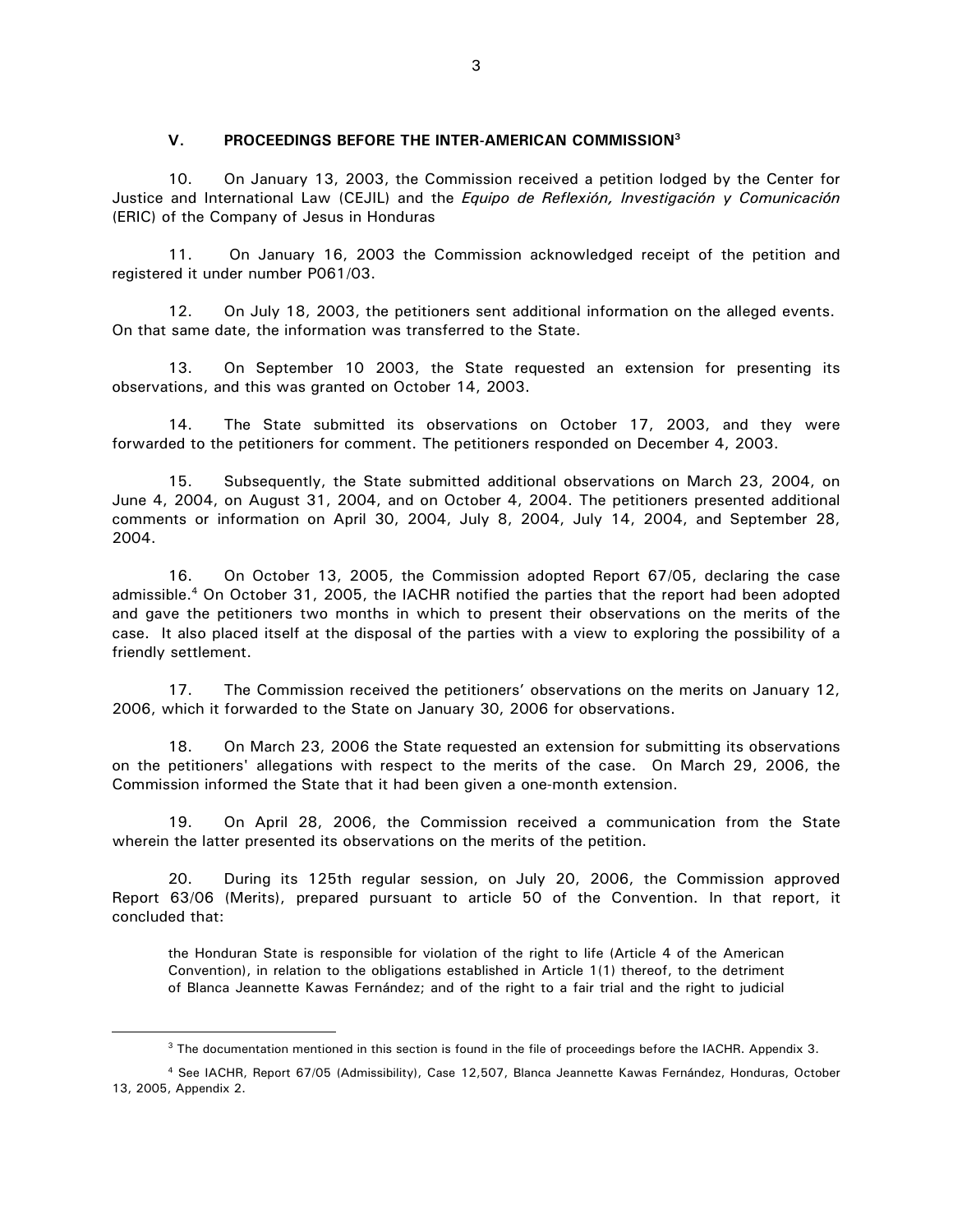## V. PROCEEDINGS BEFORE THE INTER-AMERICAN COMMISSION[3]

10. On January 13, 2003, the Commission received a petition lodged by the Center for Justice and International Law (CEJIL) and the *Equipo de Reflexión, Investigación y Comunicación* (ERIC) of the Company of Jesus in Honduras

11. On January 16, 2003 the Commission acknowledged receipt of the petition and registered it under number P061/03.

12. On July 18, 2003, the petitioners sent additional information on the alleged events. On that same date, the information was transferred to the State.

13. On September 10 2003, the State requested an extension for presenting its observations, and this was granted on October 14, 2003.

14. The State submitted its observations on October 17, 2003, and they were forwarded to the petitioners for comment. The petitioners responded on December 4, 2003.

15. Subsequently, the State submitted additional observations on March 23, 2004, on June 4, 2004, on August 31, 2004, and on October 4, 2004. The petitioners presented additional comments or information on April 30, 2004, July 8, 2004, July 14, 2004, and September 28, 2004.

16. On October 13, 2005, the Commission adopted Report 67/05, declaring the case admissible.[4] On October 31, 2005, the IACHR notified the parties that the report had been adopted and gave the petitioners two months in which to present their observations on the merits of the case. It also placed itself at the disposal of the parties with a view to exploring the possibility of a friendly settlement.

17. The Commission received the petitioners' observations on the merits on January 12, 2006, which it forwarded to the State on January 30, 2006 for observations.

18. On March 23, 2006 the State requested an extension for submitting its observations on the petitioners' allegations with respect to the merits of the case. On March 29, 2006, the Commission informed the State that it had been given a one-month extension.

19. On April 28, 2006, the Commission received a communication from the State wherein the latter presented its observations on the merits of the petition.

20. During its 125th regular session, on July 20, 2006, the Commission approved Report 63/06 (Merits), prepared pursuant to article 50 of the Convention. In that report, it concluded that:

> the Honduran State is responsible for violation of the right to life (Article 4 of the American Convention), in relation to the obligations established in Article 1(1) thereof, to the detriment of Blanca Jeannette Kawas Fernández; and of the right to a fair trial and the right to judicial

---

[3] The documentation mentioned in this section is found in the file of proceedings before the IACHR. Appendix 3.

[4] See IACHR, Report 67/05 (Admissibility), Case 12,507, Blanca Jeannette Kawas Fernández, Honduras, October 13, 2005, Appendix 2.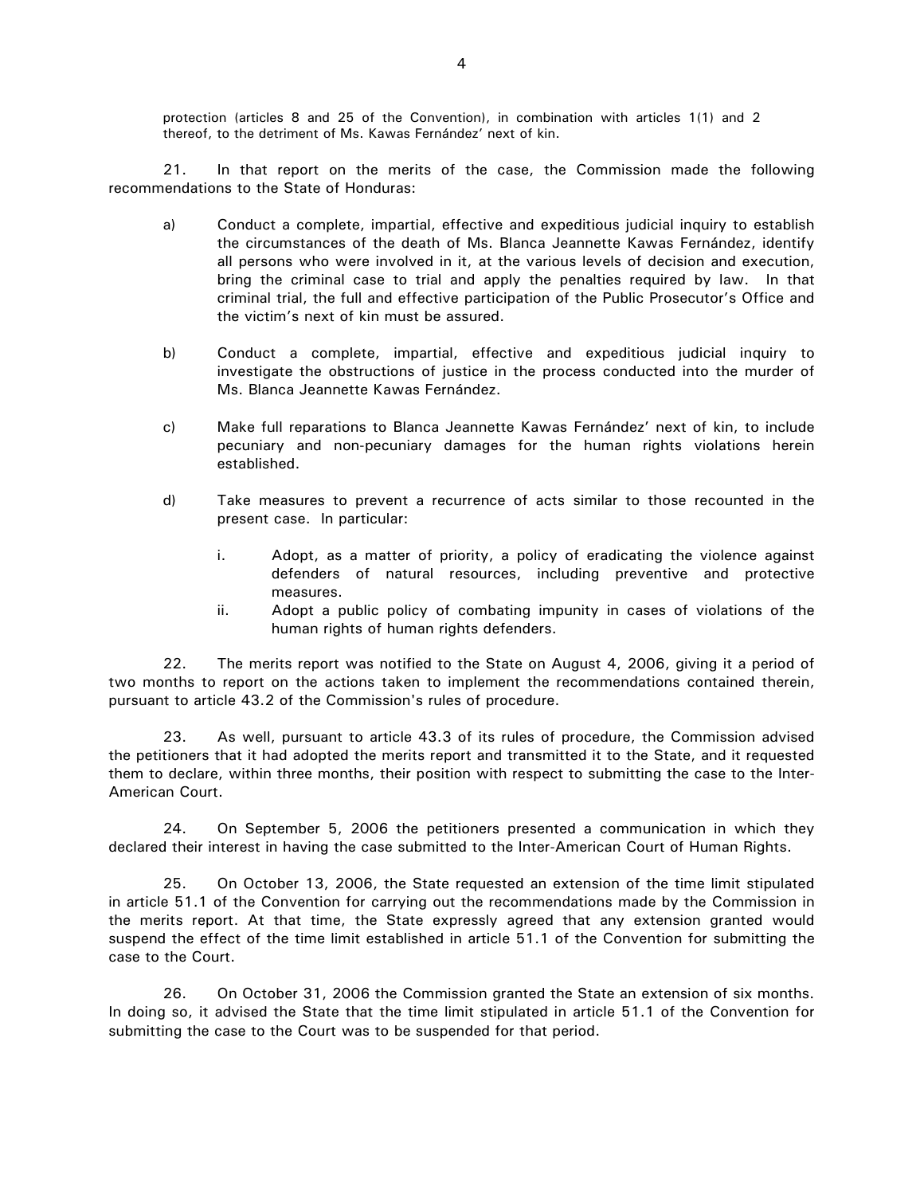protection (articles 8 and 25 of the Convention), in combination with articles 1(1) and 2 thereof, to the detriment of Ms. Kawas Fernández' next of kin.

21. In that report on the merits of the case, the Commission made the following recommendations to the State of Honduras:

a) Conduct a complete, impartial, effective and expeditious judicial inquiry to establish the circumstances of the death of Ms. Blanca Jeannette Kawas Fernández, identify all persons who were involved in it, at the various levels of decision and execution, bring the criminal case to trial and apply the penalties required by law. In that criminal trial, the full and effective participation of the Public Prosecutor's Office and the victim's next of kin must be assured.

b) Conduct a complete, impartial, effective and expeditious judicial inquiry to investigate the obstructions of justice in the process conducted into the murder of Ms. Blanca Jeannette Kawas Fernández.

c) Make full reparations to Blanca Jeannette Kawas Fernández' next of kin, to include pecuniary and non-pecuniary damages for the human rights violations herein established.

d) Take measures to prevent a recurrence of acts similar to those recounted in the present case. In particular:

    i. Adopt, as a matter of priority, a policy of eradicating the violence against defenders of natural resources, including preventive and protective measures.

    ii. Adopt a public policy of combating impunity in cases of violations of the human rights of human rights defenders.

22. The merits report was notified to the State on August 4, 2006, giving it a period of two months to report on the actions taken to implement the recommendations contained therein, pursuant to article 43.2 of the Commission's rules of procedure.

23. As well, pursuant to article 43.3 of its rules of procedure, the Commission advised the petitioners that it had adopted the merits report and transmitted it to the State, and it requested them to declare, within three months, their position with respect to submitting the case to the Inter-American Court.

24. On September 5, 2006 the petitioners presented a communication in which they declared their interest in having the case submitted to the Inter-American Court of Human Rights.

25. On October 13, 2006, the State requested an extension of the time limit stipulated in article 51.1 of the Convention for carrying out the recommendations made by the Commission in the merits report. At that time, the State expressly agreed that any extension granted would suspend the effect of the time limit established in article 51.1 of the Convention for submitting the case to the Court.

26. On October 31, 2006 the Commission granted the State an extension of six months. In doing so, it advised the State that the time limit stipulated in article 51.1 of the Convention for submitting the case to the Court was to be suspended for that period.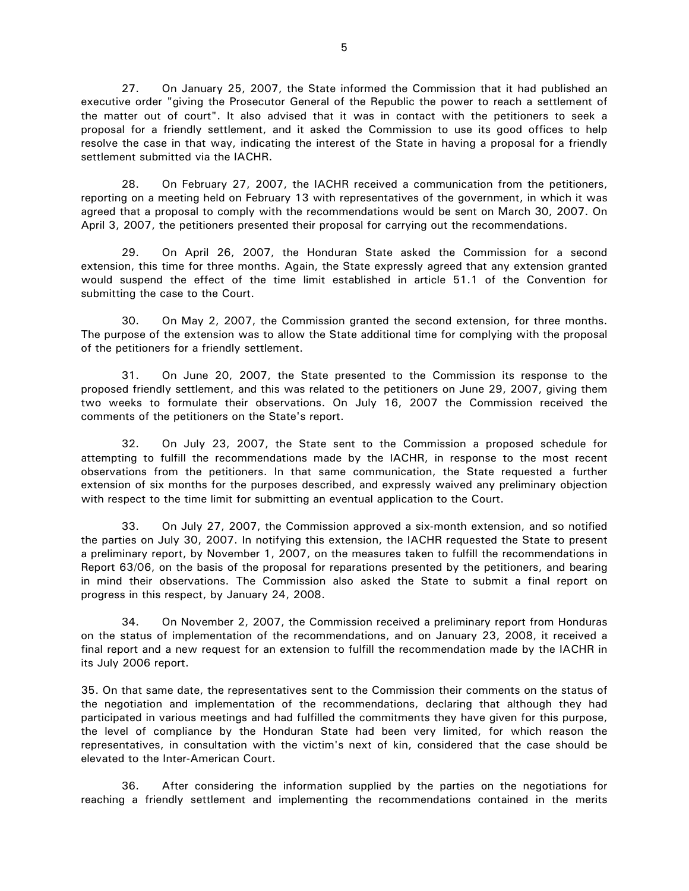27. On January 25, 2007, the State informed the Commission that it had published an executive order "giving the Prosecutor General of the Republic the power to reach a settlement of the matter out of court". It also advised that it was in contact with the petitioners to seek a proposal for a friendly settlement, and it asked the Commission to use its good offices to help resolve the case in that way, indicating the interest of the State in having a proposal for a friendly settlement submitted via the IACHR.

28. On February 27, 2007, the IACHR received a communication from the petitioners, reporting on a meeting held on February 13 with representatives of the government, in which it was agreed that a proposal to comply with the recommendations would be sent on March 30, 2007. On April 3, 2007, the petitioners presented their proposal for carrying out the recommendations.

29. On April 26, 2007, the Honduran State asked the Commission for a second extension, this time for three months. Again, the State expressly agreed that any extension granted would suspend the effect of the time limit established in article 51.1 of the Convention for submitting the case to the Court.

30. On May 2, 2007, the Commission granted the second extension, for three months. The purpose of the extension was to allow the State additional time for complying with the proposal of the petitioners for a friendly settlement.

31. On June 20, 2007, the State presented to the Commission its response to the proposed friendly settlement, and this was related to the petitioners on June 29, 2007, giving them two weeks to formulate their observations. On July 16, 2007 the Commission received the comments of the petitioners on the State's report.

32. On July 23, 2007, the State sent to the Commission a proposed schedule for attempting to fulfill the recommendations made by the IACHR, in response to the most recent observations from the petitioners. In that same communication, the State requested a further extension of six months for the purposes described, and expressly waived any preliminary objection with respect to the time limit for submitting an eventual application to the Court.

33. On July 27, 2007, the Commission approved a six-month extension, and so notified the parties on July 30, 2007. In notifying this extension, the IACHR requested the State to present a preliminary report, by November 1, 2007, on the measures taken to fulfill the recommendations in Report 63/06, on the basis of the proposal for reparations presented by the petitioners, and bearing in mind their observations. The Commission also asked the State to submit a final report on progress in this respect, by January 24, 2008.

34. On November 2, 2007, the Commission received a preliminary report from Honduras on the status of implementation of the recommendations, and on January 23, 2008, it received a final report and a new request for an extension to fulfill the recommendation made by the IACHR in its July 2006 report.

35. On that same date, the representatives sent to the Commission their comments on the status of the negotiation and implementation of the recommendations, declaring that although they had participated in various meetings and had fulfilled the commitments they have given for this purpose, the level of compliance by the Honduran State had been very limited, for which reason the representatives, in consultation with the victim's next of kin, considered that the case should be elevated to the Inter-American Court.

36. After considering the information supplied by the parties on the negotiations for reaching a friendly settlement and implementing the recommendations contained in the merits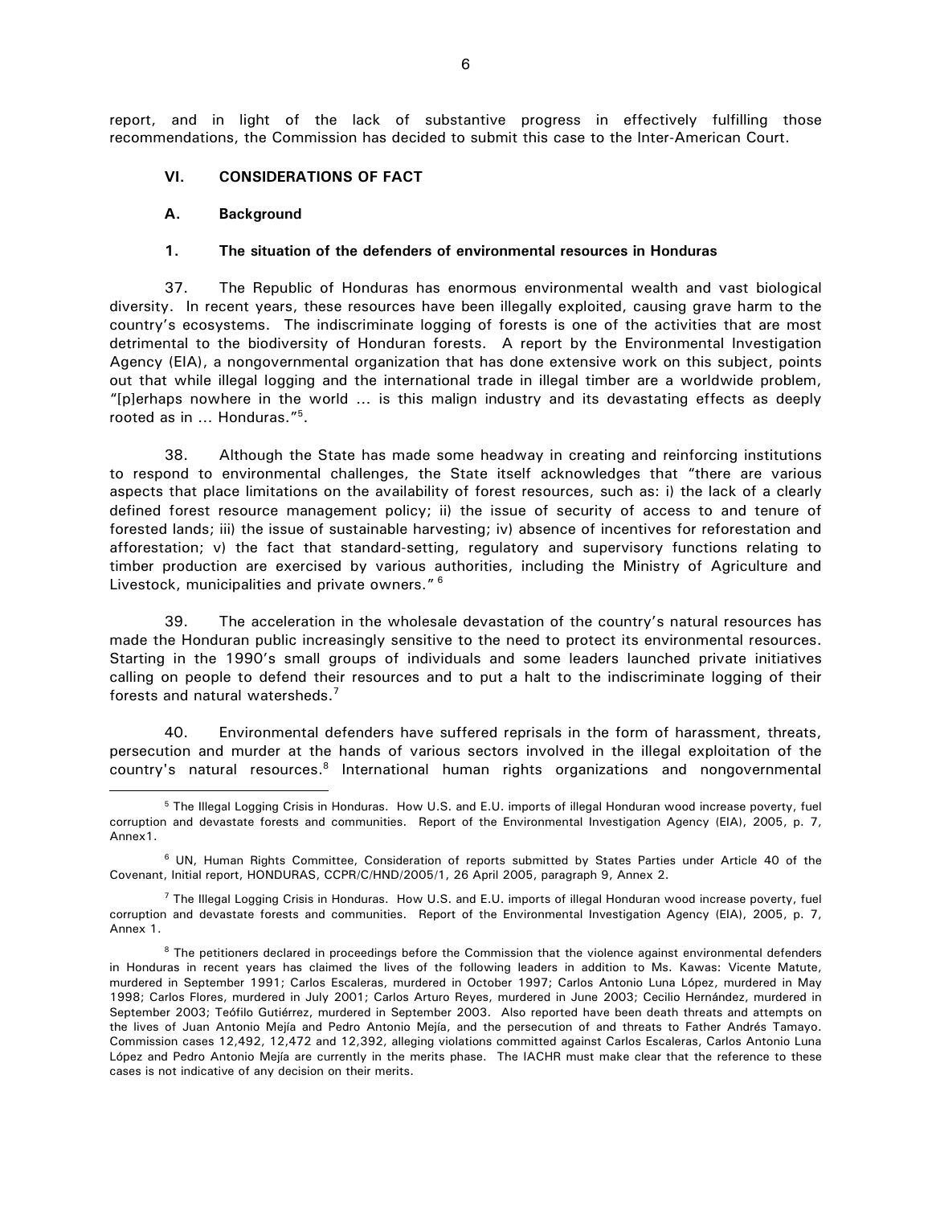report, and in light of the lack of substantive progress in effectively fulfilling those recommendations, the Commission has decided to submit this case to the Inter-American Court.

## VI. CONSIDERATIONS OF FACT

### A. Background

#### 1. The situation of the defenders of environmental resources in Honduras

37. The Republic of Honduras has enormous environmental wealth and vast biological diversity. In recent years, these resources have been illegally exploited, causing grave harm to the country's ecosystems. The indiscriminate logging of forests is one of the activities that are most detrimental to the biodiversity of Honduran forests. A report by the Environmental Investigation Agency (EIA), a nongovernmental organization that has done extensive work on this subject, points out that while illegal logging and the international trade in illegal timber are a worldwide problem, "[p]erhaps nowhere in the world ... is this malign industry and its devastating effects as deeply rooted as in ... Honduras."[5].

38. Although the State has made some headway in creating and reinforcing institutions to respond to environmental challenges, the State itself acknowledges that "there are various aspects that place limitations on the availability of forest resources, such as: i) the lack of a clearly defined forest resource management policy; ii) the issue of security of access to and tenure of forested lands; iii) the issue of sustainable harvesting; iv) absence of incentives for reforestation and afforestation; v) the fact that standard-setting, regulatory and supervisory functions relating to timber production are exercised by various authorities, including the Ministry of Agriculture and Livestock, municipalities and private owners." [6]

39. The acceleration in the wholesale devastation of the country's natural resources has made the Honduran public increasingly sensitive to the need to protect its environmental resources. Starting in the 1990's small groups of individuals and some leaders launched private initiatives calling on people to defend their resources and to put a halt to the indiscriminate logging of their forests and natural watersheds.[7]

40. Environmental defenders have suffered reprisals in the form of harassment, threats, persecution and murder at the hands of various sectors involved in the illegal exploitation of the country's natural resources.[8] International human rights organizations and nongovernmental

---

[5] The Illegal Logging Crisis in Honduras. How U.S. and E.U. imports of illegal Honduran wood increase poverty, fuel corruption and devastate forests and communities. Report of the Environmental Investigation Agency (EIA), 2005, p. 7, Annex1.

[6] UN, Human Rights Committee, Consideration of reports submitted by States Parties under Article 40 of the Covenant, Initial report, HONDURAS, CCPR/C/HND/2005/1, 26 April 2005, paragraph 9, Annex 2.

[7] The Illegal Logging Crisis in Honduras. How U.S. and E.U. imports of illegal Honduran wood increase poverty, fuel corruption and devastate forests and communities. Report of the Environmental Investigation Agency (EIA), 2005, p. 7, Annex 1.

[8] The petitioners declared in proceedings before the Commission that the violence against environmental defenders in Honduras in recent years has claimed the lives of the following leaders in addition to Ms. Kawas: Vicente Matute, murdered in September 1991; Carlos Escaleras, murdered in October 1997; Carlos Antonio Luna López, murdered in May 1998; Carlos Flores, murdered in July 2001; Carlos Arturo Reyes, murdered in June 2003; Cecilio Hernández, murdered in September 2003; Teófilo Gutiérrez, murdered in September 2003. Also reported have been death threats and attempts on the lives of Juan Antonio Mejía and Pedro Antonio Mejía, and the persecution of and threats to Father Andrés Tamayo. Commission cases 12,492, 12,472 and 12,392, alleging violations committed against Carlos Escaleras, Carlos Antonio Luna López and Pedro Antonio Mejía are currently in the merits phase. The IACHR must make clear that the reference to these cases is not indicative of any decision on their merits.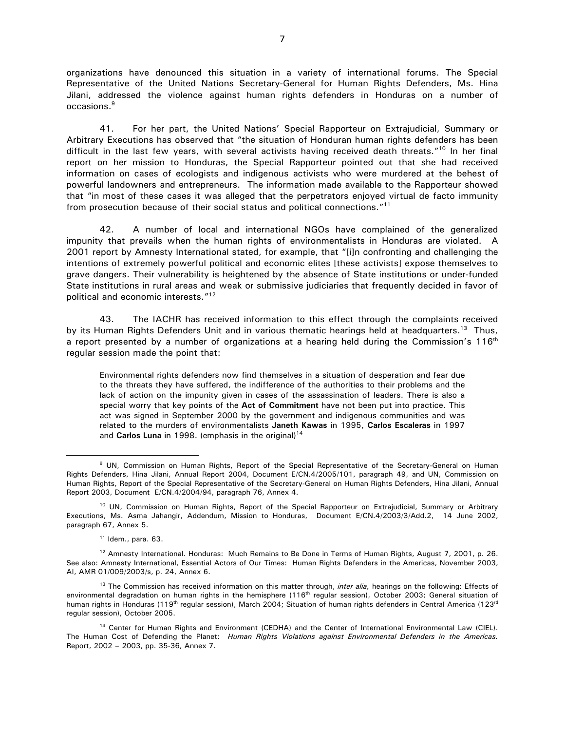organizations have denounced this situation in a variety of international forums. The Special Representative of the United Nations Secretary-General for Human Rights Defenders, Ms. Hina Jilani, addressed the violence against human rights defenders in Honduras on a number of occasions.[9]

41. For her part, the United Nations' Special Rapporteur on Extrajudicial, Summary or Arbitrary Executions has observed that "the situation of Honduran human rights defenders has been difficult in the last few years, with several activists having received death threats."[10] In her final report on her mission to Honduras, the Special Rapporteur pointed out that she had received information on cases of ecologists and indigenous activists who were murdered at the behest of powerful landowners and entrepreneurs. The information made available to the Rapporteur showed that "in most of these cases it was alleged that the perpetrators enjoyed virtual de facto immunity from prosecution because of their social status and political connections."[11]

42. A number of local and international NGOs have complained of the generalized impunity that prevails when the human rights of environmentalists in Honduras are violated. A 2001 report by Amnesty International stated, for example, that "[i]n confronting and challenging the intentions of extremely powerful political and economic elites [these activists] expose themselves to grave dangers. Their vulnerability is heightened by the absence of State institutions or under-funded State institutions in rural areas and weak or submissive judiciaries that frequently decided in favor of political and economic interests."[12]

43. The IACHR has received information to this effect through the complaints received by its Human Rights Defenders Unit and in various thematic hearings held at headquarters.[13] Thus, a report presented by a number of organizations at a hearing held during the Commission's 116th regular session made the point that:

> Environmental rights defenders now find themselves in a situation of desperation and fear due to the threats they have suffered, the indifference of the authorities to their problems and the lack of action on the impunity given in cases of the assassination of leaders. There is also a special worry that key points of the **Act of Commitment** have not been put into practice. This act was signed in September 2000 by the government and indigenous communities and was related to the murders of environmentalists **Janeth Kawas** in 1995, **Carlos Escaleras** in 1997 and **Carlos Luna** in 1998. (emphasis in the original)[14]

---

[9] UN, Commission on Human Rights, Report of the Special Representative of the Secretary-General on Human Rights Defenders, Hina Jilani, Annual Report 2004, Document E/CN.4/2005/101, paragraph 49, and UN, Commission on Human Rights, Report of the Special Representative of the Secretary-General on Human Rights Defenders, Hina Jilani, Annual Report 2003, Document E/CN.4/2004/94, paragraph 76, Annex 4.

[10] UN, Commission on Human Rights, Report of the Special Rapporteur on Extrajudicial, Summary or Arbitrary Executions, Ms. Asma Jahangir, Addendum, Mission to Honduras, Document E/CN.4/2003/3/Add.2, 14 June 2002, paragraph 67, Annex 5.

[11] Idem., para. 63.

[12] Amnesty International. Honduras: Much Remains to Be Done in Terms of Human Rights, August 7, 2001, p. 26. See also: Amnesty International, Essential Actors of Our Times: Human Rights Defenders in the Americas, November 2003, AI, AMR 01/009/2003/s, p. 24, Annex 6.

[13] The Commission has received information on this matter through, *inter alia,* hearings on the following: Effects of environmental degradation on human rights in the hemisphere (116th regular session), October 2003; General situation of human rights in Honduras (119th regular session), March 2004; Situation of human rights defenders in Central America (123rd regular session), October 2005.

[14] Center for Human Rights and Environment (CEDHA) and the Center of International Environmental Law (CIEL). The Human Cost of Defending the Planet: *Human Rights Violations against Environmental Defenders in the Americas.* Report, 2002 – 2003, pp. 35-36, Annex 7.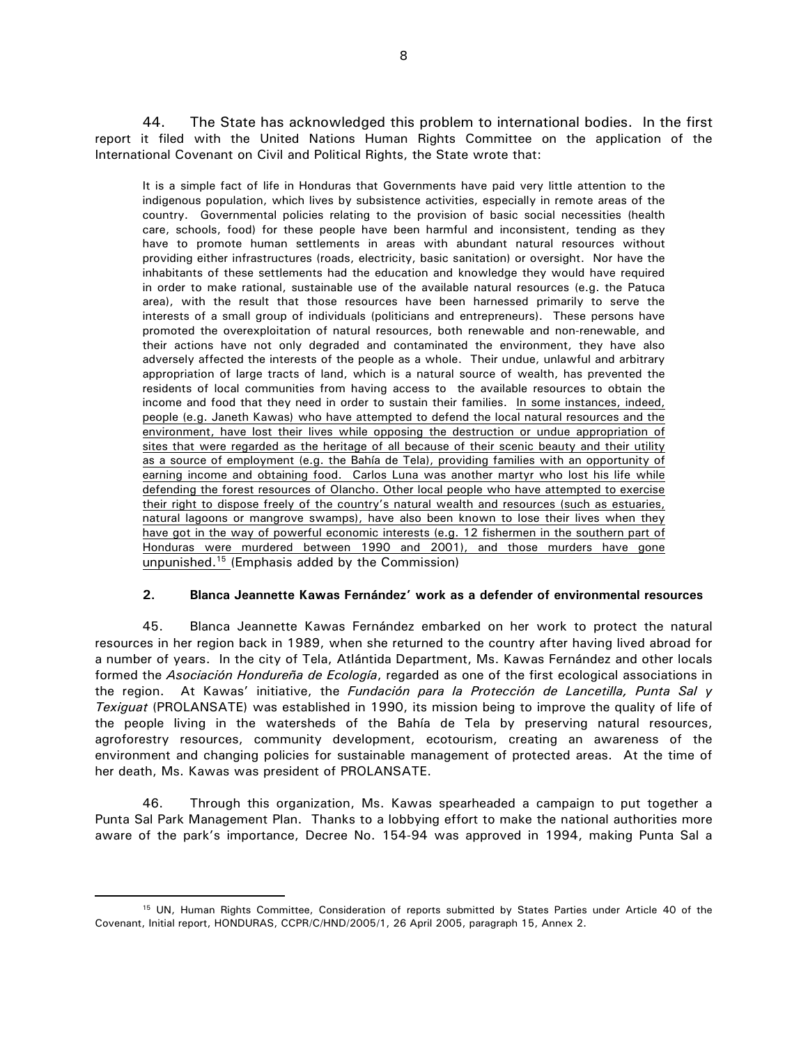44. The State has acknowledged this problem to international bodies. In the first report it filed with the United Nations Human Rights Committee on the application of the International Covenant on Civil and Political Rights, the State wrote that:

> It is a simple fact of life in Honduras that Governments have paid very little attention to the indigenous population, which lives by subsistence activities, especially in remote areas of the country. Governmental policies relating to the provision of basic social necessities (health care, schools, food) for these people have been harmful and inconsistent, tending as they have to promote human settlements in areas with abundant natural resources without providing either infrastructures (roads, electricity, basic sanitation) or oversight. Nor have the inhabitants of these settlements had the education and knowledge they would have required in order to make rational, sustainable use of the available natural resources (e.g. the Patuca area), with the result that those resources have been harnessed primarily to serve the interests of a small group of individuals (politicians and entrepreneurs). These persons have promoted the overexploitation of natural resources, both renewable and non-renewable, and their actions have not only degraded and contaminated the environment, they have also adversely affected the interests of the people as a whole. Their undue, unlawful and arbitrary appropriation of large tracts of land, which is a natural source of wealth, has prevented the residents of local communities from having access to the available resources to obtain the income and food that they need in order to sustain their families. <u>In some instances, indeed, people (e.g. Janeth Kawas) who have attempted to defend the local natural resources and the environment, have lost their lives while opposing the destruction or undue appropriation of sites that were regarded as the heritage of all because of their scenic beauty and their utility as a source of employment (e.g. the Bahía de Tela), providing families with an opportunity of earning income and obtaining food. Carlos Luna was another martyr who lost his life while defending the forest resources of Olancho. Other local people who have attempted to exercise their right to dispose freely of the country's natural wealth and resources (such as estuaries, natural lagoons or mangrove swamps), have also been known to lose their lives when they have got in the way of powerful economic interests (e.g. 12 fishermen in the southern part of Honduras were murdered between 1990 and 2001), and those murders have gone unpunished.</u>[15] (Emphasis added by the Commission)

### 2. Blanca Jeannette Kawas Fernández' work as a defender of environmental resources

45. Blanca Jeannette Kawas Fernández embarked on her work to protect the natural resources in her region back in 1989, when she returned to the country after having lived abroad for a number of years. In the city of Tela, Atlántida Department, Ms. Kawas Fernández and other locals formed the *Asociación Hondureña de Ecología*, regarded as one of the first ecological associations in the region. At Kawas' initiative, the *Fundación para la Protección de Lancetilla, Punta Sal y Texiguat* (PROLANSATE) was established in 1990, its mission being to improve the quality of life of the people living in the watersheds of the Bahía de Tela by preserving natural resources, agroforestry resources, community development, ecotourism, creating an awareness of the environment and changing policies for sustainable management of protected areas. At the time of her death, Ms. Kawas was president of PROLANSATE.

46. Through this organization, Ms. Kawas spearheaded a campaign to put together a Punta Sal Park Management Plan. Thanks to a lobbying effort to make the national authorities more aware of the park's importance, Decree No. 154-94 was approved in 1994, making Punta Sal a

---

[15] UN, Human Rights Committee, Consideration of reports submitted by States Parties under Article 40 of the Covenant, Initial report, HONDURAS, CCPR/C/HND/2005/1, 26 April 2005, paragraph 15, Annex 2.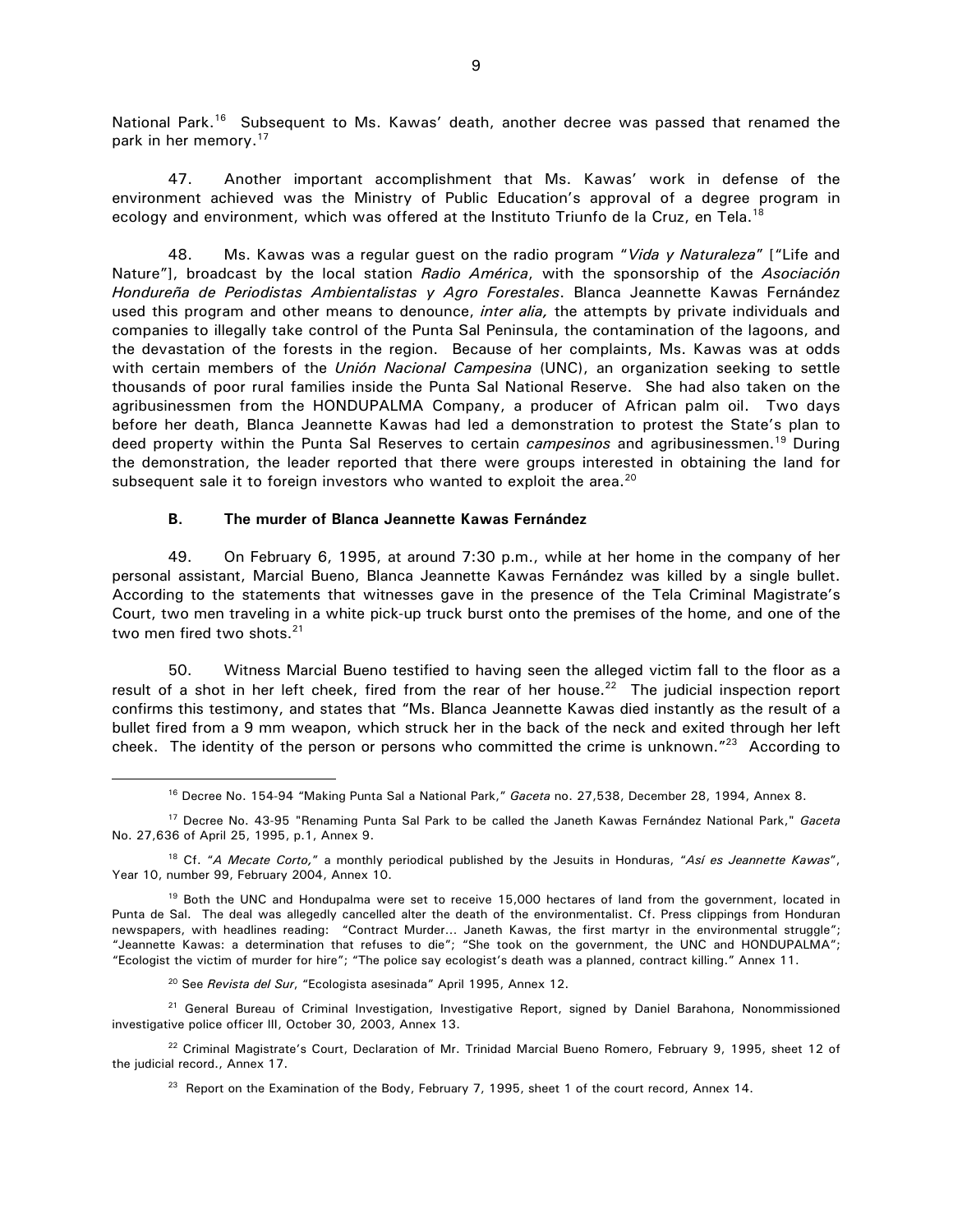National Park.[16] Subsequent to Ms. Kawas' death, another decree was passed that renamed the park in her memory.[17]

47. Another important accomplishment that Ms. Kawas' work in defense of the environment achieved was the Ministry of Public Education's approval of a degree program in ecology and environment, which was offered at the Instituto Triunfo de la Cruz, en Tela.[18]

48. Ms. Kawas was a regular guest on the radio program "*Vida y Naturaleza*" ["Life and Nature"], broadcast by the local station *Radio América*, with the sponsorship of the *Asociación Hondureña de Periodistas Ambientalistas y Agro Forestales*. Blanca Jeannette Kawas Fernández used this program and other means to denounce, *inter alia,* the attempts by private individuals and companies to illegally take control of the Punta Sal Peninsula, the contamination of the lagoons, and the devastation of the forests in the region. Because of her complaints, Ms. Kawas was at odds with certain members of the *Unión Nacional Campesina* (UNC), an organization seeking to settle thousands of poor rural families inside the Punta Sal National Reserve. She had also taken on the agribusinessmen from the HONDUPALMA Company, a producer of African palm oil. Two days before her death, Blanca Jeannette Kawas had led a demonstration to protest the State's plan to deed property within the Punta Sal Reserves to certain *campesinos* and agribusinessmen.[19] During the demonstration, the leader reported that there were groups interested in obtaining the land for subsequent sale it to foreign investors who wanted to exploit the area.[20]

### B. The murder of Blanca Jeannette Kawas Fernández

49. On February 6, 1995, at around 7:30 p.m., while at her home in the company of her personal assistant, Marcial Bueno, Blanca Jeannette Kawas Fernández was killed by a single bullet. According to the statements that witnesses gave in the presence of the Tela Criminal Magistrate's Court, two men traveling in a white pick-up truck burst onto the premises of the home, and one of the two men fired two shots.[21]

50. Witness Marcial Bueno testified to having seen the alleged victim fall to the floor as a result of a shot in her left cheek, fired from the rear of her house.[22] The judicial inspection report confirms this testimony, and states that "Ms. Blanca Jeannette Kawas died instantly as the result of a bullet fired from a 9 mm weapon, which struck her in the back of the neck and exited through her left cheek. The identity of the person or persons who committed the crime is unknown."[23] According to

---

[16] Decree No. 154-94 "Making Punta Sal a National Park," *Gaceta* no. 27,538, December 28, 1994, Annex 8.

[17] Decree No. 43-95 "Renaming Punta Sal Park to be called the Janeth Kawas Fernández National Park," *Gaceta* No. 27,636 of April 25, 1995, p.1, Annex 9.

[18] Cf. "*A Mecate Corto,*" a monthly periodical published by the Jesuits in Honduras, "*Así es Jeannette Kawas*", Year 10, number 99, February 2004, Annex 10.

[19] Both the UNC and Hondupalma were set to receive 15,000 hectares of land from the government, located in Punta de Sal. The deal was allegedly cancelled alter the death of the environmentalist. Cf. Press clippings from Honduran newspapers, with headlines reading: "Contract Murder… Janeth Kawas, the first martyr in the environmental struggle"; "Jeannette Kawas: a determination that refuses to die"; "She took on the government, the UNC and HONDUPALMA"; "Ecologist the victim of murder for hire"; "The police say ecologist's death was a planned, contract killing." Annex 11.

[20] See *Revista del Sur*, "Ecologista asesinada" April 1995, Annex 12.

[21] General Bureau of Criminal Investigation, Investigative Report, signed by Daniel Barahona, Nonommissioned investigative police officer III, October 30, 2003, Annex 13.

[22] Criminal Magistrate's Court, Declaration of Mr. Trinidad Marcial Bueno Romero, February 9, 1995, sheet 12 of the judicial record., Annex 17.

[23] Report on the Examination of the Body, February 7, 1995, sheet 1 of the court record, Annex 14.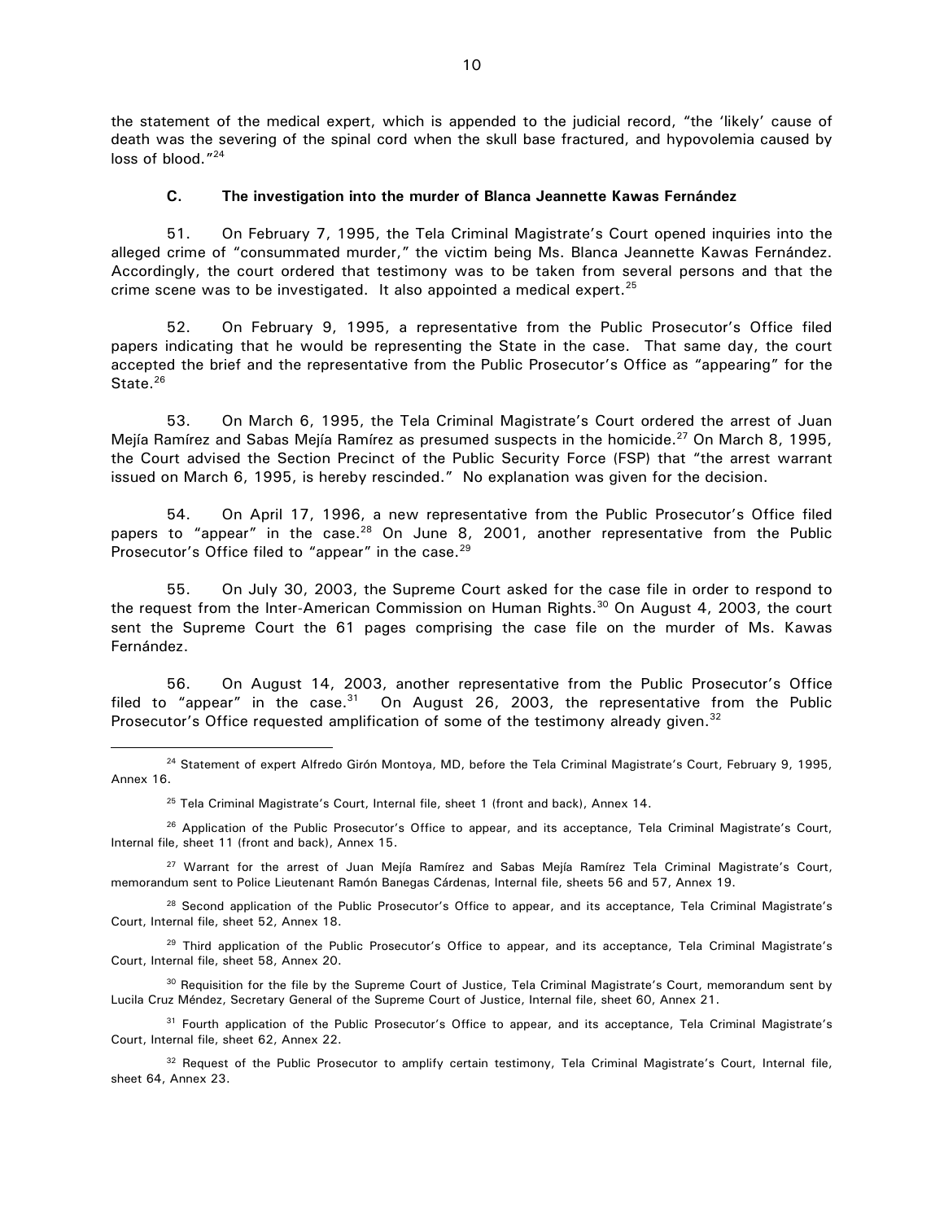the statement of the medical expert, which is appended to the judicial record, "the 'likely' cause of death was the severing of the spinal cord when the skull base fractured, and hypovolemia caused by loss of blood."[24]

### C. The investigation into the murder of Blanca Jeannette Kawas Fernández

51. On February 7, 1995, the Tela Criminal Magistrate's Court opened inquiries into the alleged crime of "consummated murder," the victim being Ms. Blanca Jeannette Kawas Fernández. Accordingly, the court ordered that testimony was to be taken from several persons and that the crime scene was to be investigated. It also appointed a medical expert.[25]

52. On February 9, 1995, a representative from the Public Prosecutor's Office filed papers indicating that he would be representing the State in the case. That same day, the court accepted the brief and the representative from the Public Prosecutor's Office as "appearing" for the State.[26]

53. On March 6, 1995, the Tela Criminal Magistrate's Court ordered the arrest of Juan Mejía Ramírez and Sabas Mejía Ramírez as presumed suspects in the homicide.[27] On March 8, 1995, the Court advised the Section Precinct of the Public Security Force (FSP) that "the arrest warrant issued on March 6, 1995, is hereby rescinded." No explanation was given for the decision.

54. On April 17, 1996, a new representative from the Public Prosecutor's Office filed papers to "appear" in the case.[28] On June 8, 2001, another representative from the Public Prosecutor's Office filed to "appear" in the case.[29]

55. On July 30, 2003, the Supreme Court asked for the case file in order to respond to the request from the Inter-American Commission on Human Rights.[30] On August 4, 2003, the court sent the Supreme Court the 61 pages comprising the case file on the murder of Ms. Kawas Fernández.

56. On August 14, 2003, another representative from the Public Prosecutor's Office filed to "appear" in the case.[31] On August 26, 2003, the representative from the Public Prosecutor's Office requested amplification of some of the testimony already given.[32]

---

[24] Statement of expert Alfredo Girón Montoya, MD, before the Tela Criminal Magistrate's Court, February 9, 1995, Annex 16.

[25] Tela Criminal Magistrate's Court, Internal file, sheet 1 (front and back), Annex 14.

[26] Application of the Public Prosecutor's Office to appear, and its acceptance, Tela Criminal Magistrate's Court, Internal file, sheet 11 (front and back), Annex 15.

[27] Warrant for the arrest of Juan Mejía Ramírez and Sabas Mejía Ramírez Tela Criminal Magistrate's Court, memorandum sent to Police Lieutenant Ramón Banegas Cárdenas, Internal file, sheets 56 and 57, Annex 19.

[28] Second application of the Public Prosecutor's Office to appear, and its acceptance, Tela Criminal Magistrate's Court, Internal file, sheet 52, Annex 18.

[29] Third application of the Public Prosecutor's Office to appear, and its acceptance, Tela Criminal Magistrate's Court, Internal file, sheet 58, Annex 20.

[30] Requisition for the file by the Supreme Court of Justice, Tela Criminal Magistrate's Court, memorandum sent by Lucila Cruz Méndez, Secretary General of the Supreme Court of Justice, Internal file, sheet 60, Annex 21.

[31] Fourth application of the Public Prosecutor's Office to appear, and its acceptance, Tela Criminal Magistrate's Court, Internal file, sheet 62, Annex 22.

[32] Request of the Public Prosecutor to amplify certain testimony, Tela Criminal Magistrate's Court, Internal file, sheet 64, Annex 23.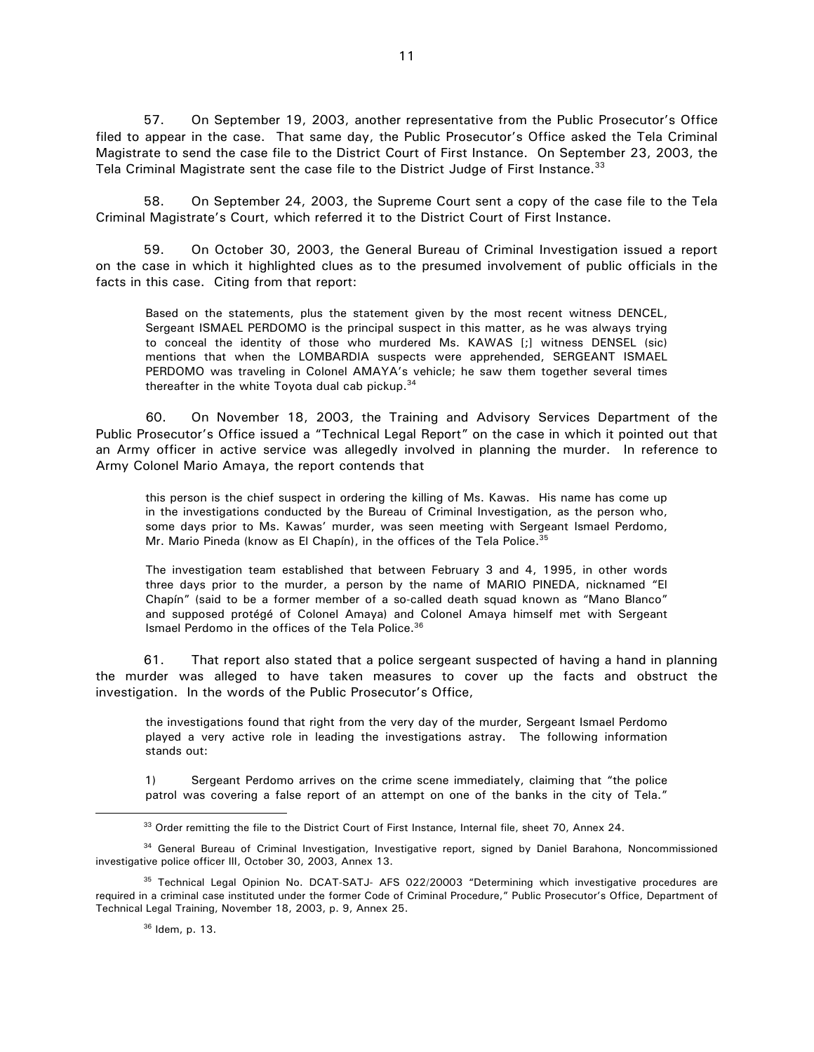57. On September 19, 2003, another representative from the Public Prosecutor's Office filed to appear in the case. That same day, the Public Prosecutor's Office asked the Tela Criminal Magistrate to send the case file to the District Court of First Instance. On September 23, 2003, the Tela Criminal Magistrate sent the case file to the District Judge of First Instance.[33]

58. On September 24, 2003, the Supreme Court sent a copy of the case file to the Tela Criminal Magistrate's Court, which referred it to the District Court of First Instance.

59. On October 30, 2003, the General Bureau of Criminal Investigation issued a report on the case in which it highlighted clues as to the presumed involvement of public officials in the facts in this case. Citing from that report:

> Based on the statements, plus the statement given by the most recent witness DENCEL, Sergeant ISMAEL PERDOMO is the principal suspect in this matter, as he was always trying to conceal the identity of those who murdered Ms. KAWAS [;] witness DENSEL (sic) mentions that when the LOMBARDIA suspects were apprehended, SERGEANT ISMAEL PERDOMO was traveling in Colonel AMAYA's vehicle; he saw them together several times thereafter in the white Toyota dual cab pickup.[34]

60. On November 18, 2003, the Training and Advisory Services Department of the Public Prosecutor's Office issued a "Technical Legal Report" on the case in which it pointed out that an Army officer in active service was allegedly involved in planning the murder. In reference to Army Colonel Mario Amaya, the report contends that

> this person is the chief suspect in ordering the killing of Ms. Kawas. His name has come up in the investigations conducted by the Bureau of Criminal Investigation, as the person who, some days prior to Ms. Kawas' murder, was seen meeting with Sergeant Ismael Perdomo, Mr. Mario Pineda (know as El Chapín), in the offices of the Tela Police.[35]
>
> The investigation team established that between February 3 and 4, 1995, in other words three days prior to the murder, a person by the name of MARIO PINEDA, nicknamed "El Chapín" (said to be a former member of a so-called death squad known as "Mano Blanco" and supposed protégé of Colonel Amaya) and Colonel Amaya himself met with Sergeant Ismael Perdomo in the offices of the Tela Police.[36]

61. That report also stated that a police sergeant suspected of having a hand in planning the murder was alleged to have taken measures to cover up the facts and obstruct the investigation. In the words of the Public Prosecutor's Office,

> the investigations found that right from the very day of the murder, Sergeant Ismael Perdomo played a very active role in leading the investigations astray. The following information stands out:
>
> 1) Sergeant Perdomo arrives on the crime scene immediately, claiming that "the police patrol was covering a false report of an attempt on one of the banks in the city of Tela."

---

[33] Order remitting the file to the District Court of First Instance, Internal file, sheet 70, Annex 24.

[34] General Bureau of Criminal Investigation, Investigative report, signed by Daniel Barahona, Noncommissioned investigative police officer III, October 30, 2003, Annex 13.

[35] Technical Legal Opinion No. DCAT-SATJ- AFS 022/20003 "Determining which investigative procedures are required in a criminal case instituted under the former Code of Criminal Procedure," Public Prosecutor's Office, Department of Technical Legal Training, November 18, 2003, p. 9, Annex 25.

[36] Idem, p. 13.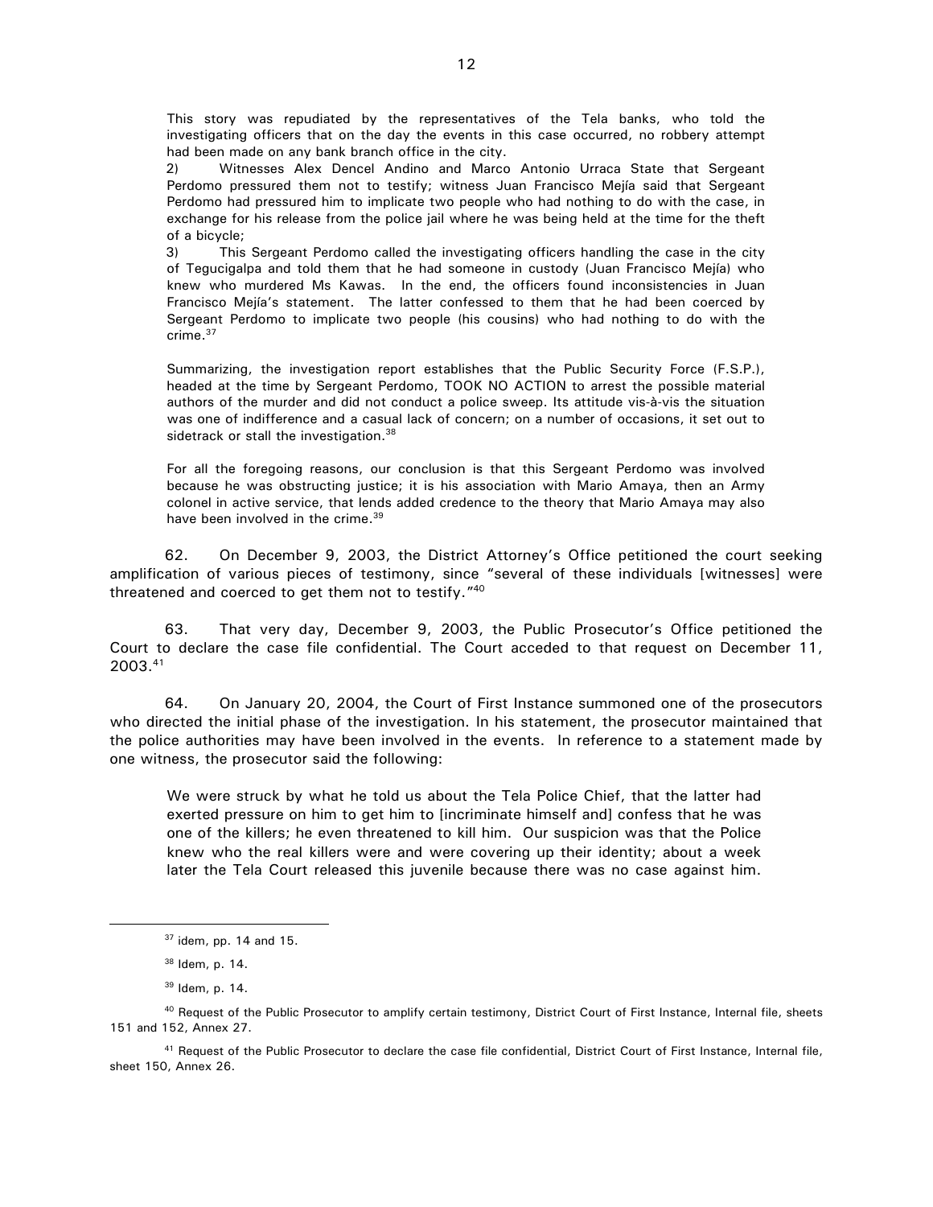> This story was repudiated by the representatives of the Tela banks, who told the investigating officers that on the day the events in this case occurred, no robbery attempt had been made on any bank branch office in the city.
>
> 2) Witnesses Alex Dencel Andino and Marco Antonio Urraca State that Sergeant Perdomo pressured them not to testify; witness Juan Francisco Mejía said that Sergeant Perdomo had pressured him to implicate two people who had nothing to do with the case, in exchange for his release from the police jail where he was being held at the time for the theft of a bicycle;
>
> 3) This Sergeant Perdomo called the investigating officers handling the case in the city of Tegucigalpa and told them that he had someone in custody (Juan Francisco Mejía) who knew who murdered Ms Kawas. In the end, the officers found inconsistencies in Juan Francisco Mejía's statement. The latter confessed to them that he had been coerced by Sergeant Perdomo to implicate two people (his cousins) who had nothing to do with the crime.[37]
>
> Summarizing, the investigation report establishes that the Public Security Force (F.S.P.), headed at the time by Sergeant Perdomo, TOOK NO ACTION to arrest the possible material authors of the murder and did not conduct a police sweep. Its attitude vis-à-vis the situation was one of indifference and a casual lack of concern; on a number of occasions, it set out to sidetrack or stall the investigation.[38]
>
> For all the foregoing reasons, our conclusion is that this Sergeant Perdomo was involved because he was obstructing justice; it is his association with Mario Amaya, then an Army colonel in active service, that lends added credence to the theory that Mario Amaya may also have been involved in the crime.[39]

62. On December 9, 2003, the District Attorney's Office petitioned the court seeking amplification of various pieces of testimony, since "several of these individuals [witnesses] were threatened and coerced to get them not to testify."[40]

63. That very day, December 9, 2003, the Public Prosecutor's Office petitioned the Court to declare the case file confidential. The Court acceded to that request on December 11, 2003.[41]

64. On January 20, 2004, the Court of First Instance summoned one of the prosecutors who directed the initial phase of the investigation. In his statement, the prosecutor maintained that the police authorities may have been involved in the events. In reference to a statement made by one witness, the prosecutor said the following:

> We were struck by what he told us about the Tela Police Chief, that the latter had exerted pressure on him to get him to [incriminate himself and] confess that he was one of the killers; he even threatened to kill him. Our suspicion was that the Police knew who the real killers were and were covering up their identity; about a week later the Tela Court released this juvenile because there was no case against him.

---

[37] idem, pp. 14 and 15.

[38] Idem, p. 14.

[39] Idem, p. 14.

[40] Request of the Public Prosecutor to amplify certain testimony, District Court of First Instance, Internal file, sheets 151 and 152, Annex 27.

[41] Request of the Public Prosecutor to declare the case file confidential, District Court of First Instance, Internal file, sheet 150, Annex 26.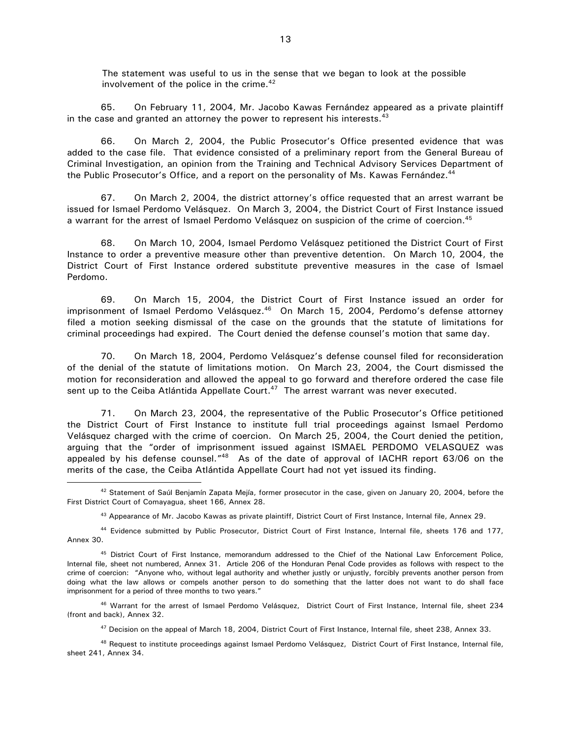> The statement was useful to us in the sense that we began to look at the possible involvement of the police in the crime.[42]

65. On February 11, 2004, Mr. Jacobo Kawas Fernández appeared as a private plaintiff in the case and granted an attorney the power to represent his interests.[43]

66. On March 2, 2004, the Public Prosecutor's Office presented evidence that was added to the case file. That evidence consisted of a preliminary report from the General Bureau of Criminal Investigation, an opinion from the Training and Technical Advisory Services Department of the Public Prosecutor's Office, and a report on the personality of Ms. Kawas Fernández.[44]

67. On March 2, 2004, the district attorney's office requested that an arrest warrant be issued for Ismael Perdomo Velásquez. On March 3, 2004, the District Court of First Instance issued a warrant for the arrest of Ismael Perdomo Velásquez on suspicion of the crime of coercion.[45]

68. On March 10, 2004, Ismael Perdomo Velásquez petitioned the District Court of First Instance to order a preventive measure other than preventive detention. On March 10, 2004, the District Court of First Instance ordered substitute preventive measures in the case of Ismael Perdomo.

69. On March 15, 2004, the District Court of First Instance issued an order for imprisonment of Ismael Perdomo Velásquez.[46] On March 15, 2004, Perdomo's defense attorney filed a motion seeking dismissal of the case on the grounds that the statute of limitations for criminal proceedings had expired. The Court denied the defense counsel's motion that same day.

70. On March 18, 2004, Perdomo Velásquez's defense counsel filed for reconsideration of the denial of the statute of limitations motion. On March 23, 2004, the Court dismissed the motion for reconsideration and allowed the appeal to go forward and therefore ordered the case file sent up to the Ceiba Atlántida Appellate Court.[47] The arrest warrant was never executed.

71. On March 23, 2004, the representative of the Public Prosecutor's Office petitioned the District Court of First Instance to institute full trial proceedings against Ismael Perdomo Velásquez charged with the crime of coercion. On March 25, 2004, the Court denied the petition, arguing that the "order of imprisonment issued against ISMAEL PERDOMO VELASQUEZ was appealed by his defense counsel."[48] As of the date of approval of IACHR report 63/06 on the merits of the case, the Ceiba Atlántida Appellate Court had not yet issued its finding.

---

[42] Statement of Saúl Benjamín Zapata Mejía, former prosecutor in the case, given on January 20, 2004, before the First District Court of Comayagua, sheet 166, Annex 28.

[43] Appearance of Mr. Jacobo Kawas as private plaintiff, District Court of First Instance, Internal file, Annex 29.

[44] Evidence submitted by Public Prosecutor, District Court of First Instance, Internal file, sheets 176 and 177, Annex 30.

[45] District Court of First Instance, memorandum addressed to the Chief of the National Law Enforcement Police, Internal file, sheet not numbered, Annex 31. Article 206 of the Honduran Penal Code provides as follows with respect to the crime of coercion: "Anyone who, without legal authority and whether justly or unjustly, forcibly prevents another person from doing what the law allows or compels another person to do something that the latter does not want to do shall face imprisonment for a period of three months to two years."

[46] Warrant for the arrest of Ismael Perdomo Velásquez, District Court of First Instance, Internal file, sheet 234 (front and back), Annex 32.

[47] Decision on the appeal of March 18, 2004, District Court of First Instance, Internal file, sheet 238, Annex 33.

[48] Request to institute proceedings against Ismael Perdomo Velásquez, District Court of First Instance, Internal file, sheet 241, Annex 34.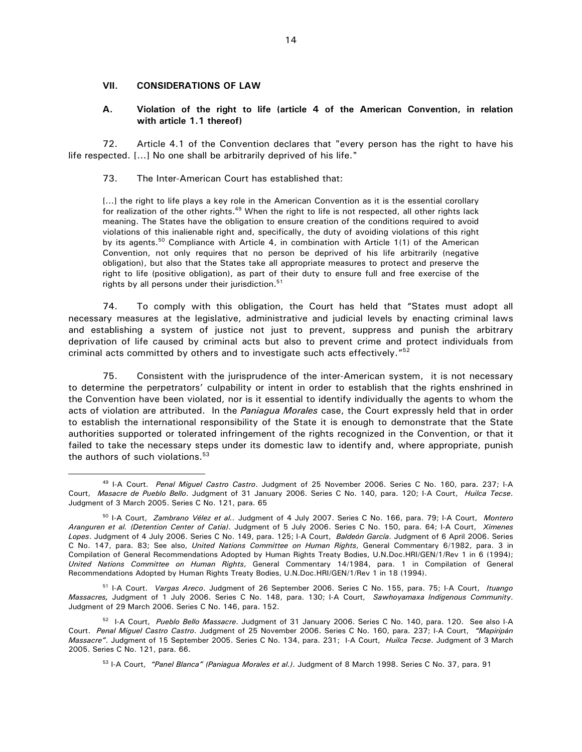## VII. CONSIDERATIONS OF LAW

### A. Violation of the right to life (article 4 of the American Convention, in relation with article 1.1 thereof)

72. Article 4.1 of the Convention declares that "every person has the right to have his life respected. [...] No one shall be arbitrarily deprived of his life."

73. The Inter-American Court has established that:

> [...] the right to life plays a key role in the American Convention as it is the essential corollary for realization of the other rights.[49] When the right to life is not respected, all other rights lack meaning. The States have the obligation to ensure creation of the conditions required to avoid violations of this inalienable right and, specifically, the duty of avoiding violations of this right by its agents.[50] Compliance with Article 4, in combination with Article 1(1) of the American Convention, not only requires that no person be deprived of his life arbitrarily (negative obligation), but also that the States take all appropriate measures to protect and preserve the right to life (positive obligation), as part of their duty to ensure full and free exercise of the rights by all persons under their jurisdiction.[51]

74. To comply with this obligation, the Court has held that "States must adopt all necessary measures at the legislative, administrative and judicial levels by enacting criminal laws and establishing a system of justice not just to prevent, suppress and punish the arbitrary deprivation of life caused by criminal acts but also to prevent crime and protect individuals from criminal acts committed by others and to investigate such acts effectively."[52]

75. Consistent with the jurisprudence of the inter-American system, it is not necessary to determine the perpetrators' culpability or intent in order to establish that the rights enshrined in the Convention have been violated, nor is it essential to identify individually the agents to whom the acts of violation are attributed. In the *Paniagua Morales* case, the Court expressly held that in order to establish the international responsibility of the State it is enough to demonstrate that the State authorities supported or tolerated infringement of the rights recognized in the Convention, or that it failed to take the necessary steps under its domestic law to identify and, where appropriate, punish the authors of such violations.[53]

---

[49] I-A Court. *Penal Miguel Castro Castro*. Judgment of 25 November 2006. Series C No. 160, para. 237; I-A Court, *Masacre de Pueblo Bello*. Judgment of 31 January 2006. Series C No. 140, para. 120; I-A Court, *Huilca Tecse*. Judgment of 3 March 2005. Series C No. 121, para. 65

[50] I-A Court, *Zambrano Vélez et al.*. Judgment of 4 July 2007. Series C No. 166, para. 79; I-A Court, *Montero Aranguren et al. (Detention Center of Catia)*. Judgment of 5 July 2006. Series C No. 150, para. 64; I-A Court, *Ximenes Lopes*. Judgment of 4 July 2006. Series C No. 149, para. 125; I-A Court, *Baldeón García*. Judgment of 6 April 2006. Series C No. 147, para. 83; See also, *United Nations Committee on Human Rights*, General Commentary 6/1982, para. 3 in Compilation of General Recommendations Adopted by Human Rights Treaty Bodies, U.N.Doc.HRI/GEN/1/Rev 1 in 6 (1994); *United Nations Committee on Human Rights*, General Commentary 14/1984, para. 1 in Compilation of General Recommendations Adopted by Human Rights Treaty Bodies, U.N.Doc.HRI/GEN/1/Rev 1 in 18 (1994).

[51] I-A Court. *Vargas Areco*. Judgment of 26 September 2006. Series C No. 155, para. 75; I-A Court, *Ituango Massacres,* Judgment of 1 July 2006. Series C No. 148, para. 130; I-A Court, *Sawhoyamaxa Indigenous Community*. Judgment of 29 March 2006. Series C No. 146, para. 152.

[52] I-A Court, *Pueblo Bello Massacre*. Judgment of 31 January 2006. Series C No. 140, para. 120. See also I-A Court. *Penal Miguel Castro Castro*. Judgment of 25 November 2006. Series C No. 160, para. 237; I-A Court, *"Mapiripán Massacre"*. Judgment of 15 September 2005. Series C No. 134, para. 231; I-A Court, *Huilca Tecse*. Judgment of 3 March 2005. Series C No. 121, para. 66.

[53] I-A Court, *"Panel Blanca" (Paniagua Morales et al.)*. Judgment of 8 March 1998. Series C No. 37, para. 91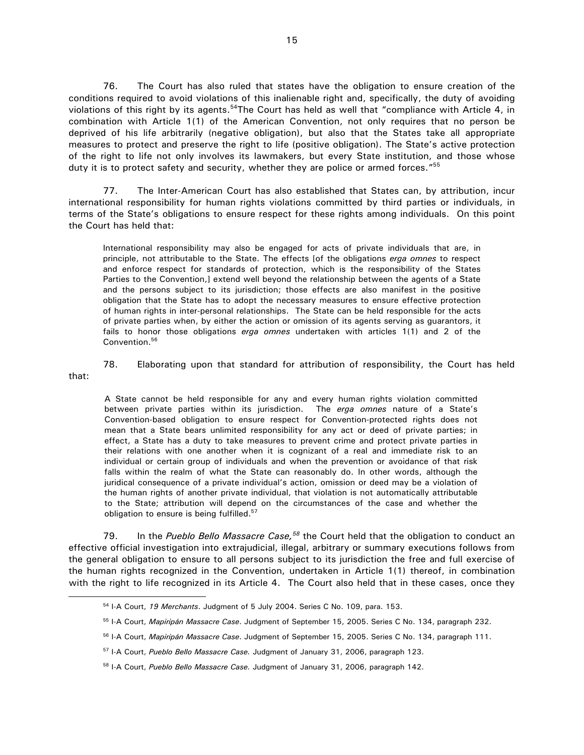76. The Court has also ruled that states have the obligation to ensure creation of the conditions required to avoid violations of this inalienable right and, specifically, the duty of avoiding violations of this right by its agents.[54] The Court has held as well that "compliance with Article 4, in combination with Article 1(1) of the American Convention, not only requires that no person be deprived of his life arbitrarily (negative obligation), but also that the States take all appropriate measures to protect and preserve the right to life (positive obligation). The State's active protection of the right to life not only involves its lawmakers, but every State institution, and those whose duty it is to protect safety and security, whether they are police or armed forces."[55]

77. The Inter-American Court has also established that States can, by attribution, incur international responsibility for human rights violations committed by third parties or individuals, in terms of the State's obligations to ensure respect for these rights among individuals. On this point the Court has held that:

> International responsibility may also be engaged for acts of private individuals that are, in principle, not attributable to the State. The effects [of the obligations *erga omnes* to respect and enforce respect for standards of protection, which is the responsibility of the States Parties to the Convention,] extend well beyond the relationship between the agents of a State and the persons subject to its jurisdiction; those effects are also manifest in the positive obligation that the State has to adopt the necessary measures to ensure effective protection of human rights in inter-personal relationships. The State can be held responsible for the acts of private parties when, by either the action or omission of its agents serving as guarantors, it fails to honor those obligations *erga omnes* undertaken with articles 1(1) and 2 of the Convention.[56]

78. Elaborating upon that standard for attribution of responsibility, the Court has held that:

> A State cannot be held responsible for any and every human rights violation committed between private parties within its jurisdiction. The *erga omnes* nature of a State's Convention-based obligation to ensure respect for Convention-protected rights does not mean that a State bears unlimited responsibility for any act or deed of private parties; in effect, a State has a duty to take measures to prevent crime and protect private parties in their relations with one another when it is cognizant of a real and immediate risk to an individual or certain group of individuals and when the prevention or avoidance of that risk falls within the realm of what the State can reasonably do. In other words, although the juridical consequence of a private individual's action, omission or deed may be a violation of the human rights of another private individual, that violation is not automatically attributable to the State; attribution will depend on the circumstances of the case and whether the obligation to ensure is being fulfilled.[57]

79. In the *Pueblo Bello Massacre Case,*[58] the Court held that the obligation to conduct an effective official investigation into extrajudicial, illegal, arbitrary or summary executions follows from the general obligation to ensure to all persons subject to its jurisdiction the free and full exercise of the human rights recognized in the Convention, undertaken in Article 1(1) thereof, in combination with the right to life recognized in its Article 4. The Court also held that in these cases, once they

---

[54] I-A Court, *19 Merchants*. Judgment of 5 July 2004. Series C No. 109, para. 153.

[55] I-A Court, *Mapiripán Massacre Case*. Judgment of September 15, 2005. Series C No. 134, paragraph 232.

[56] I-A Court, *Mapiripán Massacre Case*. Judgment of September 15, 2005. Series C No. 134, paragraph 111.

[57] I-A Court, *Pueblo Bello Massacre Case.* Judgment of January 31, 2006, paragraph 123.

[58] I-A Court, *Pueblo Bello Massacre Case.* Judgment of January 31, 2006, paragraph 142.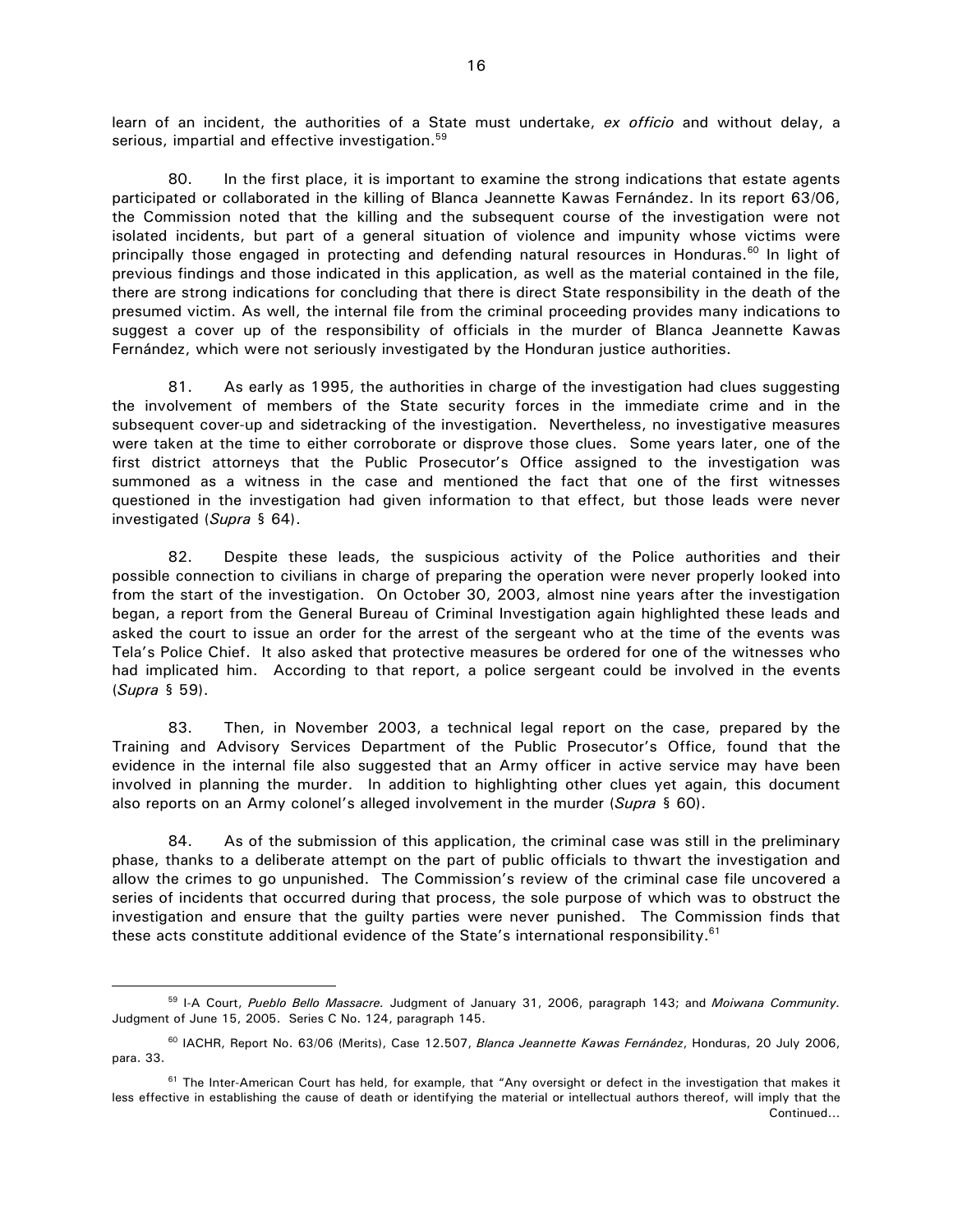learn of an incident, the authorities of a State must undertake, *ex officio* and without delay, a serious, impartial and effective investigation.[59]

80. In the first place, it is important to examine the strong indications that estate agents participated or collaborated in the killing of Blanca Jeannette Kawas Fernández. In its report 63/06, the Commission noted that the killing and the subsequent course of the investigation were not isolated incidents, but part of a general situation of violence and impunity whose victims were principally those engaged in protecting and defending natural resources in Honduras.[60] In light of previous findings and those indicated in this application, as well as the material contained in the file, there are strong indications for concluding that there is direct State responsibility in the death of the presumed victim. As well, the internal file from the criminal proceeding provides many indications to suggest a cover up of the responsibility of officials in the murder of Blanca Jeannette Kawas Fernández, which were not seriously investigated by the Honduran justice authorities.

81. As early as 1995, the authorities in charge of the investigation had clues suggesting the involvement of members of the State security forces in the immediate crime and in the subsequent cover-up and sidetracking of the investigation. Nevertheless, no investigative measures were taken at the time to either corroborate or disprove those clues. Some years later, one of the first district attorneys that the Public Prosecutor's Office assigned to the investigation was summoned as a witness in the case and mentioned the fact that one of the first witnesses questioned in the investigation had given information to that effect, but those leads were never investigated (*Supra* § 64).

82. Despite these leads, the suspicious activity of the Police authorities and their possible connection to civilians in charge of preparing the operation were never properly looked into from the start of the investigation. On October 30, 2003, almost nine years after the investigation began, a report from the General Bureau of Criminal Investigation again highlighted these leads and asked the court to issue an order for the arrest of the sergeant who at the time of the events was Tela's Police Chief. It also asked that protective measures be ordered for one of the witnesses who had implicated him. According to that report, a police sergeant could be involved in the events (*Supra* § 59).

83. Then, in November 2003, a technical legal report on the case, prepared by the Training and Advisory Services Department of the Public Prosecutor's Office, found that the evidence in the internal file also suggested that an Army officer in active service may have been involved in planning the murder. In addition to highlighting other clues yet again, this document also reports on an Army colonel's alleged involvement in the murder (*Supra* § 60).

84. As of the submission of this application, the criminal case was still in the preliminary phase, thanks to a deliberate attempt on the part of public officials to thwart the investigation and allow the crimes to go unpunished. The Commission's review of the criminal case file uncovered a series of incidents that occurred during that process, the sole purpose of which was to obstruct the investigation and ensure that the guilty parties were never punished. The Commission finds that these acts constitute additional evidence of the State's international responsibility.[61]

---

[59] I-A Court, *Pueblo Bello Massacre.* Judgment of January 31, 2006, paragraph 143; and *Moiwana Community.* Judgment of June 15, 2005. Series C No. 124, paragraph 145.

[60] IACHR, Report No. 63/06 (Merits), Case 12.507, *Blanca Jeannette Kawas Fernández*, Honduras, 20 July 2006, para. 33.

[61] The Inter-American Court has held, for example, that "Any oversight or defect in the investigation that makes it less effective in establishing the cause of death or identifying the material or intellectual authors thereof, will imply that the Continued…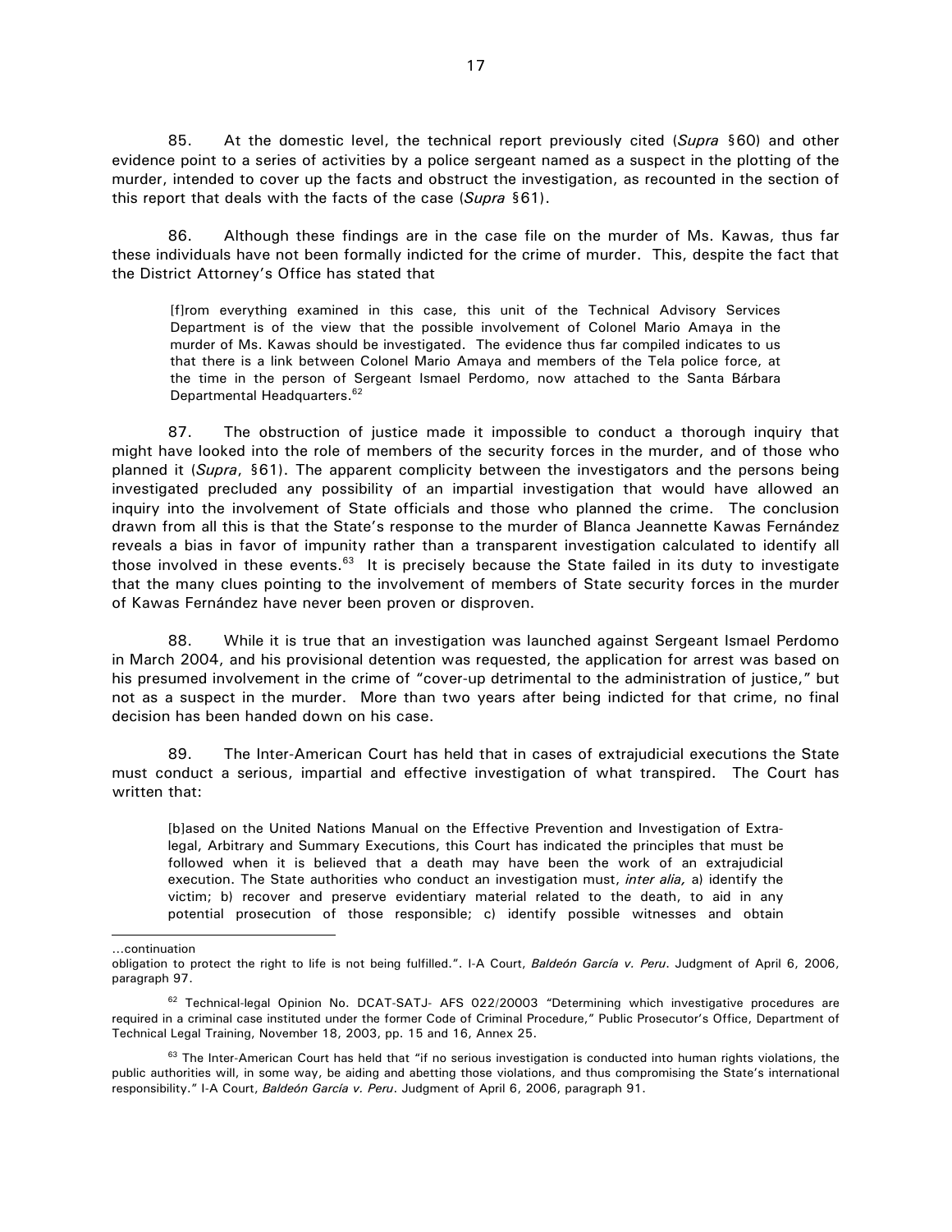85. At the domestic level, the technical report previously cited (*Supra* §60) and other evidence point to a series of activities by a police sergeant named as a suspect in the plotting of the murder, intended to cover up the facts and obstruct the investigation, as recounted in the section of this report that deals with the facts of the case (*Supra* §61).

86. Although these findings are in the case file on the murder of Ms. Kawas, thus far these individuals have not been formally indicted for the crime of murder. This, despite the fact that the District Attorney's Office has stated that

> [f]rom everything examined in this case, this unit of the Technical Advisory Services Department is of the view that the possible involvement of Colonel Mario Amaya in the murder of Ms. Kawas should be investigated. The evidence thus far compiled indicates to us that there is a link between Colonel Mario Amaya and members of the Tela police force, at the time in the person of Sergeant Ismael Perdomo, now attached to the Santa Bárbara Departmental Headquarters.[62]

87. The obstruction of justice made it impossible to conduct a thorough inquiry that might have looked into the role of members of the security forces in the murder, and of those who planned it (*Supra*, §61). The apparent complicity between the investigators and the persons being investigated precluded any possibility of an impartial investigation that would have allowed an inquiry into the involvement of State officials and those who planned the crime. The conclusion drawn from all this is that the State's response to the murder of Blanca Jeannette Kawas Fernández reveals a bias in favor of impunity rather than a transparent investigation calculated to identify all those involved in these events.[63] It is precisely because the State failed in its duty to investigate that the many clues pointing to the involvement of members of State security forces in the murder of Kawas Fernández have never been proven or disproven.

88. While it is true that an investigation was launched against Sergeant Ismael Perdomo in March 2004, and his provisional detention was requested, the application for arrest was based on his presumed involvement in the crime of "cover-up detrimental to the administration of justice," but not as a suspect in the murder. More than two years after being indicted for that crime, no final decision has been handed down on his case.

89. The Inter-American Court has held that in cases of extrajudicial executions the State must conduct a serious, impartial and effective investigation of what transpired. The Court has written that:

> [b]ased on the United Nations Manual on the Effective Prevention and Investigation of Extra-legal, Arbitrary and Summary Executions, this Court has indicated the principles that must be followed when it is believed that a death may have been the work of an extrajudicial execution. The State authorities who conduct an investigation must, *inter alia,* a) identify the victim; b) recover and preserve evidentiary material related to the death, to aid in any potential prosecution of those responsible; c) identify possible witnesses and obtain

---

…continuation

obligation to protect the right to life is not being fulfilled.". I-A Court, *Baldeón García v. Peru*. Judgment of April 6, 2006, paragraph 97.

[62] Technical-legal Opinion No. DCAT-SATJ- AFS 022/20003 "Determining which investigative procedures are required in a criminal case instituted under the former Code of Criminal Procedure," Public Prosecutor's Office, Department of Technical Legal Training, November 18, 2003, pp. 15 and 16, Annex 25.

[63] The Inter-American Court has held that "if no serious investigation is conducted into human rights violations, the public authorities will, in some way, be aiding and abetting those violations, and thus compromising the State's international responsibility." I-A Court, *Baldeón García v. Peru*. Judgment of April 6, 2006, paragraph 91.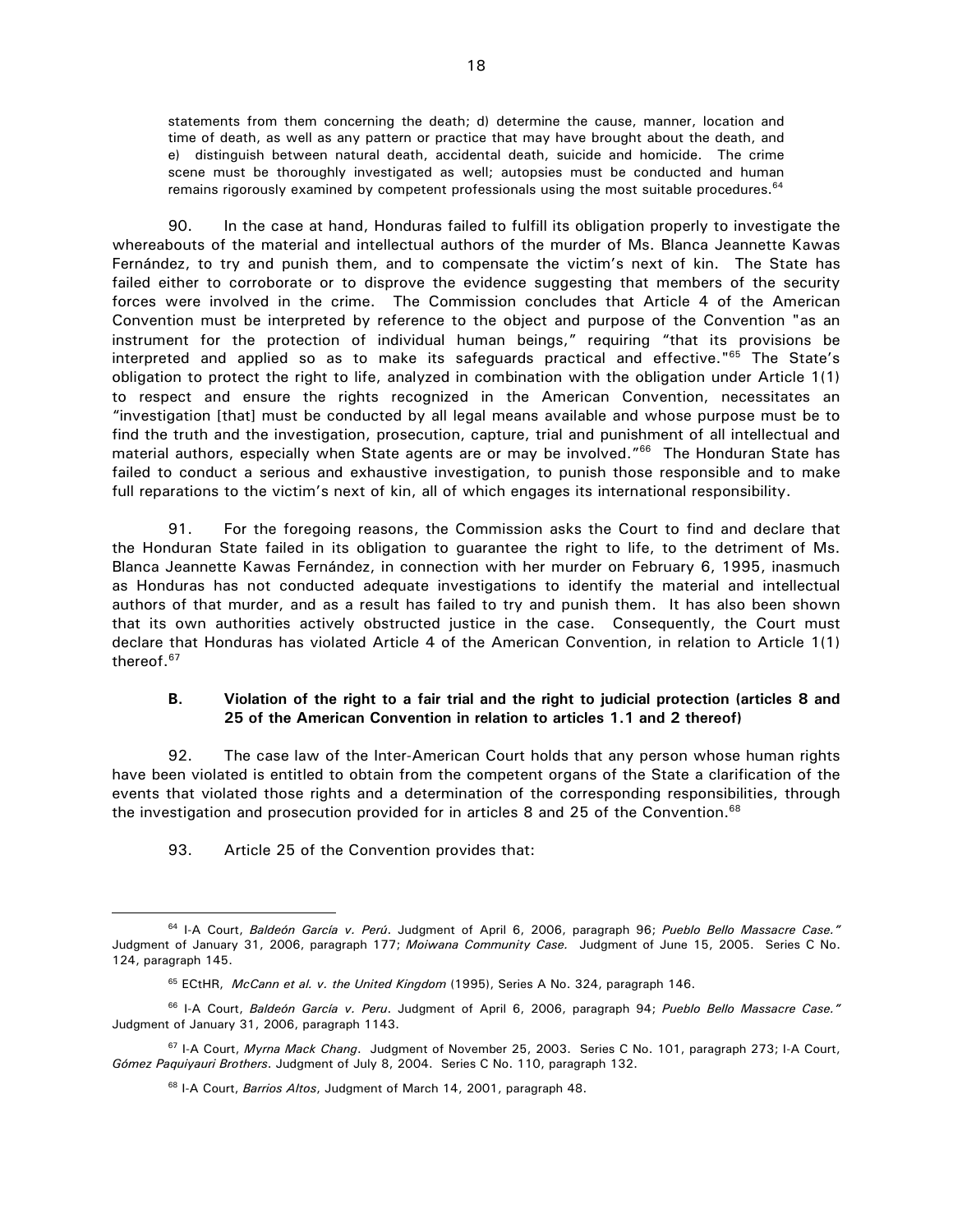statements from them concerning the death; d) determine the cause, manner, location and time of death, as well as any pattern or practice that may have brought about the death, and e) distinguish between natural death, accidental death, suicide and homicide. The crime scene must be thoroughly investigated as well; autopsies must be conducted and human remains rigorously examined by competent professionals using the most suitable procedures.[64]

90. In the case at hand, Honduras failed to fulfill its obligation properly to investigate the whereabouts of the material and intellectual authors of the murder of Ms. Blanca Jeannette Kawas Fernández, to try and punish them, and to compensate the victim's next of kin. The State has failed either to corroborate or to disprove the evidence suggesting that members of the security forces were involved in the crime. The Commission concludes that Article 4 of the American Convention must be interpreted by reference to the object and purpose of the Convention "as an instrument for the protection of individual human beings," requiring "that its provisions be interpreted and applied so as to make its safeguards practical and effective."[65] The State's obligation to protect the right to life, analyzed in combination with the obligation under Article 1(1) to respect and ensure the rights recognized in the American Convention, necessitates an "investigation [that] must be conducted by all legal means available and whose purpose must be to find the truth and the investigation, prosecution, capture, trial and punishment of all intellectual and material authors, especially when State agents are or may be involved."[66] The Honduran State has failed to conduct a serious and exhaustive investigation, to punish those responsible and to make full reparations to the victim's next of kin, all of which engages its international responsibility.

91. For the foregoing reasons, the Commission asks the Court to find and declare that the Honduran State failed in its obligation to guarantee the right to life, to the detriment of Ms. Blanca Jeannette Kawas Fernández, in connection with her murder on February 6, 1995, inasmuch as Honduras has not conducted adequate investigations to identify the material and intellectual authors of that murder, and as a result has failed to try and punish them. It has also been shown that its own authorities actively obstructed justice in the case. Consequently, the Court must declare that Honduras has violated Article 4 of the American Convention, in relation to Article 1(1) thereof.[67]

### B. Violation of the right to a fair trial and the right to judicial protection (articles 8 and 25 of the American Convention in relation to articles 1.1 and 2 thereof)

92. The case law of the Inter-American Court holds that any person whose human rights have been violated is entitled to obtain from the competent organs of the State a clarification of the events that violated those rights and a determination of the corresponding responsibilities, through the investigation and prosecution provided for in articles 8 and 25 of the Convention.[68]

93. Article 25 of the Convention provides that:

---

[64] I-A Court, *Baldeón García v. Perú*. Judgment of April 6, 2006, paragraph 96; *Pueblo Bello Massacre Case."* Judgment of January 31, 2006, paragraph 177; *Moiwana Community Case*. Judgment of June 15, 2005. Series C No. 124, paragraph 145.

[65] ECtHR, *McCann et al. v. the United Kingdom* (1995), Series A No. 324, paragraph 146.

[66] I-A Court, *Baldeón García v. Peru*. Judgment of April 6, 2006, paragraph 94; *Pueblo Bello Massacre Case."* Judgment of January 31, 2006, paragraph 1143.

[67] I-A Court, *Myrna Mack Chang*. Judgment of November 25, 2003. Series C No. 101, paragraph 273; I-A Court, *Gómez Paquiyauri Brothers*. Judgment of July 8, 2004. Series C No. 110, paragraph 132.

[68] I-A Court, *Barrios Altos*, Judgment of March 14, 2001, paragraph 48.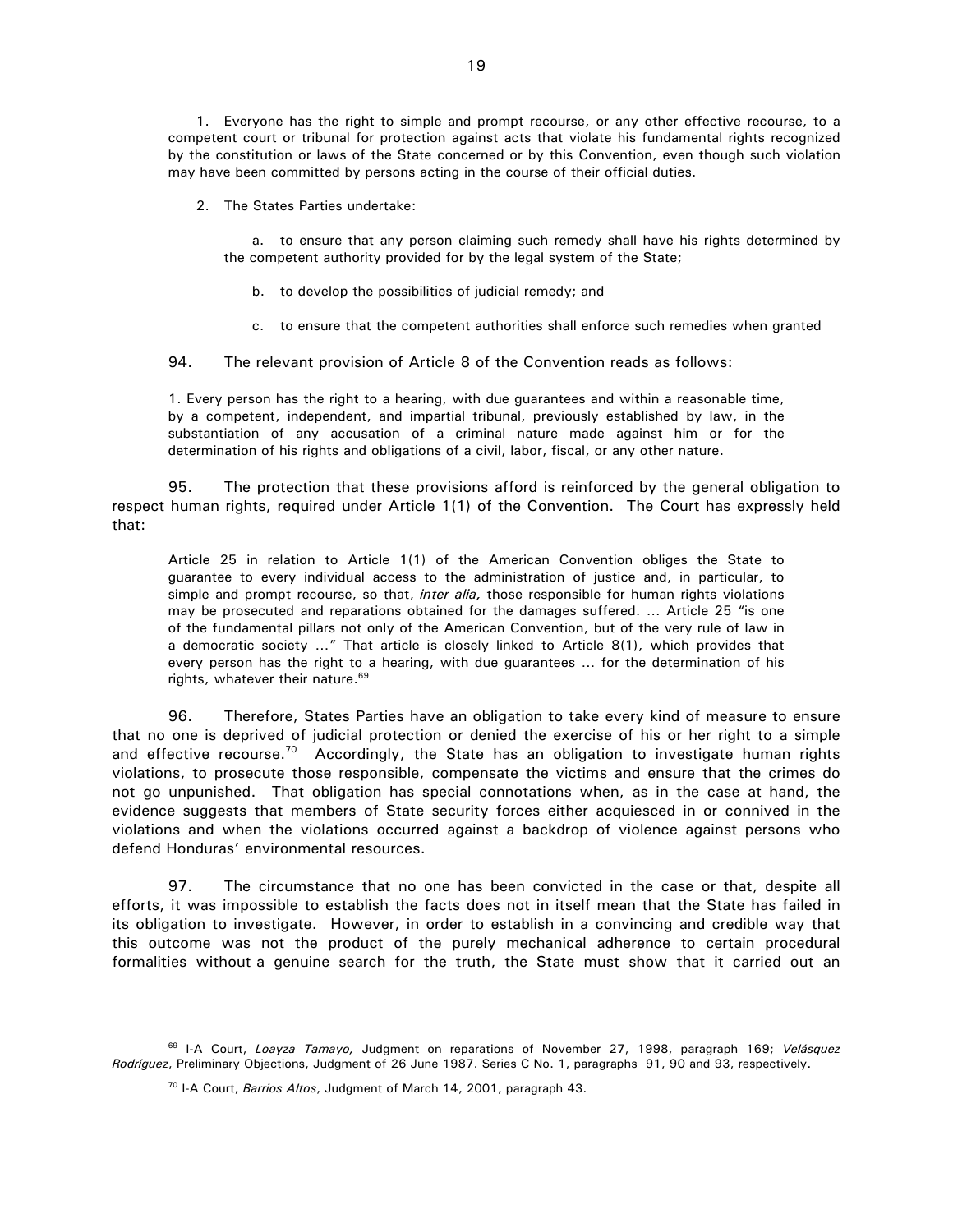> 1. Everyone has the right to simple and prompt recourse, or any other effective recourse, to a competent court or tribunal for protection against acts that violate his fundamental rights recognized by the constitution or laws of the State concerned or by this Convention, even though such violation may have been committed by persons acting in the course of their official duties.
>
> 2. The States Parties undertake:
>
> a. to ensure that any person claiming such remedy shall have his rights determined by the competent authority provided for by the legal system of the State;
>
> b. to develop the possibilities of judicial remedy; and
>
> c. to ensure that the competent authorities shall enforce such remedies when granted

94. The relevant provision of Article 8 of the Convention reads as follows:

> 1. Every person has the right to a hearing, with due guarantees and within a reasonable time, by a competent, independent, and impartial tribunal, previously established by law, in the substantiation of any accusation of a criminal nature made against him or for the determination of his rights and obligations of a civil, labor, fiscal, or any other nature.

95. The protection that these provisions afford is reinforced by the general obligation to respect human rights, required under Article 1(1) of the Convention. The Court has expressly held that:

> Article 25 in relation to Article 1(1) of the American Convention obliges the State to guarantee to every individual access to the administration of justice and, in particular, to simple and prompt recourse, so that, *inter alia,* those responsible for human rights violations may be prosecuted and reparations obtained for the damages suffered. ... Article 25 "is one of the fundamental pillars not only of the American Convention, but of the very rule of law in a democratic society ..." That article is closely linked to Article 8(1), which provides that every person has the right to a hearing, with due guarantees ... for the determination of his rights, whatever their nature.[69]

96. Therefore, States Parties have an obligation to take every kind of measure to ensure that no one is deprived of judicial protection or denied the exercise of his or her right to a simple and effective recourse.[70] Accordingly, the State has an obligation to investigate human rights violations, to prosecute those responsible, compensate the victims and ensure that the crimes do not go unpunished. That obligation has special connotations when, as in the case at hand, the evidence suggests that members of State security forces either acquiesced in or connived in the violations and when the violations occurred against a backdrop of violence against persons who defend Honduras' environmental resources.

97. The circumstance that no one has been convicted in the case or that, despite all efforts, it was impossible to establish the facts does not in itself mean that the State has failed in its obligation to investigate. However, in order to establish in a convincing and credible way that this outcome was not the product of the purely mechanical adherence to certain procedural formalities without a genuine search for the truth, the State must show that it carried out an

---

[69] I-A Court, *Loayza Tamayo,* Judgment on reparations of November 27, 1998, paragraph 169; *Velásquez Rodríguez*, Preliminary Objections, Judgment of 26 June 1987. Series C No. 1, paragraphs 91, 90 and 93, respectively.

[70] I-A Court, *Barrios Altos*, Judgment of March 14, 2001, paragraph 43.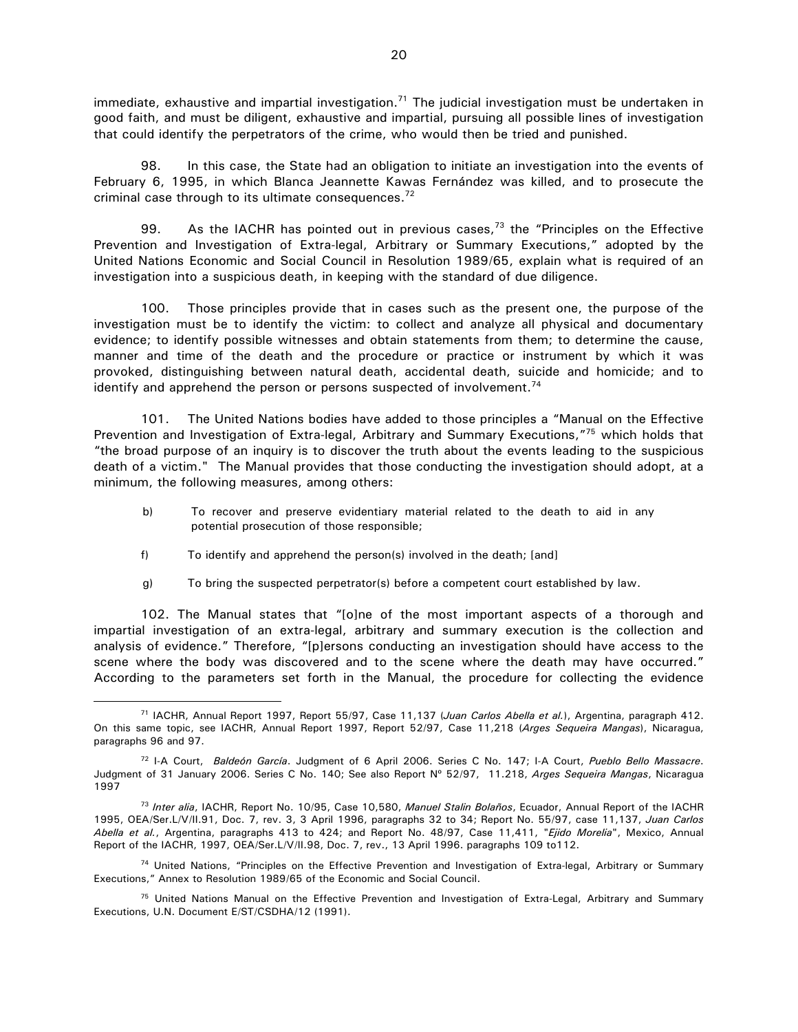immediate, exhaustive and impartial investigation.[71] The judicial investigation must be undertaken in good faith, and must be diligent, exhaustive and impartial, pursuing all possible lines of investigation that could identify the perpetrators of the crime, who would then be tried and punished.

98. In this case, the State had an obligation to initiate an investigation into the events of February 6, 1995, in which Blanca Jeannette Kawas Fernández was killed, and to prosecute the criminal case through to its ultimate consequences.[72]

99. As the IACHR has pointed out in previous cases,[73] the "Principles on the Effective Prevention and Investigation of Extra-legal, Arbitrary or Summary Executions," adopted by the United Nations Economic and Social Council in Resolution 1989/65, explain what is required of an investigation into a suspicious death, in keeping with the standard of due diligence.

100. Those principles provide that in cases such as the present one, the purpose of the investigation must be to identify the victim: to collect and analyze all physical and documentary evidence; to identify possible witnesses and obtain statements from them; to determine the cause, manner and time of the death and the procedure or practice or instrument by which it was provoked, distinguishing between natural death, accidental death, suicide and homicide; and to identify and apprehend the person or persons suspected of involvement.[74]

101. The United Nations bodies have added to those principles a "Manual on the Effective Prevention and Investigation of Extra-legal, Arbitrary and Summary Executions,"[75] which holds that "the broad purpose of an inquiry is to discover the truth about the events leading to the suspicious death of a victim." The Manual provides that those conducting the investigation should adopt, at a minimum, the following measures, among others:

> b) To recover and preserve evidentiary material related to the death to aid in any potential prosecution of those responsible;
>
> f) To identify and apprehend the person(s) involved in the death; [and]
>
> g) To bring the suspected perpetrator(s) before a competent court established by law.

102. The Manual states that "[o]ne of the most important aspects of a thorough and impartial investigation of an extra-legal, arbitrary and summary execution is the collection and analysis of evidence." Therefore, "[p]ersons conducting an investigation should have access to the scene where the body was discovered and to the scene where the death may have occurred." According to the parameters set forth in the Manual, the procedure for collecting the evidence

---

[71] IACHR, Annual Report 1997, Report 55/97, Case 11,137 (*Juan Carlos Abella et al.*), Argentina, paragraph 412. On this same topic, see IACHR, Annual Report 1997, Report 52/97, Case 11,218 (*Arges Sequeira Mangas*), Nicaragua, paragraphs 96 and 97.

[72] I-A Court, *Baldeón García*. Judgment of 6 April 2006. Series C No. 147; I-A Court, *Pueblo Bello Massacre*. Judgment of 31 January 2006. Series C No. 140; See also Report Nº 52/97, 11.218, *Arges Sequeira Mangas*, Nicaragua 1997

[73] *Inter alia*, IACHR, Report No. 10/95, Case 10,580, *Manuel Stalin Bolaños*, Ecuador, Annual Report of the IACHR 1995, OEA/Ser.L/V/II.91, Doc. 7, rev. 3, 3 April 1996, paragraphs 32 to 34; Report No. 55/97, case 11,137, *Juan Carlos Abella et al.*, Argentina, paragraphs 413 to 424; and Report No. 48/97, Case 11,411, "*Ejido Morelia*", Mexico, Annual Report of the IACHR, 1997, OEA/Ser.L/V/II.98, Doc. 7, rev., 13 April 1996. paragraphs 109 to112.

[74] United Nations, "Principles on the Effective Prevention and Investigation of Extra-legal, Arbitrary or Summary Executions," Annex to Resolution 1989/65 of the Economic and Social Council.

[75] United Nations Manual on the Effective Prevention and Investigation of Extra-Legal, Arbitrary and Summary Executions, U.N. Document E/ST/CSDHA/12 (1991).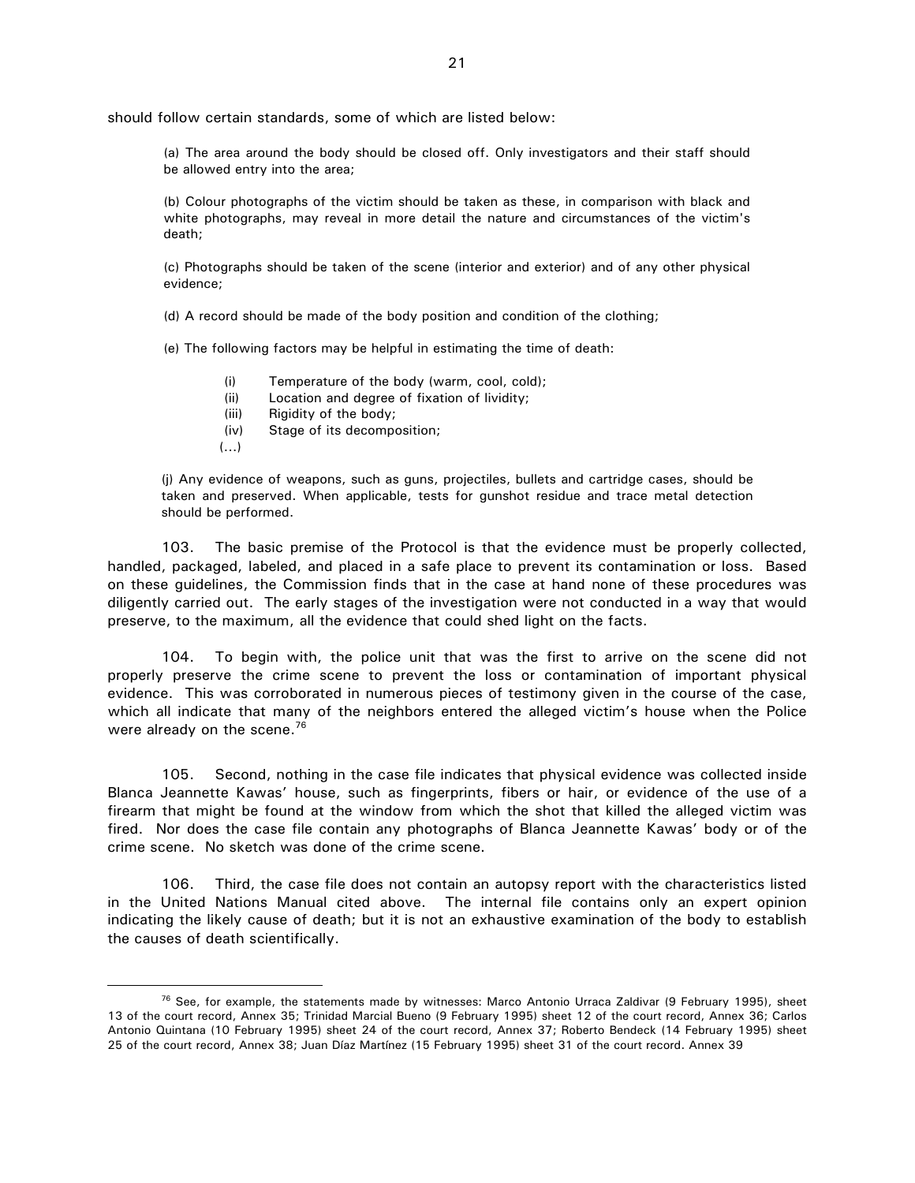should follow certain standards, some of which are listed below:

> (a) The area around the body should be closed off. Only investigators and their staff should be allowed entry into the area;
>
> (b) Colour photographs of the victim should be taken as these, in comparison with black and white photographs, may reveal in more detail the nature and circumstances of the victim's death;
>
> (c) Photographs should be taken of the scene (interior and exterior) and of any other physical evidence;
>
> (d) A record should be made of the body position and condition of the clothing;
>
> (e) The following factors may be helpful in estimating the time of death:
>
> (i) Temperature of the body (warm, cool, cold);
> (ii) Location and degree of fixation of lividity;
> (iii) Rigidity of the body;
> (iv) Stage of its decomposition;
> (...)
>
> (j) Any evidence of weapons, such as guns, projectiles, bullets and cartridge cases, should be taken and preserved. When applicable, tests for gunshot residue and trace metal detection should be performed.

103. The basic premise of the Protocol is that the evidence must be properly collected, handled, packaged, labeled, and placed in a safe place to prevent its contamination or loss. Based on these guidelines, the Commission finds that in the case at hand none of these procedures was diligently carried out. The early stages of the investigation were not conducted in a way that would preserve, to the maximum, all the evidence that could shed light on the facts.

104. To begin with, the police unit that was the first to arrive on the scene did not properly preserve the crime scene to prevent the loss or contamination of important physical evidence. This was corroborated in numerous pieces of testimony given in the course of the case, which all indicate that many of the neighbors entered the alleged victim's house when the Police were already on the scene.[76]

105. Second, nothing in the case file indicates that physical evidence was collected inside Blanca Jeannette Kawas' house, such as fingerprints, fibers or hair, or evidence of the use of a firearm that might be found at the window from which the shot that killed the alleged victim was fired. Nor does the case file contain any photographs of Blanca Jeannette Kawas' body or of the crime scene. No sketch was done of the crime scene.

106. Third, the case file does not contain an autopsy report with the characteristics listed in the United Nations Manual cited above. The internal file contains only an expert opinion indicating the likely cause of death; but it is not an exhaustive examination of the body to establish the causes of death scientifically.

---

[76] See, for example, the statements made by witnesses: Marco Antonio Urraca Zaldivar (9 February 1995), sheet 13 of the court record, Annex 35; Trinidad Marcial Bueno (9 February 1995) sheet 12 of the court record, Annex 36; Carlos Antonio Quintana (10 February 1995) sheet 24 of the court record, Annex 37; Roberto Bendeck (14 February 1995) sheet 25 of the court record, Annex 38; Juan Díaz Martínez (15 February 1995) sheet 31 of the court record. Annex 39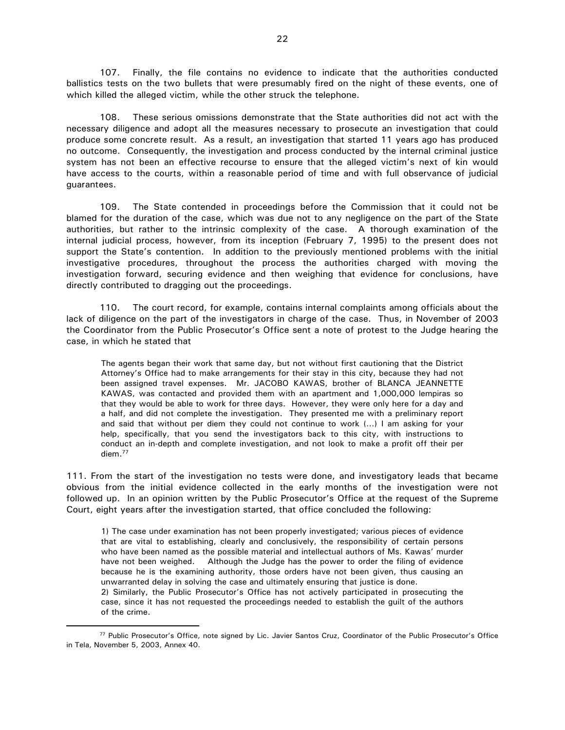107. Finally, the file contains no evidence to indicate that the authorities conducted ballistics tests on the two bullets that were presumably fired on the night of these events, one of which killed the alleged victim, while the other struck the telephone.

108. These serious omissions demonstrate that the State authorities did not act with the necessary diligence and adopt all the measures necessary to prosecute an investigation that could produce some concrete result. As a result, an investigation that started 11 years ago has produced no outcome. Consequently, the investigation and process conducted by the internal criminal justice system has not been an effective recourse to ensure that the alleged victim's next of kin would have access to the courts, within a reasonable period of time and with full observance of judicial guarantees.

109. The State contended in proceedings before the Commission that it could not be blamed for the duration of the case, which was due not to any negligence on the part of the State authorities, but rather to the intrinsic complexity of the case. A thorough examination of the internal judicial process, however, from its inception (February 7, 1995) to the present does not support the State's contention. In addition to the previously mentioned problems with the initial investigative procedures, throughout the process the authorities charged with moving the investigation forward, securing evidence and then weighing that evidence for conclusions, have directly contributed to dragging out the proceedings.

110. The court record, for example, contains internal complaints among officials about the lack of diligence on the part of the investigators in charge of the case. Thus, in November of 2003 the Coordinator from the Public Prosecutor's Office sent a note of protest to the Judge hearing the case, in which he stated that

> The agents began their work that same day, but not without first cautioning that the District Attorney's Office had to make arrangements for their stay in this city, because they had not been assigned travel expenses. Mr. JACOBO KAWAS, brother of BLANCA JEANNETTE KAWAS, was contacted and provided them with an apartment and 1,000,000 lempiras so that they would be able to work for three days. However, they were only here for a day and a half, and did not complete the investigation. They presented me with a preliminary report and said that without per diem they could not continue to work (...) I am asking for your help, specifically, that you send the investigators back to this city, with instructions to conduct an in-depth and complete investigation, and not look to make a profit off their per diem.[77]

111. From the start of the investigation no tests were done, and investigatory leads that became obvious from the initial evidence collected in the early months of the investigation were not followed up. In an opinion written by the Public Prosecutor's Office at the request of the Supreme Court, eight years after the investigation started, that office concluded the following:

> 1) The case under examination has not been properly investigated; various pieces of evidence that are vital to establishing, clearly and conclusively, the responsibility of certain persons who have been named as the possible material and intellectual authors of Ms. Kawas' murder have not been weighed. Although the Judge has the power to order the filing of evidence because he is the examining authority, those orders have not been given, thus causing an unwarranted delay in solving the case and ultimately ensuring that justice is done.
> 2) Similarly, the Public Prosecutor's Office has not actively participated in prosecuting the case, since it has not requested the proceedings needed to establish the guilt of the authors of the crime.

[77] Public Prosecutor's Office, note signed by Lic. Javier Santos Cruz, Coordinator of the Public Prosecutor's Office in Tela, November 5, 2003, Annex 40.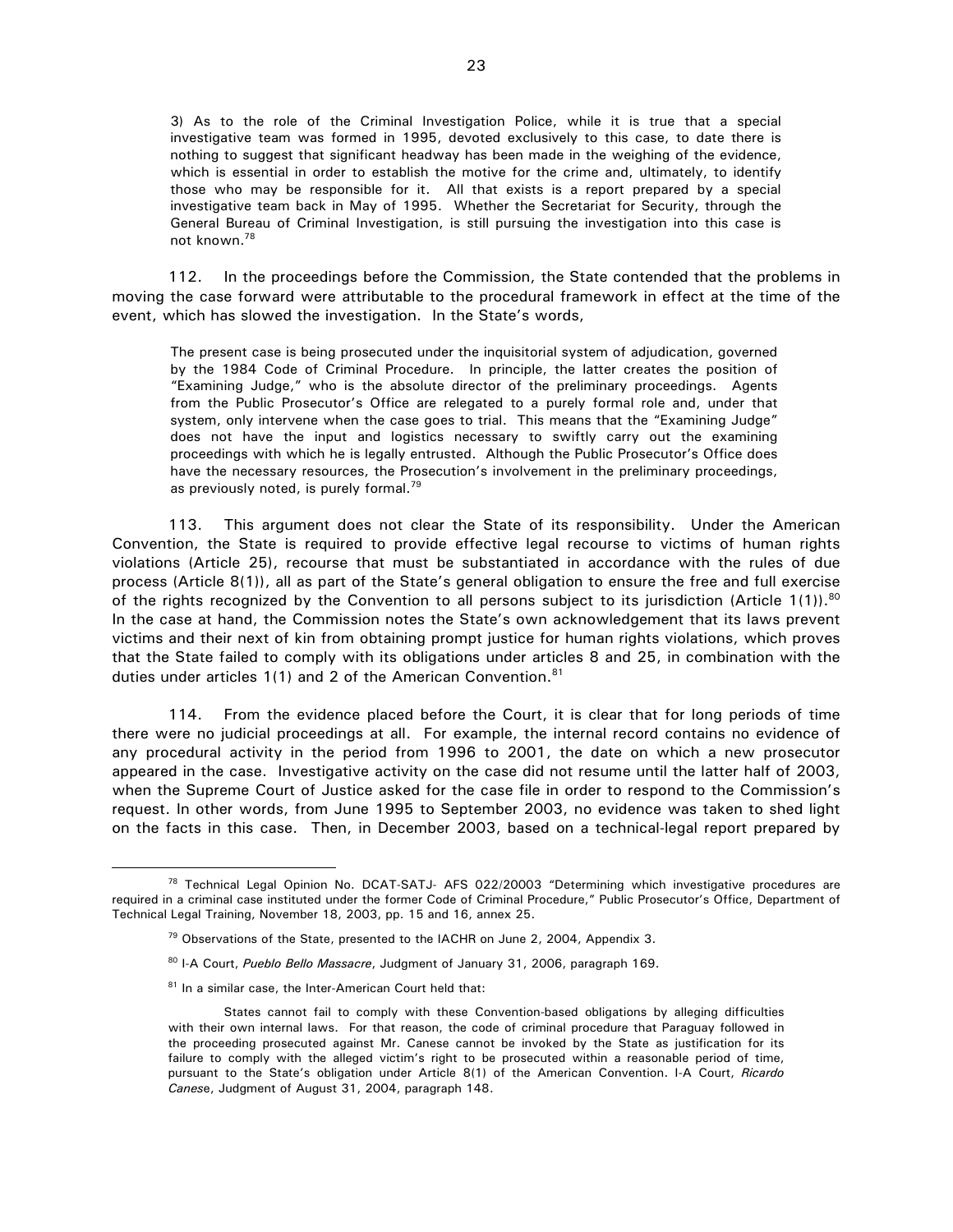> 3) As to the role of the Criminal Investigation Police, while it is true that a special investigative team was formed in 1995, devoted exclusively to this case, to date there is nothing to suggest that significant headway has been made in the weighing of the evidence, which is essential in order to establish the motive for the crime and, ultimately, to identify those who may be responsible for it. All that exists is a report prepared by a special investigative team back in May of 1995. Whether the Secretariat for Security, through the General Bureau of Criminal Investigation, is still pursuing the investigation into this case is not known.[78]

112. In the proceedings before the Commission, the State contended that the problems in moving the case forward were attributable to the procedural framework in effect at the time of the event, which has slowed the investigation. In the State's words,

> The present case is being prosecuted under the inquisitorial system of adjudication, governed by the 1984 Code of Criminal Procedure. In principle, the latter creates the position of "Examining Judge," who is the absolute director of the preliminary proceedings. Agents from the Public Prosecutor's Office are relegated to a purely formal role and, under that system, only intervene when the case goes to trial. This means that the "Examining Judge" does not have the input and logistics necessary to swiftly carry out the examining proceedings with which he is legally entrusted. Although the Public Prosecutor's Office does have the necessary resources, the Prosecution's involvement in the preliminary proceedings, as previously noted, is purely formal.[79]

113. This argument does not clear the State of its responsibility. Under the American Convention, the State is required to provide effective legal recourse to victims of human rights violations (Article 25), recourse that must be substantiated in accordance with the rules of due process (Article 8(1)), all as part of the State's general obligation to ensure the free and full exercise of the rights recognized by the Convention to all persons subject to its jurisdiction (Article 1(1)).[80] In the case at hand, the Commission notes the State's own acknowledgement that its laws prevent victims and their next of kin from obtaining prompt justice for human rights violations, which proves that the State failed to comply with its obligations under articles 8 and 25, in combination with the duties under articles 1(1) and 2 of the American Convention.[81]

114. From the evidence placed before the Court, it is clear that for long periods of time there were no judicial proceedings at all. For example, the internal record contains no evidence of any procedural activity in the period from 1996 to 2001, the date on which a new prosecutor appeared in the case. Investigative activity on the case did not resume until the latter half of 2003, when the Supreme Court of Justice asked for the case file in order to respond to the Commission's request. In other words, from June 1995 to September 2003, no evidence was taken to shed light on the facts in this case. Then, in December 2003, based on a technical-legal report prepared by

---

[78] Technical Legal Opinion No. DCAT-SATJ- AFS 022/20003 "Determining which investigative procedures are required in a criminal case instituted under the former Code of Criminal Procedure," Public Prosecutor's Office, Department of Technical Legal Training, November 18, 2003, pp. 15 and 16, annex 25.

[79] Observations of the State, presented to the IACHR on June 2, 2004, Appendix 3.

[80] I-A Court, *Pueblo Bello Massacre*, Judgment of January 31, 2006, paragraph 169.

[81] In a similar case, the Inter-American Court held that:

> States cannot fail to comply with these Convention-based obligations by alleging difficulties with their own internal laws. For that reason, the code of criminal procedure that Paraguay followed in the proceeding prosecuted against Mr. Canese cannot be invoked by the State as justification for its failure to comply with the alleged victim's right to be prosecuted within a reasonable period of time, pursuant to the State's obligation under Article 8(1) of the American Convention. I-A Court, *Ricardo Canese*, Judgment of August 31, 2004, paragraph 148.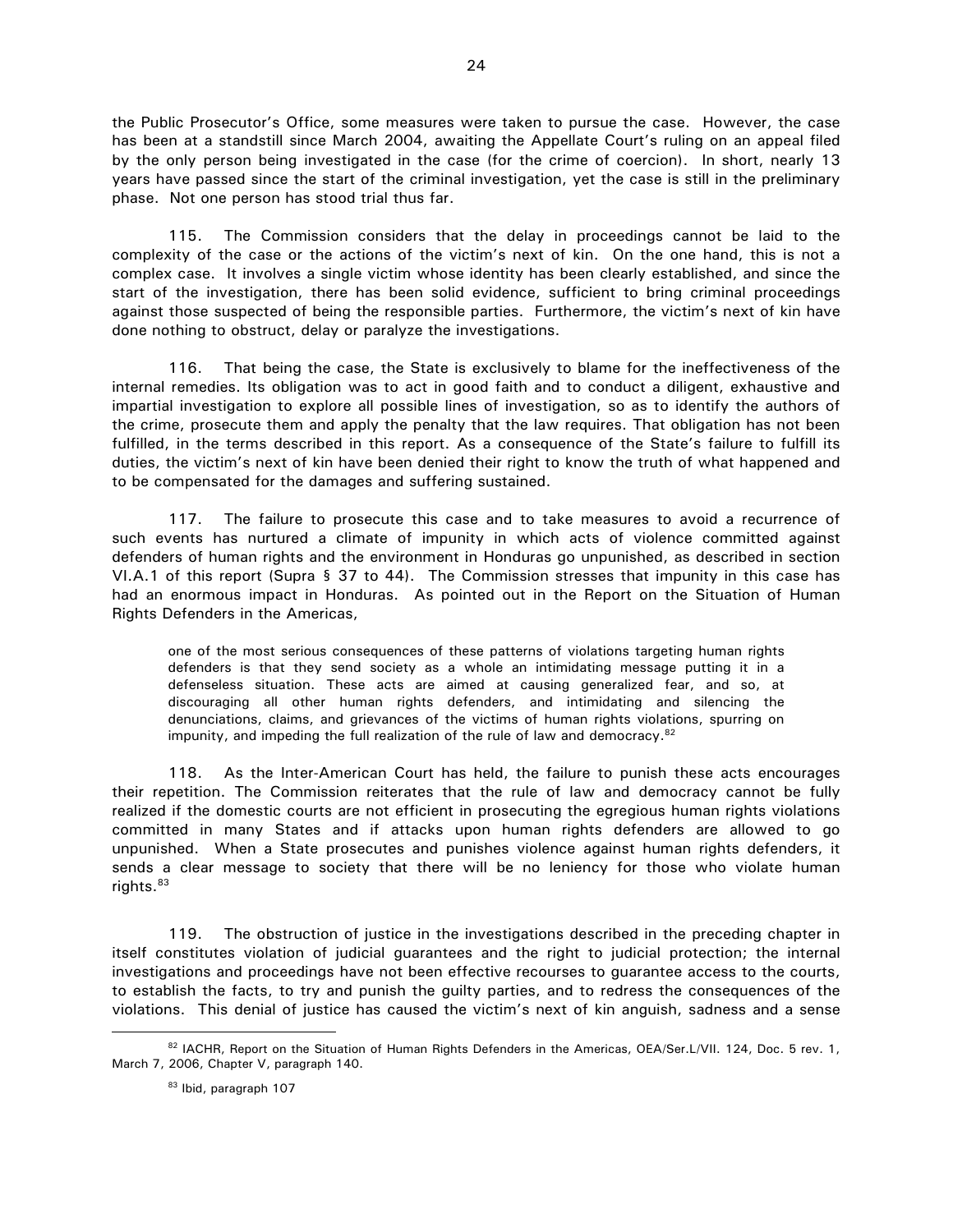the Public Prosecutor's Office, some measures were taken to pursue the case. However, the case has been at a standstill since March 2004, awaiting the Appellate Court's ruling on an appeal filed by the only person being investigated in the case (for the crime of coercion). In short, nearly 13 years have passed since the start of the criminal investigation, yet the case is still in the preliminary phase. Not one person has stood trial thus far.

115. The Commission considers that the delay in proceedings cannot be laid to the complexity of the case or the actions of the victim's next of kin. On the one hand, this is not a complex case. It involves a single victim whose identity has been clearly established, and since the start of the investigation, there has been solid evidence, sufficient to bring criminal proceedings against those suspected of being the responsible parties. Furthermore, the victim's next of kin have done nothing to obstruct, delay or paralyze the investigations.

116. That being the case, the State is exclusively to blame for the ineffectiveness of the internal remedies. Its obligation was to act in good faith and to conduct a diligent, exhaustive and impartial investigation to explore all possible lines of investigation, so as to identify the authors of the crime, prosecute them and apply the penalty that the law requires. That obligation has not been fulfilled, in the terms described in this report. As a consequence of the State's failure to fulfill its duties, the victim's next of kin have been denied their right to know the truth of what happened and to be compensated for the damages and suffering sustained.

117. The failure to prosecute this case and to take measures to avoid a recurrence of such events has nurtured a climate of impunity in which acts of violence committed against defenders of human rights and the environment in Honduras go unpunished, as described in section VI.A.1 of this report (Supra § 37 to 44). The Commission stresses that impunity in this case has had an enormous impact in Honduras. As pointed out in the Report on the Situation of Human Rights Defenders in the Americas,

> one of the most serious consequences of these patterns of violations targeting human rights defenders is that they send society as a whole an intimidating message putting it in a defenseless situation. These acts are aimed at causing generalized fear, and so, at discouraging all other human rights defenders, and intimidating and silencing the denunciations, claims, and grievances of the victims of human rights violations, spurring on impunity, and impeding the full realization of the rule of law and democracy.[82]

118. As the Inter-American Court has held, the failure to punish these acts encourages their repetition. The Commission reiterates that the rule of law and democracy cannot be fully realized if the domestic courts are not efficient in prosecuting the egregious human rights violations committed in many States and if attacks upon human rights defenders are allowed to go unpunished. When a State prosecutes and punishes violence against human rights defenders, it sends a clear message to society that there will be no leniency for those who violate human rights.[83]

119. The obstruction of justice in the investigations described in the preceding chapter in itself constitutes violation of judicial guarantees and the right to judicial protection; the internal investigations and proceedings have not been effective recourses to guarantee access to the courts, to establish the facts, to try and punish the guilty parties, and to redress the consequences of the violations. This denial of justice has caused the victim's next of kin anguish, sadness and a sense

---

[82] IACHR, Report on the Situation of Human Rights Defenders in the Americas, OEA/Ser.L/VII. 124, Doc. 5 rev. 1, March 7, 2006, Chapter V, paragraph 140.

[83] Ibid, paragraph 107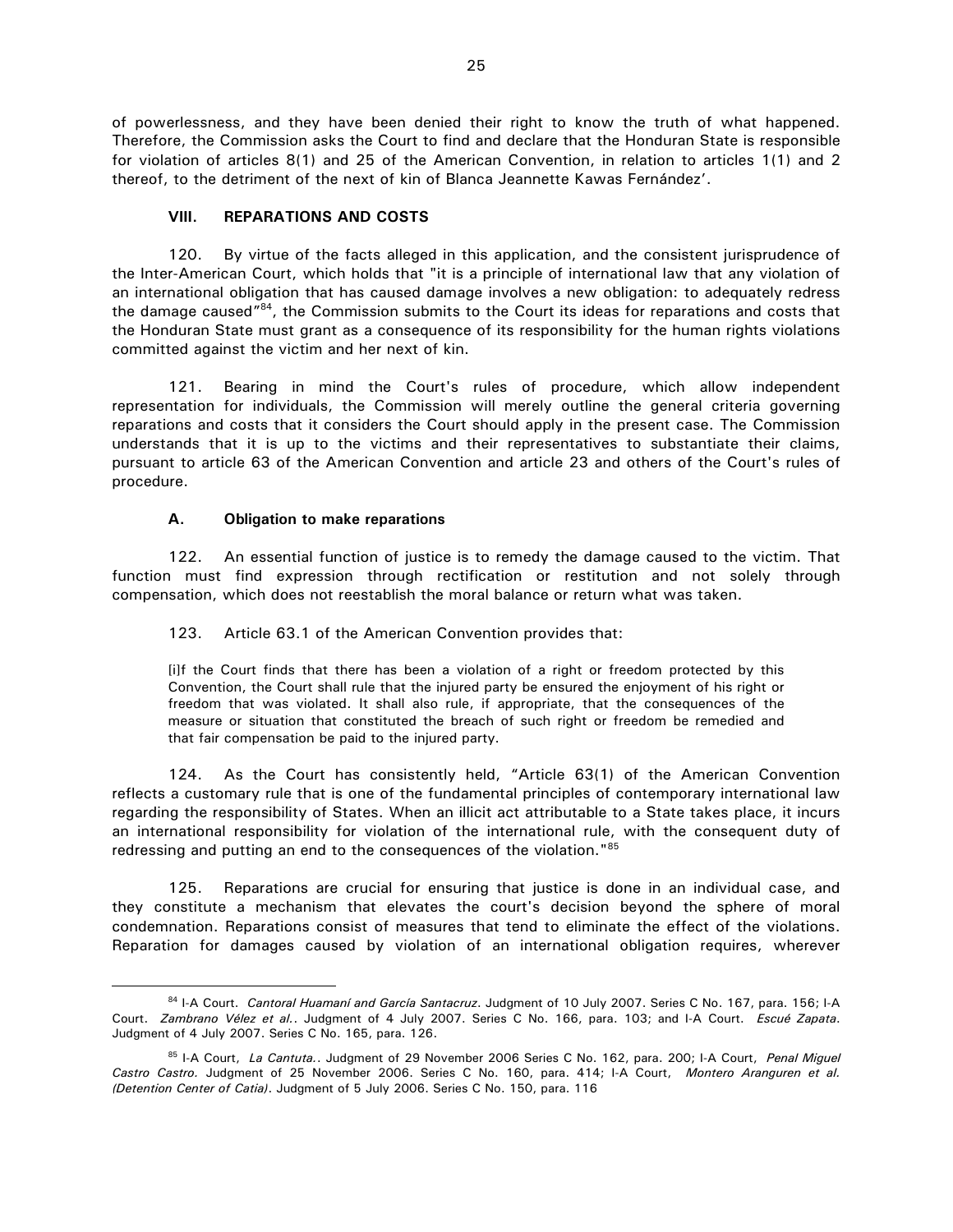of powerlessness, and they have been denied their right to know the truth of what happened. Therefore, the Commission asks the Court to find and declare that the Honduran State is responsible for violation of articles 8(1) and 25 of the American Convention, in relation to articles 1(1) and 2 thereof, to the detriment of the next of kin of Blanca Jeannette Kawas Fernández'.

## VIII. REPARATIONS AND COSTS

120. By virtue of the facts alleged in this application, and the consistent jurisprudence of the Inter-American Court, which holds that "it is a principle of international law that any violation of an international obligation that has caused damage involves a new obligation: to adequately redress the damage caused"[84], the Commission submits to the Court its ideas for reparations and costs that the Honduran State must grant as a consequence of its responsibility for the human rights violations committed against the victim and her next of kin.

121. Bearing in mind the Court's rules of procedure, which allow independent representation for individuals, the Commission will merely outline the general criteria governing reparations and costs that it considers the Court should apply in the present case. The Commission understands that it is up to the victims and their representatives to substantiate their claims, pursuant to article 63 of the American Convention and article 23 and others of the Court's rules of procedure.

### A. Obligation to make reparations

122. An essential function of justice is to remedy the damage caused to the victim. That function must find expression through rectification or restitution and not solely through compensation, which does not reestablish the moral balance or return what was taken.

123. Article 63.1 of the American Convention provides that:

> [i]f the Court finds that there has been a violation of a right or freedom protected by this Convention, the Court shall rule that the injured party be ensured the enjoyment of his right or freedom that was violated. It shall also rule, if appropriate, that the consequences of the measure or situation that constituted the breach of such right or freedom be remedied and that fair compensation be paid to the injured party.

124. As the Court has consistently held, "Article 63(1) of the American Convention reflects a customary rule that is one of the fundamental principles of contemporary international law regarding the responsibility of States. When an illicit act attributable to a State takes place, it incurs an international responsibility for violation of the international rule, with the consequent duty of redressing and putting an end to the consequences of the violation."[85]

125. Reparations are crucial for ensuring that justice is done in an individual case, and they constitute a mechanism that elevates the court's decision beyond the sphere of moral condemnation. Reparations consist of measures that tend to eliminate the effect of the violations. Reparation for damages caused by violation of an international obligation requires, wherever

---

[84] I-A Court. *Cantoral Huamaní and García Santacruz*. Judgment of 10 July 2007. Series C No. 167, para. 156; I-A Court. *Zambrano Vélez et al.*. Judgment of 4 July 2007. Series C No. 166, para. 103; and I-A Court. *Escué Zapata*. Judgment of 4 July 2007. Series C No. 165, para. 126.

[85] I-A Court, *La Cantuta.*. Judgment of 29 November 2006 Series C No. 162, para. 200; I-A Court, *Penal Miguel Castro Castro.* Judgment of 25 November 2006. Series C No. 160, para. 414; I-A Court, *Montero Aranguren et al. (Detention Center of Catia)*. Judgment of 5 July 2006. Series C No. 150, para. 116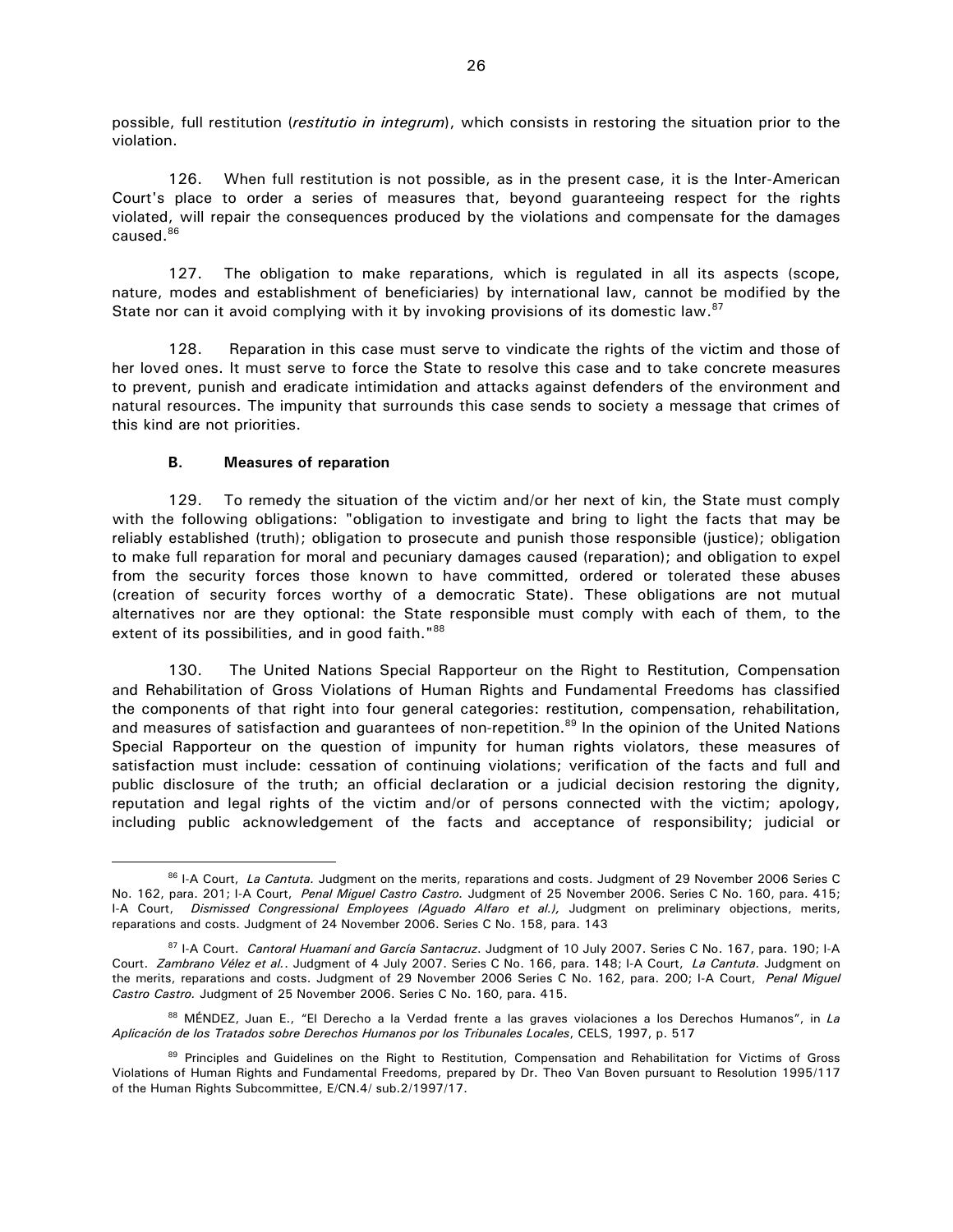possible, full restitution (*restitutio in integrum*), which consists in restoring the situation prior to the violation.

126. When full restitution is not possible, as in the present case, it is the Inter-American Court's place to order a series of measures that, beyond guaranteeing respect for the rights violated, will repair the consequences produced by the violations and compensate for the damages caused.[86]

127. The obligation to make reparations, which is regulated in all its aspects (scope, nature, modes and establishment of beneficiaries) by international law, cannot be modified by the State nor can it avoid complying with it by invoking provisions of its domestic law.[87]

128. Reparation in this case must serve to vindicate the rights of the victim and those of her loved ones. It must serve to force the State to resolve this case and to take concrete measures to prevent, punish and eradicate intimidation and attacks against defenders of the environment and natural resources. The impunity that surrounds this case sends to society a message that crimes of this kind are not priorities.

**B. Measures of reparation**

129. To remedy the situation of the victim and/or her next of kin, the State must comply with the following obligations: "obligation to investigate and bring to light the facts that may be reliably established (truth); obligation to prosecute and punish those responsible (justice); obligation to make full reparation for moral and pecuniary damages caused (reparation); and obligation to expel from the security forces those known to have committed, ordered or tolerated these abuses (creation of security forces worthy of a democratic State). These obligations are not mutual alternatives nor are they optional: the State responsible must comply with each of them, to the extent of its possibilities, and in good faith."[88]

130. The United Nations Special Rapporteur on the Right to Restitution, Compensation and Rehabilitation of Gross Violations of Human Rights and Fundamental Freedoms has classified the components of that right into four general categories: restitution, compensation, rehabilitation, and measures of satisfaction and guarantees of non-repetition.[89] In the opinion of the United Nations Special Rapporteur on the question of impunity for human rights violators, these measures of satisfaction must include: cessation of continuing violations; verification of the facts and full and public disclosure of the truth; an official declaration or a judicial decision restoring the dignity, reputation and legal rights of the victim and/or of persons connected with the victim; apology, including public acknowledgement of the facts and acceptance of responsibility; judicial or

---

[86] I-A Court, *La Cantuta.* Judgment on the merits, reparations and costs. Judgment of 29 November 2006 Series C No. 162, para. 201; I-A Court, *Penal Miguel Castro Castro.* Judgment of 25 November 2006. Series C No. 160, para. 415; I-A Court, *Dismissed Congressional Employees (Aguado Alfaro et al.),* Judgment on preliminary objections, merits, reparations and costs. Judgment of 24 November 2006. Series C No. 158, para. 143

[87] I-A Court. *Cantoral Huamaní and García Santacruz*. Judgment of 10 July 2007. Series C No. 167, para. 190; I-A Court. *Zambrano Vélez et al.*. Judgment of 4 July 2007. Series C No. 166, para. 148; I-A Court, *La Cantuta.* Judgment on the merits, reparations and costs. Judgment of 29 November 2006 Series C No. 162, para. 200; I-A Court, *Penal Miguel Castro Castro.* Judgment of 25 November 2006. Series C No. 160, para. 415.

[88] MÉNDEZ, Juan E., "El Derecho a la Verdad frente a las graves violaciones a los Derechos Humanos", in *La Aplicación de los Tratados sobre Derechos Humanos por los Tribunales Locales*, CELS, 1997, p. 517

[89] Principles and Guidelines on the Right to Restitution, Compensation and Rehabilitation for Victims of Gross Violations of Human Rights and Fundamental Freedoms, prepared by Dr. Theo Van Boven pursuant to Resolution 1995/117 of the Human Rights Subcommittee, E/CN.4/ sub.2/1997/17.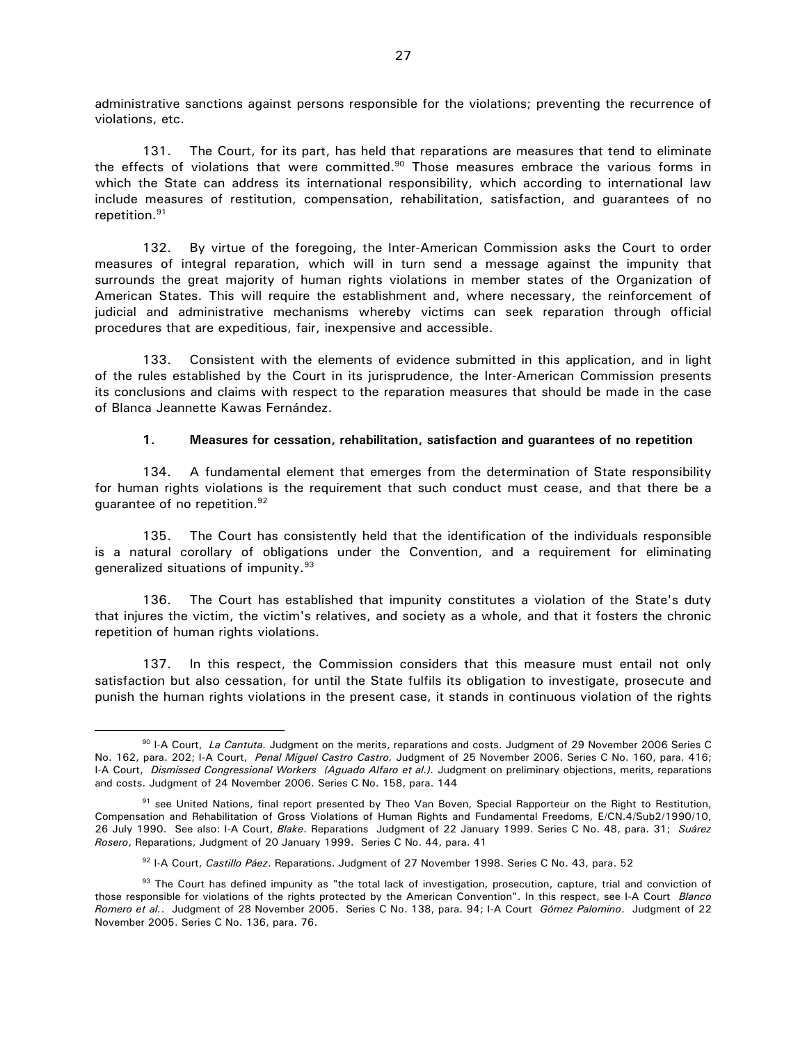administrative sanctions against persons responsible for the violations; preventing the recurrence of violations, etc.

131. The Court, for its part, has held that reparations are measures that tend to eliminate the effects of violations that were committed.[90] Those measures embrace the various forms in which the State can address its international responsibility, which according to international law include measures of restitution, compensation, rehabilitation, satisfaction, and guarantees of no repetition.[91]

132. By virtue of the foregoing, the Inter-American Commission asks the Court to order measures of integral reparation, which will in turn send a message against the impunity that surrounds the great majority of human rights violations in member states of the Organization of American States. This will require the establishment and, where necessary, the reinforcement of judicial and administrative mechanisms whereby victims can seek reparation through official procedures that are expeditious, fair, inexpensive and accessible.

133. Consistent with the elements of evidence submitted in this application, and in light of the rules established by the Court in its jurisprudence, the Inter-American Commission presents its conclusions and claims with respect to the reparation measures that should be made in the case of Blanca Jeannette Kawas Fernández.

### 1. Measures for cessation, rehabilitation, satisfaction and guarantees of no repetition

134. A fundamental element that emerges from the determination of State responsibility for human rights violations is the requirement that such conduct must cease, and that there be a guarantee of no repetition.[92]

135. The Court has consistently held that the identification of the individuals responsible is a natural corollary of obligations under the Convention, and a requirement for eliminating generalized situations of impunity.[93]

136. The Court has established that impunity constitutes a violation of the State's duty that injures the victim, the victim's relatives, and society as a whole, and that it fosters the chronic repetition of human rights violations.

137. In this respect, the Commission considers that this measure must entail not only satisfaction but also cessation, for until the State fulfils its obligation to investigate, prosecute and punish the human rights violations in the present case, it stands in continuous violation of the rights

---

[90] I-A Court, *La Cantuta.* Judgment on the merits, reparations and costs. Judgment of 29 November 2006 Series C No. 162, para. 202; I-A Court, *Penal Miguel Castro Castro.* Judgment of 25 November 2006. Series C No. 160, para. 416; I-A Court, *Dismissed Congressional Workers (Aguado Alfaro et al.).* Judgment on preliminary objections, merits, reparations and costs. Judgment of 24 November 2006. Series C No. 158, para. 144

[91] see United Nations, final report presented by Theo Van Boven, Special Rapporteur on the Right to Restitution, Compensation and Rehabilitation of Gross Violations of Human Rights and Fundamental Freedoms, E/CN.4/Sub2/1990/10, 26 July 1990. See also: I-A Court, *Blake*. Reparations Judgment of 22 January 1999. Series C No. 48, para. 31; *Suárez Rosero*, Reparations, Judgment of 20 January 1999. Series C No. 44, para. 41

[92] I-A Court, *Castillo Páez*. Reparations. Judgment of 27 November 1998. Series C No. 43, para. 52

[93] The Court has defined impunity as "the total lack of investigation, prosecution, capture, trial and conviction of those responsible for violations of the rights protected by the American Convention". In this respect, see I-A Court *Blanco Romero et al.*. Judgment of 28 November 2005. Series C No. 138, para. 94; I-A Court *Gómez Palomino*. Judgment of 22 November 2005. Series C No. 136, para. 76.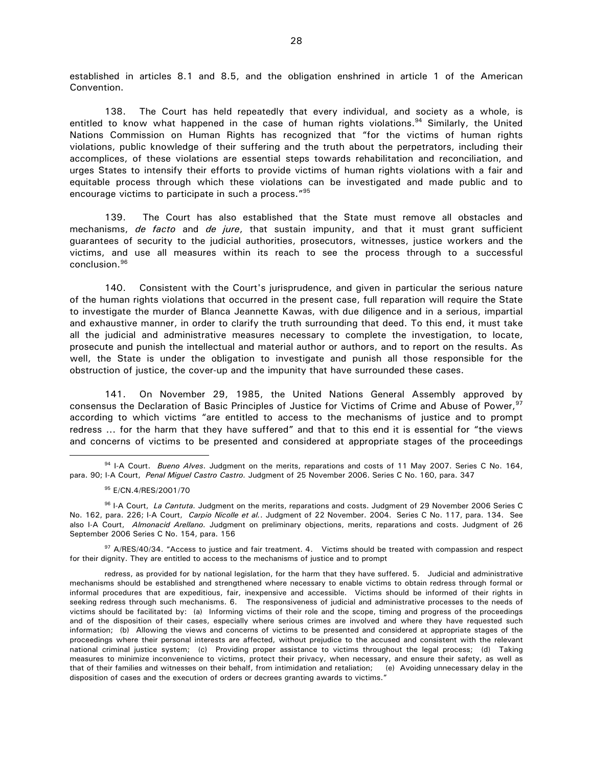established in articles 8.1 and 8.5, and the obligation enshrined in article 1 of the American Convention.

138. The Court has held repeatedly that every individual, and society as a whole, is entitled to know what happened in the case of human rights violations.[94] Similarly, the United Nations Commission on Human Rights has recognized that "for the victims of human rights violations, public knowledge of their suffering and the truth about the perpetrators, including their accomplices, of these violations are essential steps towards rehabilitation and reconciliation, and urges States to intensify their efforts to provide victims of human rights violations with a fair and equitable process through which these violations can be investigated and made public and to encourage victims to participate in such a process."[95]

139. The Court has also established that the State must remove all obstacles and mechanisms, *de facto* and *de jure*, that sustain impunity, and that it must grant sufficient guarantees of security to the judicial authorities, prosecutors, witnesses, justice workers and the victims, and use all measures within its reach to see the process through to a successful conclusion.[96]

140. Consistent with the Court's jurisprudence, and given in particular the serious nature of the human rights violations that occurred in the present case, full reparation will require the State to investigate the murder of Blanca Jeannette Kawas, with due diligence and in a serious, impartial and exhaustive manner, in order to clarify the truth surrounding that deed. To this end, it must take all the judicial and administrative measures necessary to complete the investigation, to locate, prosecute and punish the intellectual and material author or authors, and to report on the results. As well, the State is under the obligation to investigate and punish all those responsible for the obstruction of justice, the cover-up and the impunity that have surrounded these cases.

141. On November 29, 1985, the United Nations General Assembly approved by consensus the Declaration of Basic Principles of Justice for Victims of Crime and Abuse of Power,[97] according to which victims "are entitled to access to the mechanisms of justice and to prompt redress ... for the harm that they have suffered" and that to this end it is essential for "the views and concerns of victims to be presented and considered at appropriate stages of the proceedings

---

[94] I-A Court. *Bueno Alves*. Judgment on the merits, reparations and costs of 11 May 2007. Series C No. 164, para. 90; I-A Court, *Penal Miguel Castro Castro.* Judgment of 25 November 2006. Series C No. 160, para. 347

[95] E/CN.4/RES/2001/70

[96] I-A Court, *La Cantuta.* Judgment on the merits, reparations and costs. Judgment of 29 November 2006 Series C No. 162, para. 226; I-A Court, *Carpio Nicolle et al.*. Judgment of 22 November. 2004. Series C No. 117, para. 134. See also I-A Court, *Almonacid Arellano.* Judgment on preliminary objections, merits, reparations and costs. Judgment of 26 September 2006 Series C No. 154, para. 156

[97] A/RES/40/34. "Access to justice and fair treatment. 4. Victims should be treated with compassion and respect for their dignity. They are entitled to access to the mechanisms of justice and to prompt

redress, as provided for by national legislation, for the harm that they have suffered. 5. Judicial and administrative mechanisms should be established and strengthened where necessary to enable victims to obtain redress through formal or informal procedures that are expeditious, fair, inexpensive and accessible. Victims should be informed of their rights in seeking redress through such mechanisms. 6. The responsiveness of judicial and administrative processes to the needs of victims should be facilitated by: (a) Informing victims of their role and the scope, timing and progress of the proceedings and of the disposition of their cases, especially where serious crimes are involved and where they have requested such information; (b) Allowing the views and concerns of victims to be presented and considered at appropriate stages of the proceedings where their personal interests are affected, without prejudice to the accused and consistent with the relevant national criminal justice system; (c) Providing proper assistance to victims throughout the legal process; (d) Taking measures to minimize inconvenience to victims, protect their privacy, when necessary, and ensure their safety, as well as that of their families and witnesses on their behalf, from intimidation and retaliation; (e) Avoiding unnecessary delay in the disposition of cases and the execution of orders or decrees granting awards to victims."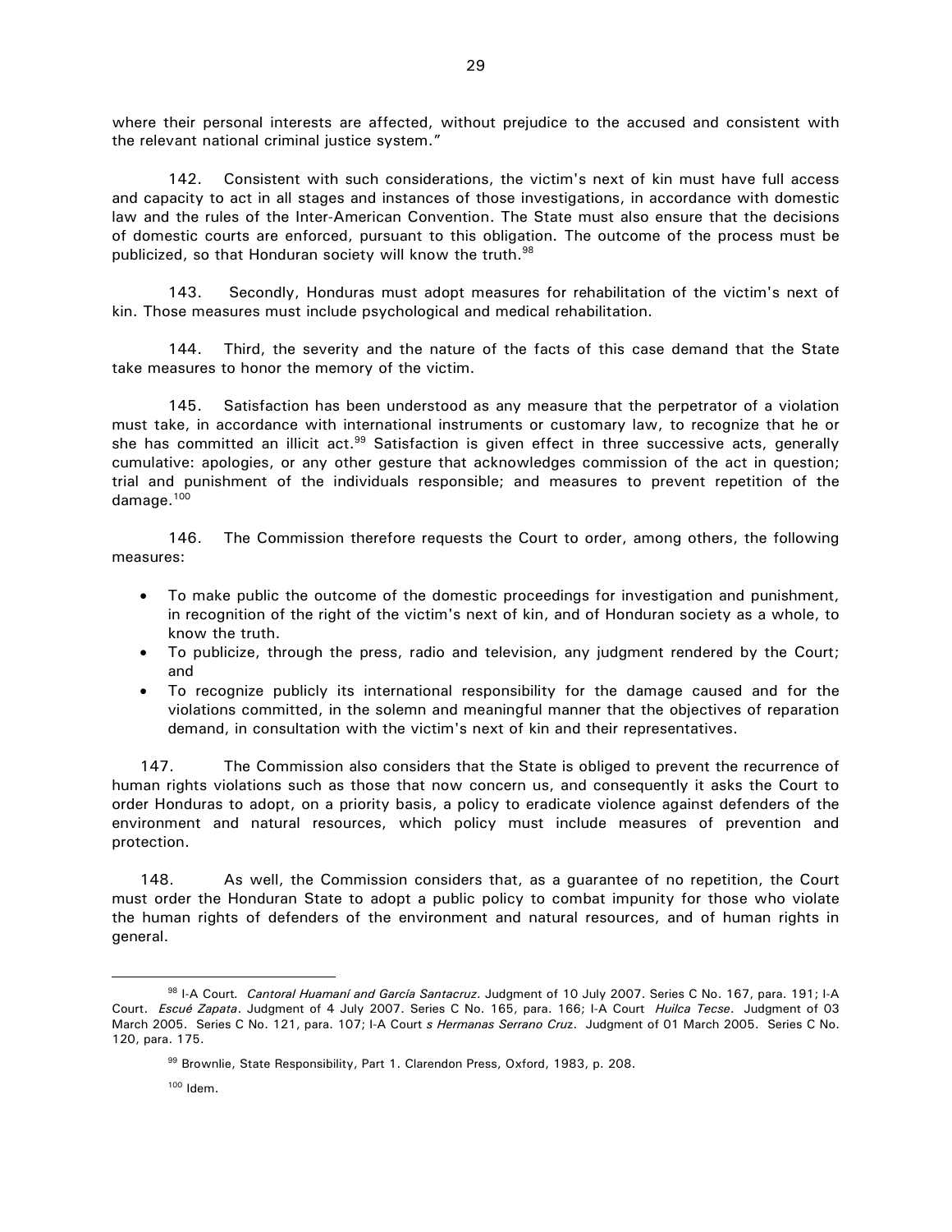where their personal interests are affected, without prejudice to the accused and consistent with the relevant national criminal justice system."

142. Consistent with such considerations, the victim's next of kin must have full access and capacity to act in all stages and instances of those investigations, in accordance with domestic law and the rules of the Inter-American Convention. The State must also ensure that the decisions of domestic courts are enforced, pursuant to this obligation. The outcome of the process must be publicized, so that Honduran society will know the truth.[98]

143. Secondly, Honduras must adopt measures for rehabilitation of the victim's next of kin. Those measures must include psychological and medical rehabilitation.

144. Third, the severity and the nature of the facts of this case demand that the State take measures to honor the memory of the victim.

145. Satisfaction has been understood as any measure that the perpetrator of a violation must take, in accordance with international instruments or customary law, to recognize that he or she has committed an illicit act.[99] Satisfaction is given effect in three successive acts, generally cumulative: apologies, or any other gesture that acknowledges commission of the act in question; trial and punishment of the individuals responsible; and measures to prevent repetition of the damage.[100]

146. The Commission therefore requests the Court to order, among others, the following measures:

- To make public the outcome of the domestic proceedings for investigation and punishment, in recognition of the right of the victim's next of kin, and of Honduran society as a whole, to know the truth.
- To publicize, through the press, radio and television, any judgment rendered by the Court; and
- To recognize publicly its international responsibility for the damage caused and for the violations committed, in the solemn and meaningful manner that the objectives of reparation demand, in consultation with the victim's next of kin and their representatives.

147. The Commission also considers that the State is obliged to prevent the recurrence of human rights violations such as those that now concern us, and consequently it asks the Court to order Honduras to adopt, on a priority basis, a policy to eradicate violence against defenders of the environment and natural resources, which policy must include measures of prevention and protection.

148. As well, the Commission considers that, as a guarantee of no repetition, the Court must order the Honduran State to adopt a public policy to combat impunity for those who violate the human rights of defenders of the environment and natural resources, and of human rights in general.

---

[98] I-A Court. *Cantoral Huamaní and García Santacruz*. Judgment of 10 July 2007. Series C No. 167, para. 191; I-A Court. *Escué Zapata*. Judgment of 4 July 2007. Series C No. 165, para. 166; I-A Court *Huilca Tecse*. Judgment of 03 March 2005. Series C No. 121, para. 107; I-A Court *s Hermanas Serrano Cruz*. Judgment of 01 March 2005. Series C No. 120, para. 175.

[99] Brownlie, State Responsibility, Part 1. Clarendon Press, Oxford, 1983, p. 208.

[100] Idem.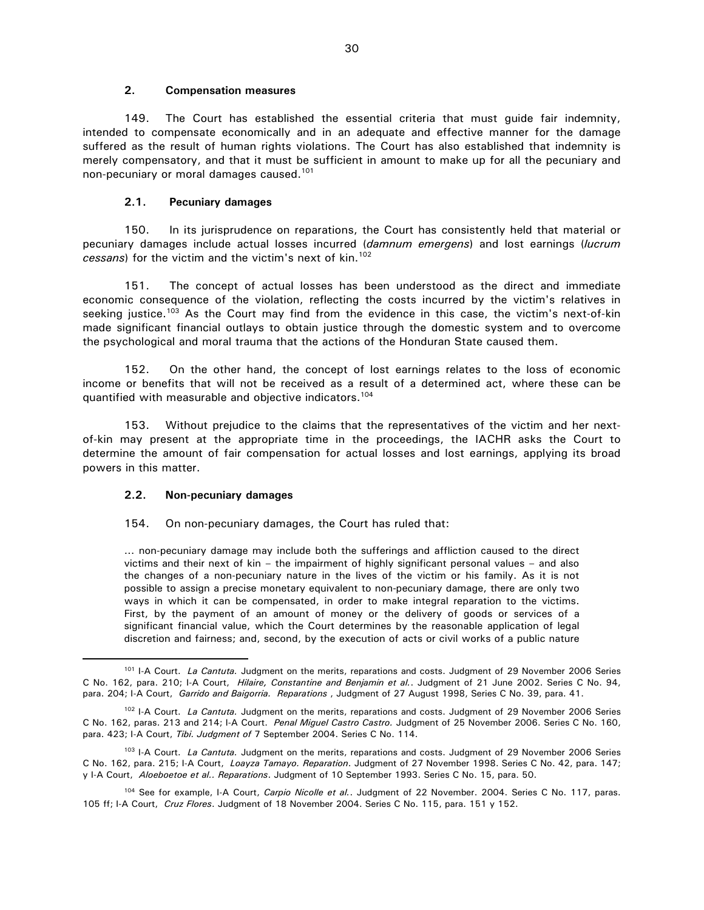### 2. Compensation measures

149. The Court has established the essential criteria that must guide fair indemnity, intended to compensate economically and in an adequate and effective manner for the damage suffered as the result of human rights violations. The Court has also established that indemnity is merely compensatory, and that it must be sufficient in amount to make up for all the pecuniary and non-pecuniary or moral damages caused.[101]

#### 2.1. Pecuniary damages

150. In its jurisprudence on reparations, the Court has consistently held that material or pecuniary damages include actual losses incurred (*damnum emergens*) and lost earnings (*lucrum cessans*) for the victim and the victim's next of kin.[102]

151. The concept of actual losses has been understood as the direct and immediate economic consequence of the violation, reflecting the costs incurred by the victim's relatives in seeking justice.[103] As the Court may find from the evidence in this case, the victim's next-of-kin made significant financial outlays to obtain justice through the domestic system and to overcome the psychological and moral trauma that the actions of the Honduran State caused them.

152. On the other hand, the concept of lost earnings relates to the loss of economic income or benefits that will not be received as a result of a determined act, where these can be quantified with measurable and objective indicators.[104]

153. Without prejudice to the claims that the representatives of the victim and her next-of-kin may present at the appropriate time in the proceedings, the IACHR asks the Court to determine the amount of fair compensation for actual losses and lost earnings, applying its broad powers in this matter.

#### 2.2. Non-pecuniary damages

154. On non-pecuniary damages, the Court has ruled that:

> ... non-pecuniary damage may include both the sufferings and affliction caused to the direct victims and their next of kin – the impairment of highly significant personal values – and also the changes of a non-pecuniary nature in the lives of the victim or his family. As it is not possible to assign a precise monetary equivalent to non-pecuniary damage, there are only two ways in which it can be compensated, in order to make integral reparation to the victims. First, by the payment of an amount of money or the delivery of goods or services of a significant financial value, which the Court determines by the reasonable application of legal discretion and fairness; and, second, by the execution of acts or civil works of a public nature

---

[101] I-A Court. *La Cantuta.* Judgment on the merits, reparations and costs. Judgment of 29 November 2006 Series C No. 162, para. 210; I-A Court, *Hilaire, Constantine and Benjamin et al.*. Judgment of 21 June 2002. Series C No. 94, para. 204; I-A Court, *Garrido and Baigorria. Reparations* , Judgment of 27 August 1998, Series C No. 39, para. 41.

[102] I-A Court. *La Cantuta.* Judgment on the merits, reparations and costs. Judgment of 29 November 2006 Series C No. 162, paras. 213 and 214; I-A Court. *Penal Miguel Castro Castro.* Judgment of 25 November 2006. Series C No. 160, para. 423; I-A Court, *Tibi. Judgment of* 7 September 2004. Series C No. 114.

[103] I-A Court. *La Cantuta.* Judgment on the merits, reparations and costs. Judgment of 29 November 2006 Series C No. 162, para. 215; I-A Court, *Loayza Tamayo. Reparation*. Judgment of 27 November 1998. Series C No. 42, para. 147; y I-A Court, *Aloeboetoe et al.. Reparations*. Judgment of 10 September 1993. Series C No. 15, para. 50.

[104] See for example, I-A Court, *Carpio Nicolle et al.*. Judgment of 22 November. 2004. Series C No. 117, paras. 105 ff; I-A Court, *Cruz Flores*. Judgment of 18 November 2004. Series C No. 115, para. 151 y 152.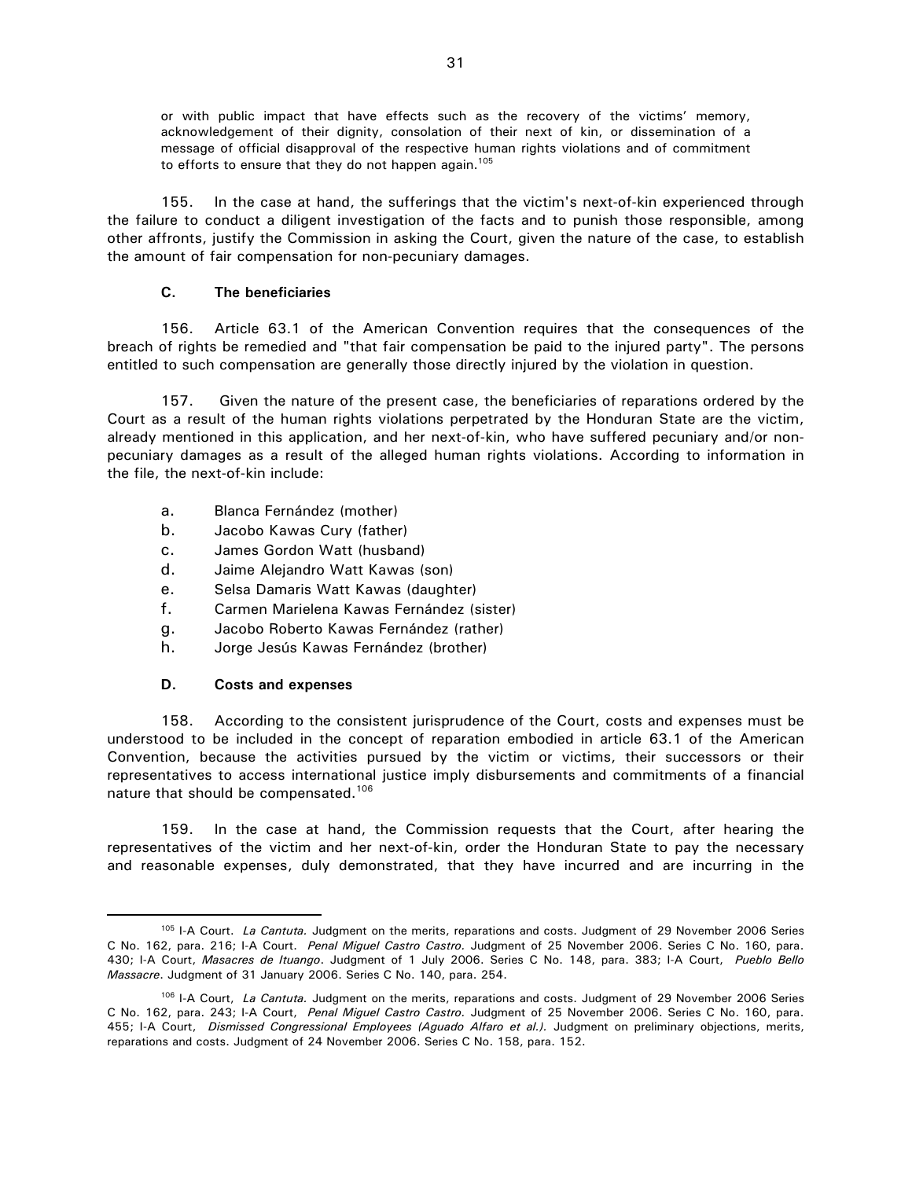or with public impact that have effects such as the recovery of the victims' memory, acknowledgement of their dignity, consolation of their next of kin, or dissemination of a message of official disapproval of the respective human rights violations and of commitment to efforts to ensure that they do not happen again.[105]

155. In the case at hand, the sufferings that the victim's next-of-kin experienced through the failure to conduct a diligent investigation of the facts and to punish those responsible, among other affronts, justify the Commission in asking the Court, given the nature of the case, to establish the amount of fair compensation for non-pecuniary damages.

### C. The beneficiaries

156. Article 63.1 of the American Convention requires that the consequences of the breach of rights be remedied and "that fair compensation be paid to the injured party". The persons entitled to such compensation are generally those directly injured by the violation in question.

157. Given the nature of the present case, the beneficiaries of reparations ordered by the Court as a result of the human rights violations perpetrated by the Honduran State are the victim, already mentioned in this application, and her next-of-kin, who have suffered pecuniary and/or non-pecuniary damages as a result of the alleged human rights violations. According to information in the file, the next-of-kin include:

a. Blanca Fernández (mother)
b. Jacobo Kawas Cury (father)
c. James Gordon Watt (husband)
d. Jaime Alejandro Watt Kawas (son)
e. Selsa Damaris Watt Kawas (daughter)
f. Carmen Marielena Kawas Fernández (sister)
g. Jacobo Roberto Kawas Fernández (rather)
h. Jorge Jesús Kawas Fernández (brother)

### D. Costs and expenses

158. According to the consistent jurisprudence of the Court, costs and expenses must be understood to be included in the concept of reparation embodied in article 63.1 of the American Convention, because the activities pursued by the victim or victims, their successors or their representatives to access international justice imply disbursements and commitments of a financial nature that should be compensated.[106]

159. In the case at hand, the Commission requests that the Court, after hearing the representatives of the victim and her next-of-kin, order the Honduran State to pay the necessary and reasonable expenses, duly demonstrated, that they have incurred and are incurring in the

---

[105] I-A Court. *La Cantuta.* Judgment on the merits, reparations and costs. Judgment of 29 November 2006 Series C No. 162, para. 216; I-A Court. *Penal Miguel Castro Castro.* Judgment of 25 November 2006. Series C No. 160, para. 430; I-A Court, *Masacres de Ituango*. Judgment of 1 July 2006. Series C No. 148, para. 383; I-A Court, *Pueblo Bello Massacre*. Judgment of 31 January 2006. Series C No. 140, para. 254.

[106] I-A Court, *La Cantuta.* Judgment on the merits, reparations and costs. Judgment of 29 November 2006 Series C No. 162, para. 243; I-A Court, *Penal Miguel Castro Castro.* Judgment of 25 November 2006. Series C No. 160, para. 455; I-A Court, *Dismissed Congressional Employees (Aguado Alfaro et al.).* Judgment on preliminary objections, merits, reparations and costs. Judgment of 24 November 2006. Series C No. 158, para. 152.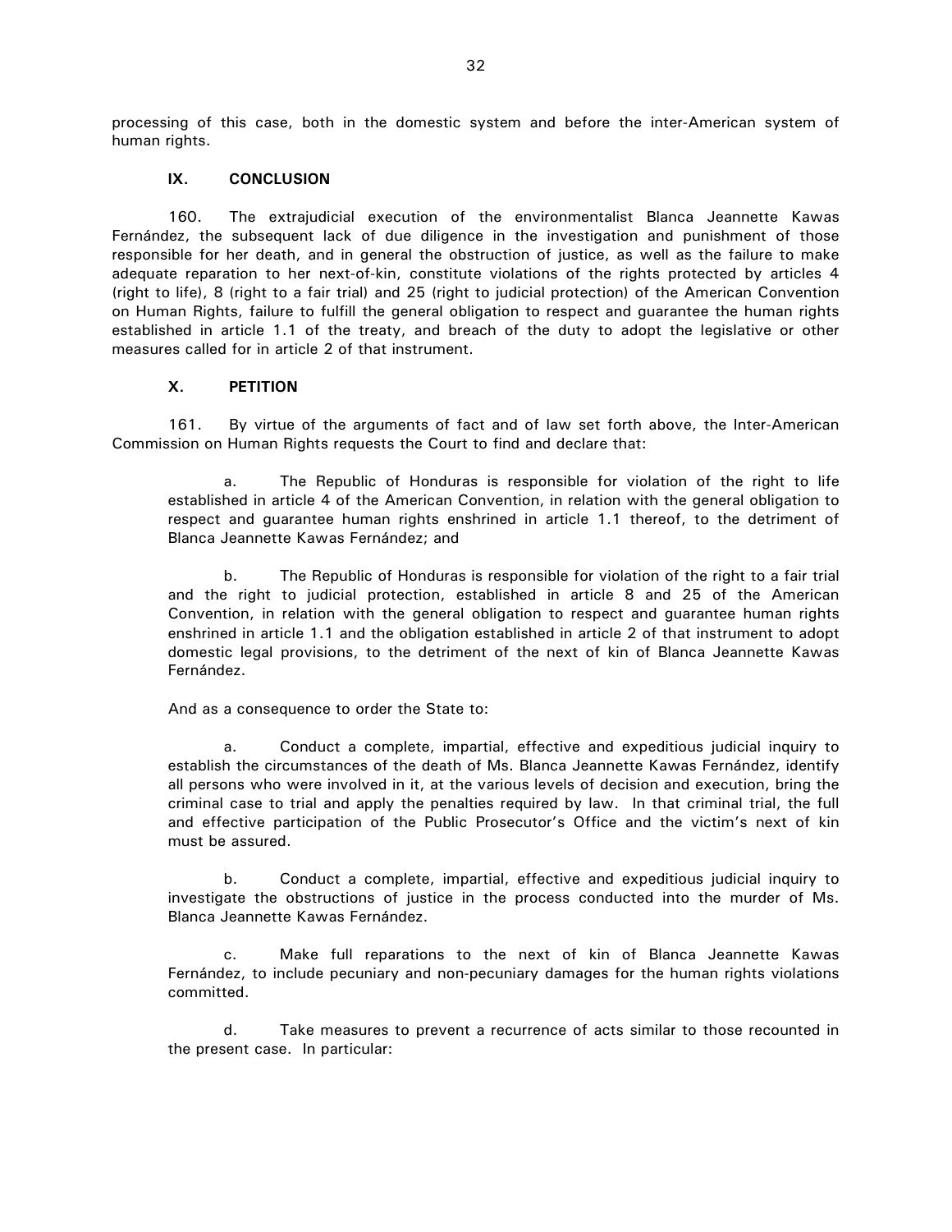processing of this case, both in the domestic system and before the inter-American system of human rights.

## IX. CONCLUSION

160. The extrajudicial execution of the environmentalist Blanca Jeannette Kawas Fernández, the subsequent lack of due diligence in the investigation and punishment of those responsible for her death, and in general the obstruction of justice, as well as the failure to make adequate reparation to her next-of-kin, constitute violations of the rights protected by articles 4 (right to life), 8 (right to a fair trial) and 25 (right to judicial protection) of the American Convention on Human Rights, failure to fulfill the general obligation to respect and guarantee the human rights established in article 1.1 of the treaty, and breach of the duty to adopt the legislative or other measures called for in article 2 of that instrument.

## X. PETITION

161. By virtue of the arguments of fact and of law set forth above, the Inter-American Commission on Human Rights requests the Court to find and declare that:

a. The Republic of Honduras is responsible for violation of the right to life established in article 4 of the American Convention, in relation with the general obligation to respect and guarantee human rights enshrined in article 1.1 thereof, to the detriment of Blanca Jeannette Kawas Fernández; and

b. The Republic of Honduras is responsible for violation of the right to a fair trial and the right to judicial protection, established in article 8 and 25 of the American Convention, in relation with the general obligation to respect and guarantee human rights enshrined in article 1.1 and the obligation established in article 2 of that instrument to adopt domestic legal provisions, to the detriment of the next of kin of Blanca Jeannette Kawas Fernández.

And as a consequence to order the State to:

a. Conduct a complete, impartial, effective and expeditious judicial inquiry to establish the circumstances of the death of Ms. Blanca Jeannette Kawas Fernández, identify all persons who were involved in it, at the various levels of decision and execution, bring the criminal case to trial and apply the penalties required by law. In that criminal trial, the full and effective participation of the Public Prosecutor's Office and the victim's next of kin must be assured.

b. Conduct a complete, impartial, effective and expeditious judicial inquiry to investigate the obstructions of justice in the process conducted into the murder of Ms. Blanca Jeannette Kawas Fernández.

c. Make full reparations to the next of kin of Blanca Jeannette Kawas Fernández, to include pecuniary and non-pecuniary damages for the human rights violations committed.

d. Take measures to prevent a recurrence of acts similar to those recounted in the present case. In particular: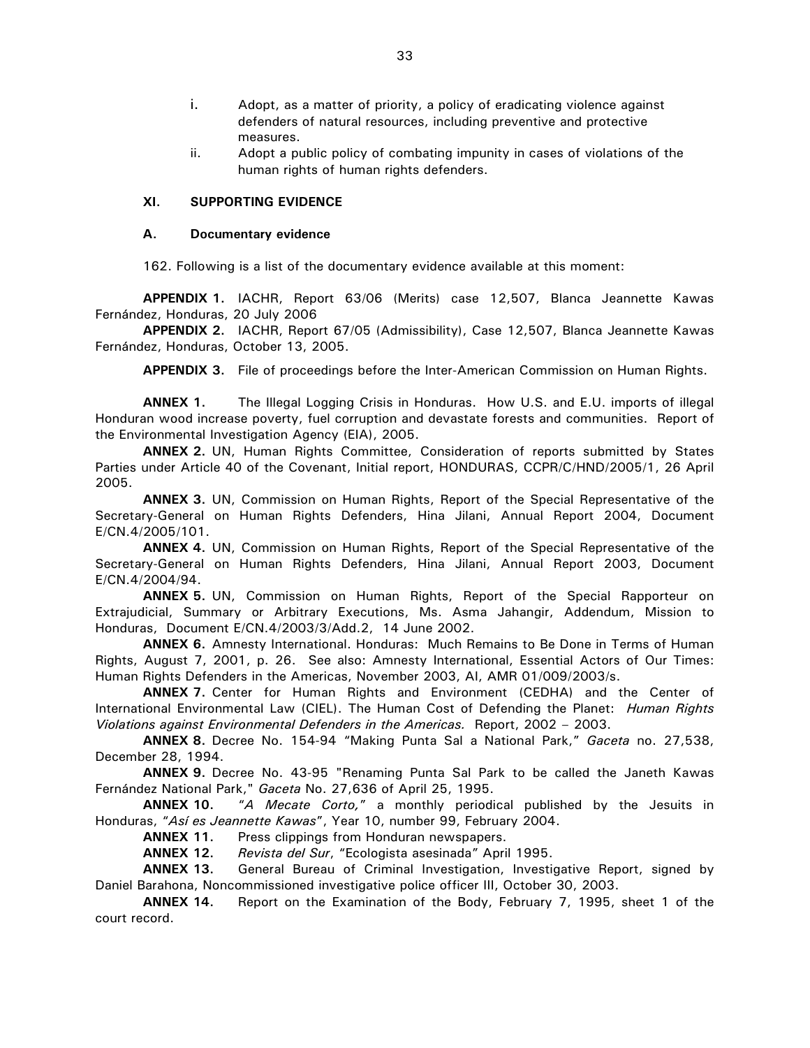i. Adopt, as a matter of priority, a policy of eradicating violence against defenders of natural resources, including preventive and protective measures.

ii. Adopt a public policy of combating impunity in cases of violations of the human rights of human rights defenders.

## XI. SUPPORTING EVIDENCE

### A. Documentary evidence

162. Following is a list of the documentary evidence available at this moment:

**APPENDIX 1.** IACHR, Report 63/06 (Merits) case 12,507, Blanca Jeannette Kawas Fernández, Honduras, 20 July 2006

**APPENDIX 2.** IACHR, Report 67/05 (Admissibility), Case 12,507, Blanca Jeannette Kawas Fernández, Honduras, October 13, 2005.

**APPENDIX 3.** File of proceedings before the Inter-American Commission on Human Rights.

**ANNEX 1.** The Illegal Logging Crisis in Honduras. How U.S. and E.U. imports of illegal Honduran wood increase poverty, fuel corruption and devastate forests and communities. Report of the Environmental Investigation Agency (EIA), 2005.

**ANNEX 2.** UN, Human Rights Committee, Consideration of reports submitted by States Parties under Article 40 of the Covenant, Initial report, HONDURAS, CCPR/C/HND/2005/1, 26 April 2005.

**ANNEX 3.** UN, Commission on Human Rights, Report of the Special Representative of the Secretary-General on Human Rights Defenders, Hina Jilani, Annual Report 2004, Document E/CN.4/2005/101.

**ANNEX 4.** UN, Commission on Human Rights, Report of the Special Representative of the Secretary-General on Human Rights Defenders, Hina Jilani, Annual Report 2003, Document E/CN.4/2004/94.

**ANNEX 5.** UN, Commission on Human Rights, Report of the Special Rapporteur on Extrajudicial, Summary or Arbitrary Executions, Ms. Asma Jahangir, Addendum, Mission to Honduras, Document E/CN.4/2003/3/Add.2, 14 June 2002.

**ANNEX 6.** Amnesty International. Honduras: Much Remains to Be Done in Terms of Human Rights, August 7, 2001, p. 26. See also: Amnesty International, Essential Actors of Our Times: Human Rights Defenders in the Americas, November 2003, AI, AMR 01/009/2003/s.

**ANNEX 7.** Center for Human Rights and Environment (CEDHA) and the Center of International Environmental Law (CIEL). The Human Cost of Defending the Planet: *Human Rights Violations against Environmental Defenders in the Americas.* Report, 2002 – 2003.

**ANNEX 8.** Decree No. 154-94 "Making Punta Sal a National Park," *Gaceta* no. 27,538, December 28, 1994.

**ANNEX 9.** Decree No. 43-95 "Renaming Punta Sal Park to be called the Janeth Kawas Fernández National Park," *Gaceta* No. 27,636 of April 25, 1995.

**ANNEX 10.** "*A Mecate Corto,*" a monthly periodical published by the Jesuits in Honduras, "*Así es Jeannette Kawas*", Year 10, number 99, February 2004.

**ANNEX 11.** Press clippings from Honduran newspapers.

**ANNEX 12.** *Revista del Sur*, "Ecologista asesinada" April 1995.

**ANNEX 13.** General Bureau of Criminal Investigation, Investigative Report, signed by Daniel Barahona, Noncommissioned investigative police officer III, October 30, 2003.

**ANNEX 14.** Report on the Examination of the Body, February 7, 1995, sheet 1 of the court record.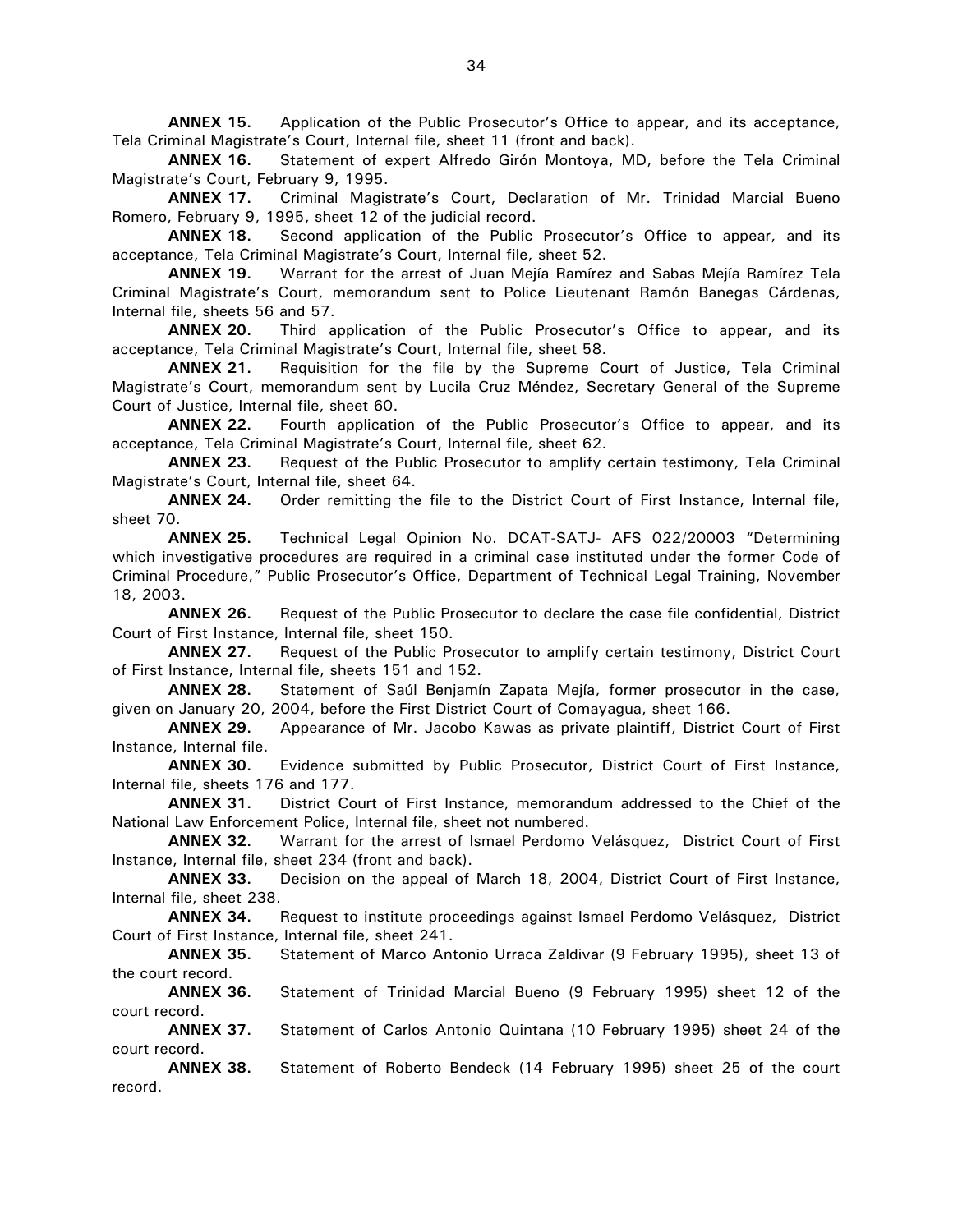**ANNEX 15.** Application of the Public Prosecutor's Office to appear, and its acceptance, Tela Criminal Magistrate's Court, Internal file, sheet 11 (front and back).

**ANNEX 16.** Statement of expert Alfredo Girón Montoya, MD, before the Tela Criminal Magistrate's Court, February 9, 1995.

**ANNEX 17.** Criminal Magistrate's Court, Declaration of Mr. Trinidad Marcial Bueno Romero, February 9, 1995, sheet 12 of the judicial record.

**ANNEX 18.** Second application of the Public Prosecutor's Office to appear, and its acceptance, Tela Criminal Magistrate's Court, Internal file, sheet 52.

**ANNEX 19.** Warrant for the arrest of Juan Mejía Ramírez and Sabas Mejía Ramírez Tela Criminal Magistrate's Court, memorandum sent to Police Lieutenant Ramón Banegas Cárdenas, Internal file, sheets 56 and 57.

**ANNEX 20.** Third application of the Public Prosecutor's Office to appear, and its acceptance, Tela Criminal Magistrate's Court, Internal file, sheet 58.

**ANNEX 21.** Requisition for the file by the Supreme Court of Justice, Tela Criminal Magistrate's Court, memorandum sent by Lucila Cruz Méndez, Secretary General of the Supreme Court of Justice, Internal file, sheet 60.

**ANNEX 22.** Fourth application of the Public Prosecutor's Office to appear, and its acceptance, Tela Criminal Magistrate's Court, Internal file, sheet 62.

**ANNEX 23.** Request of the Public Prosecutor to amplify certain testimony, Tela Criminal Magistrate's Court, Internal file, sheet 64.

**ANNEX 24.** Order remitting the file to the District Court of First Instance, Internal file, sheet 70.

**ANNEX 25.** Technical Legal Opinion No. DCAT-SATJ- AFS 022/20003 "Determining which investigative procedures are required in a criminal case instituted under the former Code of Criminal Procedure," Public Prosecutor's Office, Department of Technical Legal Training, November 18, 2003.

**ANNEX 26.** Request of the Public Prosecutor to declare the case file confidential, District Court of First Instance, Internal file, sheet 150.

**ANNEX 27.** Request of the Public Prosecutor to amplify certain testimony, District Court of First Instance, Internal file, sheets 151 and 152.

**ANNEX 28.** Statement of Saúl Benjamín Zapata Mejía, former prosecutor in the case, given on January 20, 2004, before the First District Court of Comayagua, sheet 166.

**ANNEX 29.** Appearance of Mr. Jacobo Kawas as private plaintiff, District Court of First Instance, Internal file.

**ANNEX 30.** Evidence submitted by Public Prosecutor, District Court of First Instance, Internal file, sheets 176 and 177.

**ANNEX 31.** District Court of First Instance, memorandum addressed to the Chief of the National Law Enforcement Police, Internal file, sheet not numbered.

**ANNEX 32.** Warrant for the arrest of Ismael Perdomo Velásquez, District Court of First Instance, Internal file, sheet 234 (front and back).

**ANNEX 33.** Decision on the appeal of March 18, 2004, District Court of First Instance, Internal file, sheet 238.

**ANNEX 34.** Request to institute proceedings against Ismael Perdomo Velásquez, District Court of First Instance, Internal file, sheet 241.

**ANNEX 35.** Statement of Marco Antonio Urraca Zaldivar (9 February 1995), sheet 13 of the court record.

**ANNEX 36.** Statement of Trinidad Marcial Bueno (9 February 1995) sheet 12 of the court record.

**ANNEX 37.** Statement of Carlos Antonio Quintana (10 February 1995) sheet 24 of the court record.

**ANNEX 38.** Statement of Roberto Bendeck (14 February 1995) sheet 25 of the court record.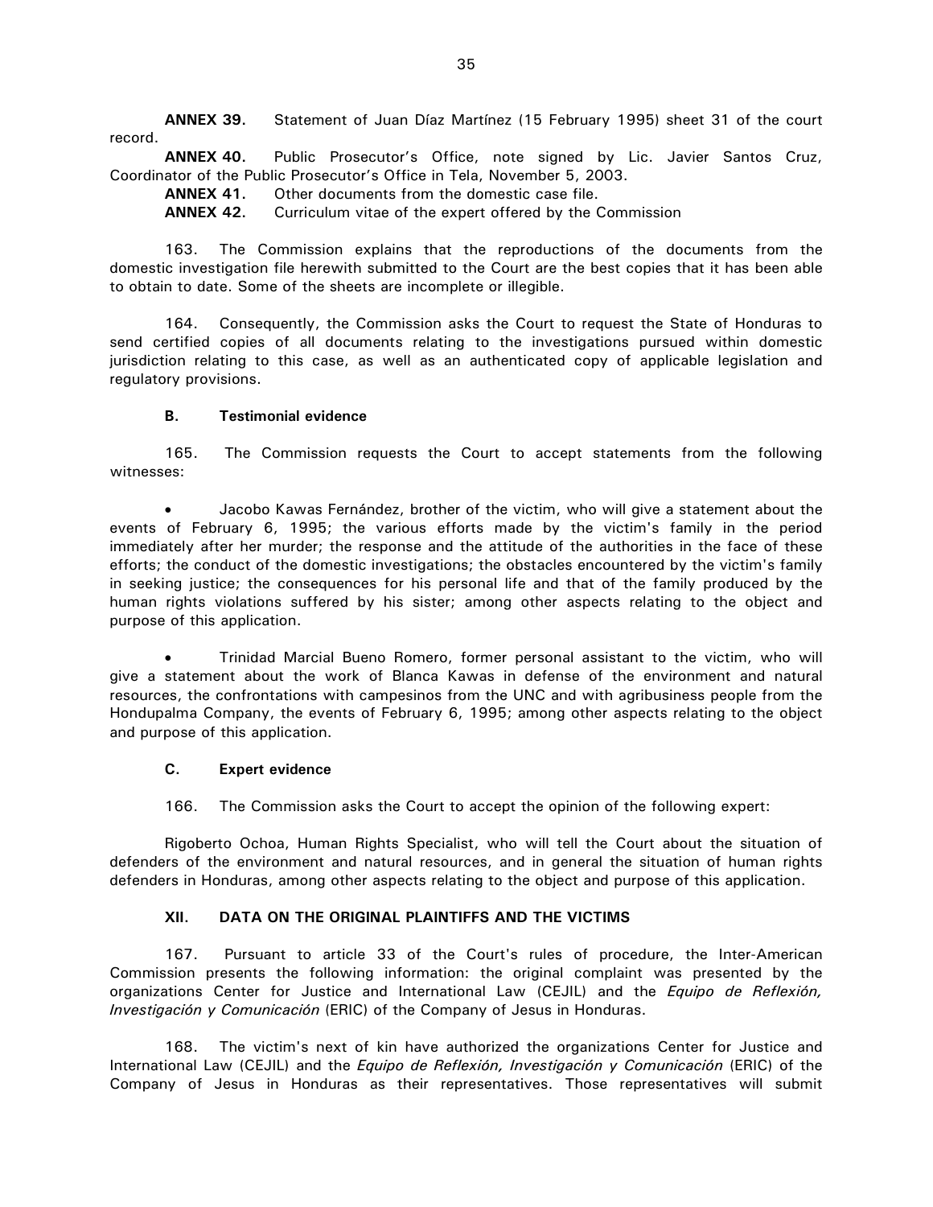**ANNEX 39.** Statement of Juan Díaz Martínez (15 February 1995) sheet 31 of the court record.

**ANNEX 40.** Public Prosecutor's Office, note signed by Lic. Javier Santos Cruz, Coordinator of the Public Prosecutor's Office in Tela, November 5, 2003.

**ANNEX 41.** Other documents from the domestic case file.

**ANNEX 42.** Curriculum vitae of the expert offered by the Commission

163. The Commission explains that the reproductions of the documents from the domestic investigation file herewith submitted to the Court are the best copies that it has been able to obtain to date. Some of the sheets are incomplete or illegible.

164. Consequently, the Commission asks the Court to request the State of Honduras to send certified copies of all documents relating to the investigations pursued within domestic jurisdiction relating to this case, as well as an authenticated copy of applicable legislation and regulatory provisions.

### B. Testimonial evidence

165. The Commission requests the Court to accept statements from the following witnesses:

- Jacobo Kawas Fernández, brother of the victim, who will give a statement about the events of February 6, 1995; the various efforts made by the victim's family in the period immediately after her murder; the response and the attitude of the authorities in the face of these efforts; the conduct of the domestic investigations; the obstacles encountered by the victim's family in seeking justice; the consequences for his personal life and that of the family produced by the human rights violations suffered by his sister; among other aspects relating to the object and purpose of this application.

- Trinidad Marcial Bueno Romero, former personal assistant to the victim, who will give a statement about the work of Blanca Kawas in defense of the environment and natural resources, the confrontations with campesinos from the UNC and with agribusiness people from the Hondupalma Company, the events of February 6, 1995; among other aspects relating to the object and purpose of this application.

### C. Expert evidence

166. The Commission asks the Court to accept the opinion of the following expert:

Rigoberto Ochoa, Human Rights Specialist, who will tell the Court about the situation of defenders of the environment and natural resources, and in general the situation of human rights defenders in Honduras, among other aspects relating to the object and purpose of this application.

## XII. DATA ON THE ORIGINAL PLAINTIFFS AND THE VICTIMS

167. Pursuant to article 33 of the Court's rules of procedure, the Inter-American Commission presents the following information: the original complaint was presented by the organizations Center for Justice and International Law (CEJIL) and the *Equipo de Reflexión, Investigación y Comunicación* (ERIC) of the Company of Jesus in Honduras.

168. The victim's next of kin have authorized the organizations Center for Justice and International Law (CEJIL) and the *Equipo de Reflexión, Investigación y Comunicación* (ERIC) of the Company of Jesus in Honduras as their representatives. Those representatives will submit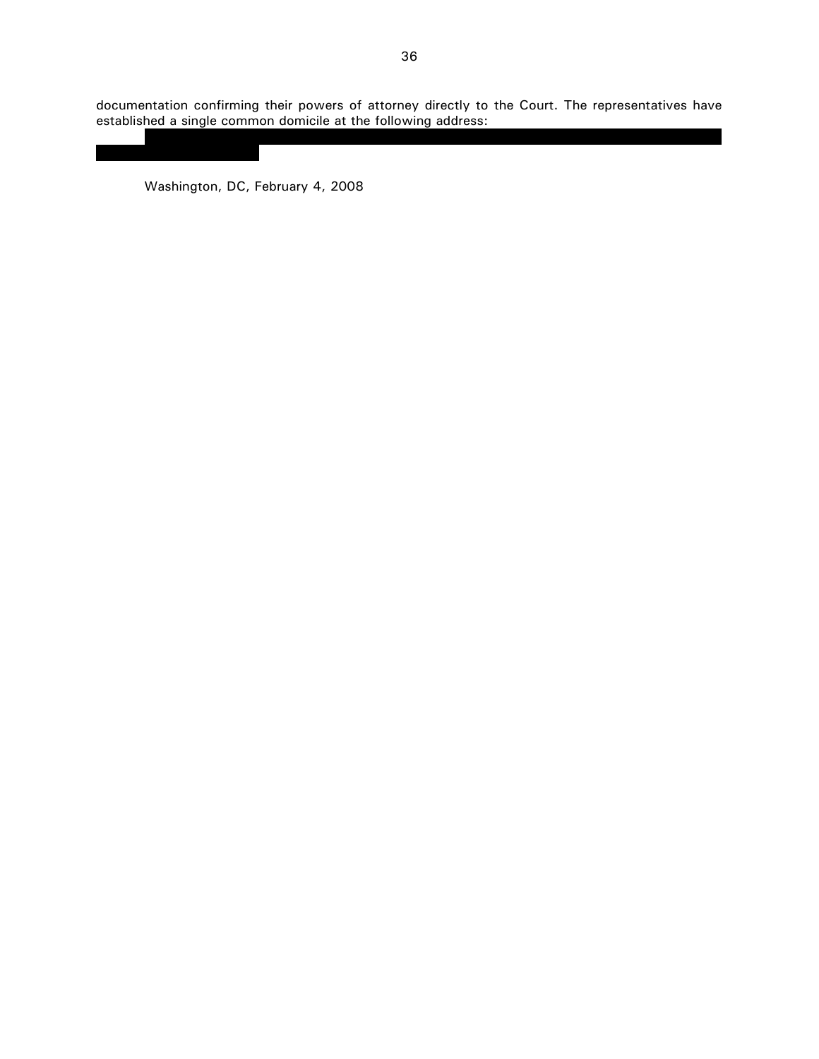documentation confirming their powers of attorney directly to the Court. The representatives have established a single common domicile at the following address:

Washington, DC, February 4, 2008